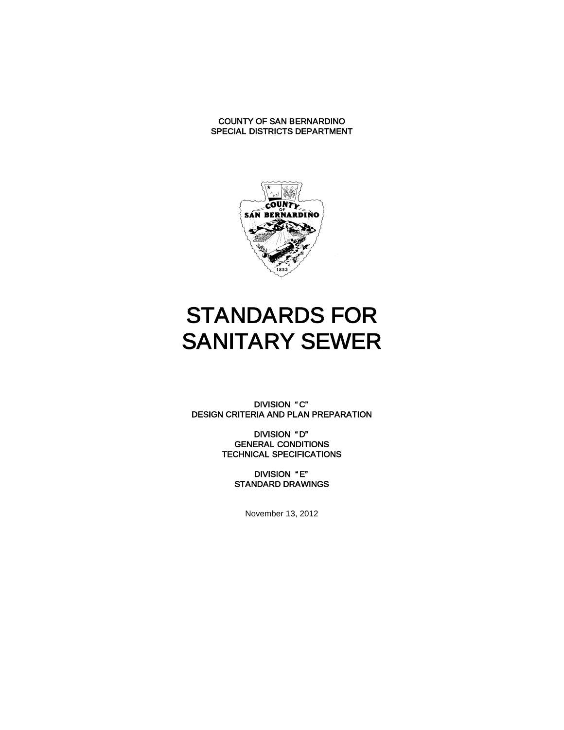COUNTY OF SAN BERNARDINO
SPECIAL DISTRICTS DEPARTMENT

# STANDARDS FOR SANITARY SEWER

DIVISION "C"
DESIGN CRITERIA AND PLAN PREPARATION

DIVISION "D"
GENERAL CONDITIONS
TECHNICAL SPECIFICATIONS

DIVISION "E"
STANDARD DRAWINGS

November 13, 2012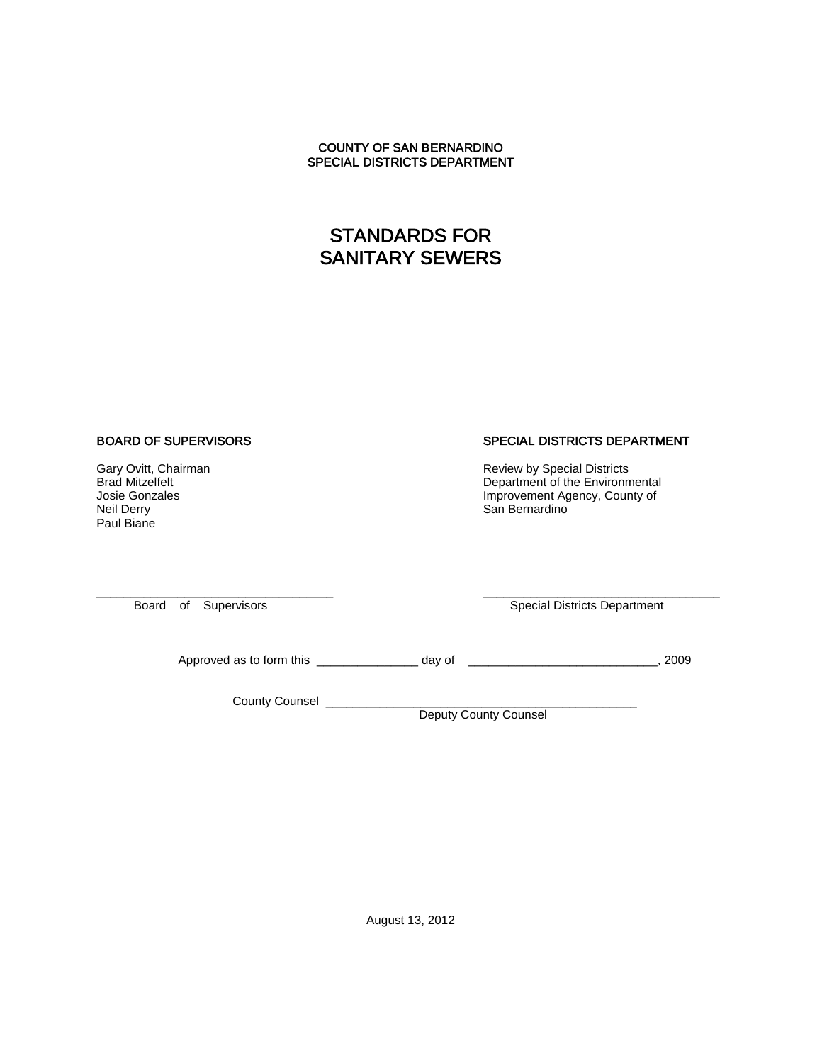COUNTY OF SAN BERNARDINO
SPECIAL DISTRICTS DEPARTMENT

# STANDARDS FOR SANITARY SEWERS

**BOARD OF SUPERVISORS**

Gary Ovitt, Chairman
Brad Mitzelfelt
Josie Gonzales
Neil Derry
Paul Biane

**SPECIAL DISTRICTS DEPARTMENT**

Review by Special Districts
Department of the Environmental
Improvement Agency, County of
San Bernardino

___________________________________
Board of Supervisors

___________________________________
Special Districts Department

Approved as to form this _______________ day of ____________________________, 2009

County Counsel ______________________________________________
Deputy County Counsel

August 13, 2012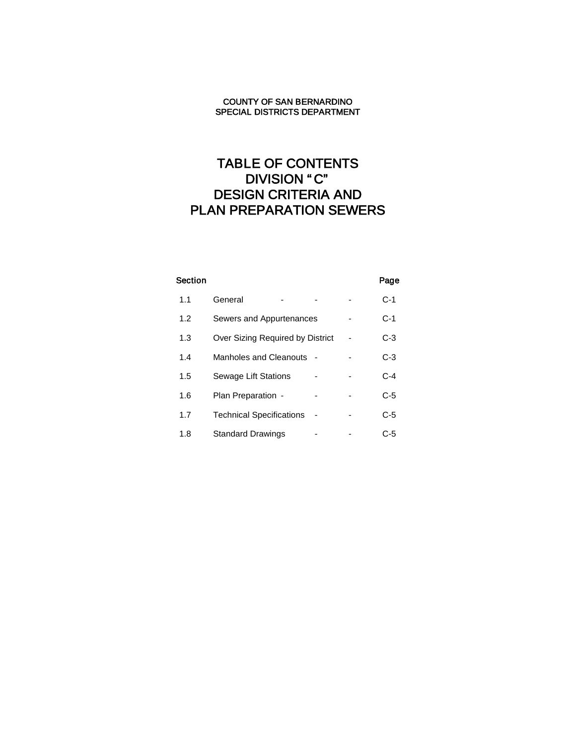COUNTY OF SAN BERNARDINO
SPECIAL DISTRICTS DEPARTMENT

# TABLE OF CONTENTS
# DIVISION "C"
# DESIGN CRITERIA AND
# PLAN PREPARATION SEWERS

| Section | | Page |
|---|---|---|
| 1.1 | General | C-1 |
| 1.2 | Sewers and Appurtenances | C-1 |
| 1.3 | Over Sizing Required by District | C-3 |
| 1.4 | Manholes and Cleanouts | C-3 |
| 1.5 | Sewage Lift Stations | C-4 |
| 1.6 | Plan Preparation | C-5 |
| 1.7 | Technical Specifications | C-5 |
| 1.8 | Standard Drawings | C-5 |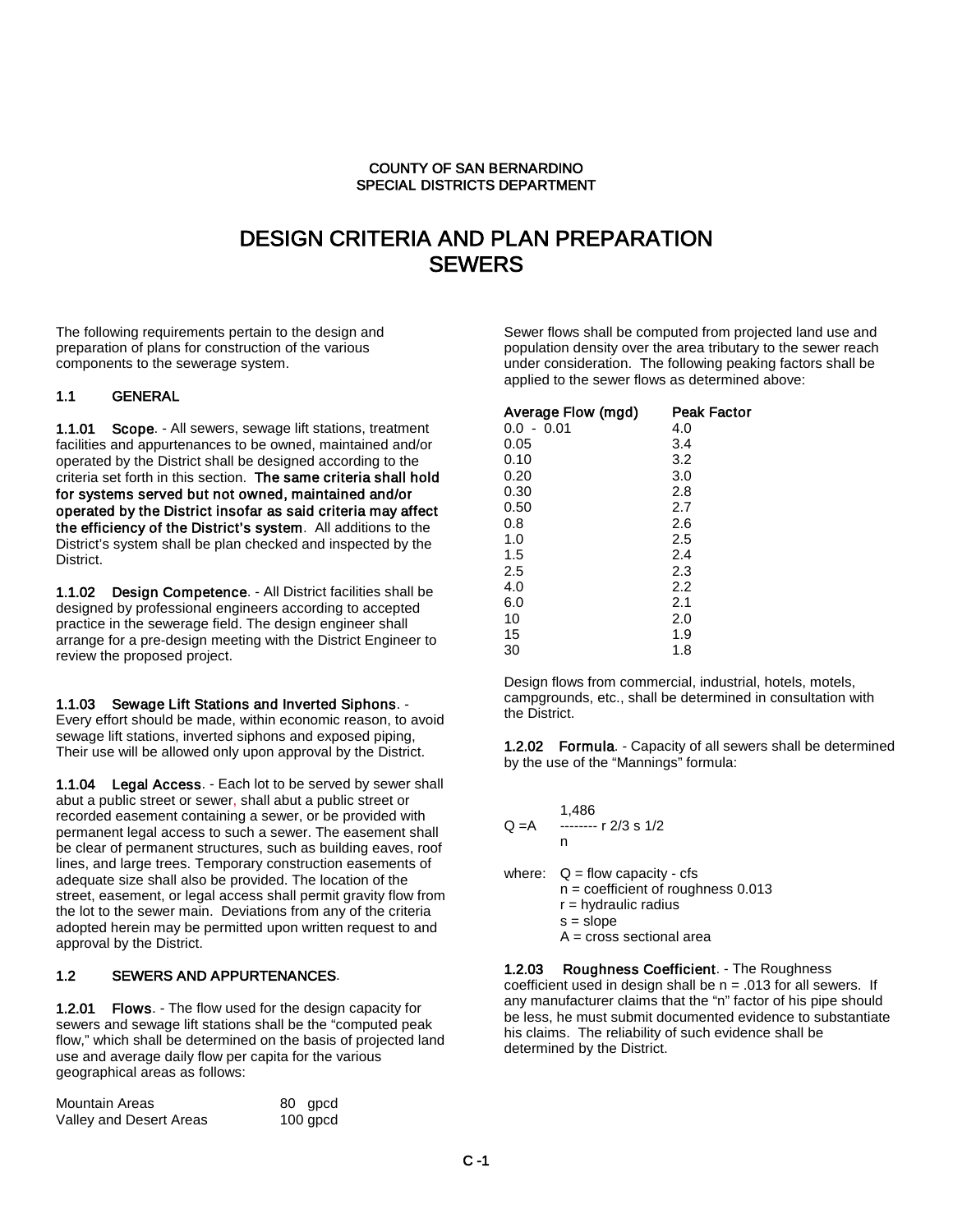COUNTY OF SAN BERNARDINO
SPECIAL DISTRICTS DEPARTMENT

# DESIGN CRITERIA AND PLAN PREPARATION SEWERS

The following requirements pertain to the design and preparation of plans for construction of the various components to the sewerage system.

## 1.1 GENERAL

**1.1.01 Scope**. - All sewers, sewage lift stations, treatment facilities and appurtenances to be owned, maintained and/or operated by the District shall be designed according to the criteria set forth in this section. **The same criteria shall hold for systems served but not owned, maintained and/or operated by the District insofar as said criteria may affect the efficiency of the District's system**. All additions to the District's system shall be plan checked and inspected by the District.

**1.1.02 Design Competence**. - All District facilities shall be designed by professional engineers according to accepted practice in the sewerage field. The design engineer shall arrange for a pre-design meeting with the District Engineer to review the proposed project.

**1.1.03 Sewage Lift Stations and Inverted Siphons**. - Every effort should be made, within economic reason, to avoid sewage lift stations, inverted siphons and exposed piping, Their use will be allowed only upon approval by the District.

**1.1.04 Legal Access**. - Each lot to be served by sewer shall abut a public street or sewer, shall abut a public street or recorded easement containing a sewer, or be provided with permanent legal access to such a sewer. The easement shall be clear of permanent structures, such as building eaves, roof lines, and large trees. Temporary construction easements of adequate size shall also be provided. The location of the street, easement, or legal access shall permit gravity flow from the lot to the sewer main. Deviations from any of the criteria adopted herein may be permitted upon written request to and approval by the District.

## 1.2 SEWERS AND APPURTENANCES.

**1.2.01 Flows**. - The flow used for the design capacity for sewers and sewage lift stations shall be the "computed peak flow," which shall be determined on the basis of projected land use and average daily flow per capita for the various geographical areas as follows:

| | |
|---|---|
| Mountain Areas | 80 gpcd |
| Valley and Desert Areas | 100 gpcd |

Sewer flows shall be computed from projected land use and population density over the area tributary to the sewer reach under consideration. The following peaking factors shall be applied to the sewer flows as determined above:

| Average Flow (mgd) | Peak Factor |
|---|---|
| 0.0 - 0.01 | 4.0 |
| 0.05 | 3.4 |
| 0.10 | 3.2 |
| 0.20 | 3.0 |
| 0.30 | 2.8 |
| 0.50 | 2.7 |
| 0.8 | 2.6 |
| 1.0 | 2.5 |
| 1.5 | 2.4 |
| 2.5 | 2.3 |
| 4.0 | 2.2 |
| 6.0 | 2.1 |
| 10 | 2.0 |
| 15 | 1.9 |
| 30 | 1.8 |

Design flows from commercial, industrial, hotels, motels, campgrounds, etc., shall be determined in consultation with the District.

**1.2.02 Formula**. - Capacity of all sewers shall be determined by the use of the "Mannings" formula:

$$Q = A \frac{1{,}486}{n} r^{2/3} s^{1/2}$$

where:
- $Q$ = flow capacity - cfs
- $n$ = coefficient of roughness 0.013
- $r$ = hydraulic radius
- $s$ = slope
- $A$ = cross sectional area

**1.2.03 Roughness Coefficient**. - The Roughness coefficient used in design shall be n = .013 for all sewers. If any manufacturer claims that the "n" factor of his pipe should be less, he must submit documented evidence to substantiate his claims. The reliability of such evidence shall be determined by the District.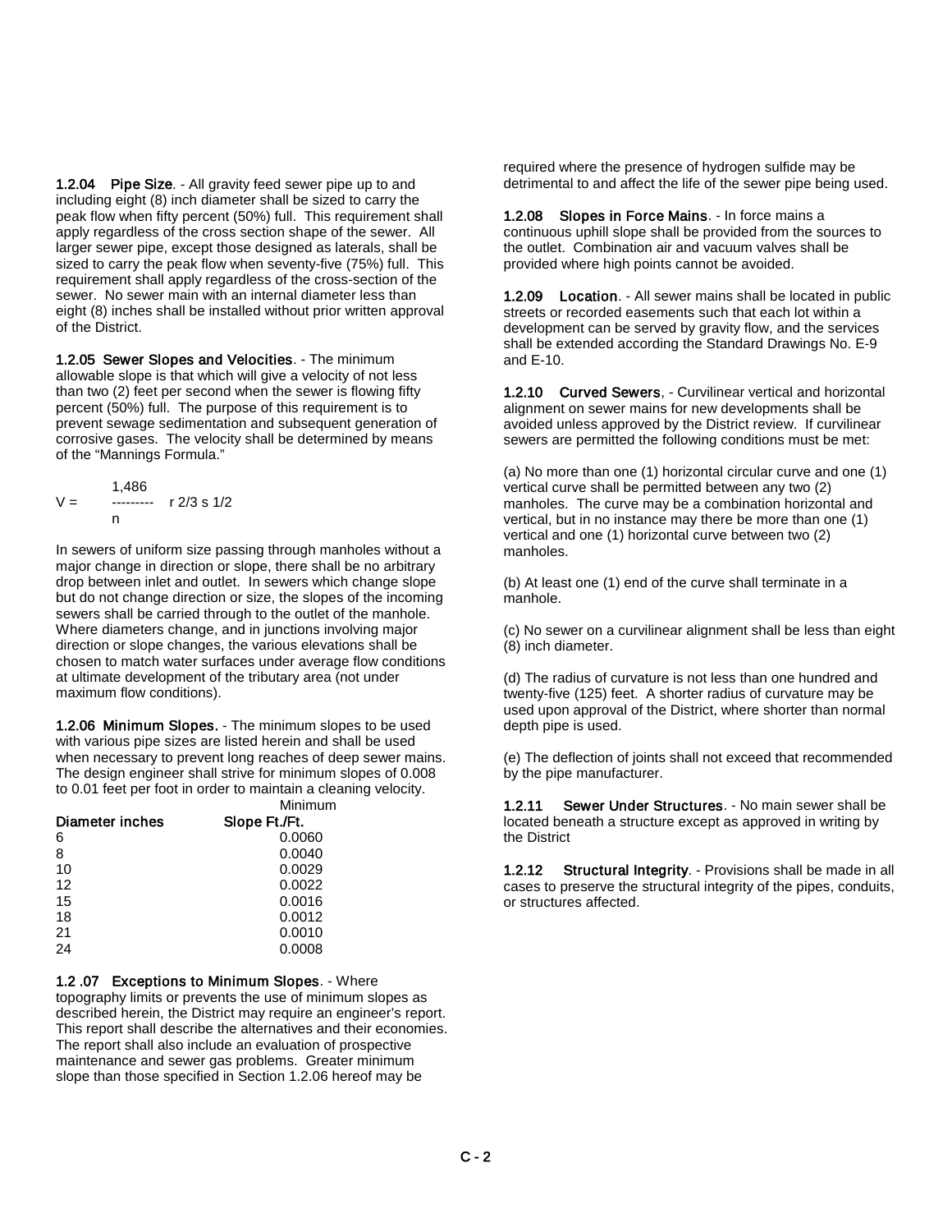**1.2.04 Pipe Size**. - All gravity feed sewer pipe up to and including eight (8) inch diameter shall be sized to carry the peak flow when fifty percent (50%) full. This requirement shall apply regardless of the cross section shape of the sewer. All larger sewer pipe, except those designed as laterals, shall be sized to carry the peak flow when seventy-five (75%) full. This requirement shall apply regardless of the cross-section of the sewer. No sewer main with an internal diameter less than eight (8) inches shall be installed without prior written approval of the District.

**1.2.05 Sewer Slopes and Velocities**. - The minimum allowable slope is that which will give a velocity of not less than two (2) feet per second when the sewer is flowing fifty percent (50%) full. The purpose of this requirement is to prevent sewage sedimentation and subsequent generation of corrosive gases. The velocity shall be determined by means of the "Mannings Formula."

$$V = \frac{1{,}486}{n} r^{2/3} s^{1/2}$$

In sewers of uniform size passing through manholes without a major change in direction or slope, there shall be no arbitrary drop between inlet and outlet. In sewers which change slope but do not change direction or size, the slopes of the incoming sewers shall be carried through to the outlet of the manhole. Where diameters change, and in junctions involving major direction or slope changes, the various elevations shall be chosen to match water surfaces under average flow conditions at ultimate development of the tributary area (not under maximum flow conditions).

**1.2.06 Minimum Slopes.** - The minimum slopes to be used with various pipe sizes are listed herein and shall be used when necessary to prevent long reaches of deep sewer mains. The design engineer shall strive for minimum slopes of 0.008 to 0.01 feet per foot in order to maintain a cleaning velocity.

| Diameter inches | Minimum Slope Ft./Ft. |
|---|---|
| 6 | 0.0060 |
| 8 | 0.0040 |
| 10 | 0.0029 |
| 12 | 0.0022 |
| 15 | 0.0016 |
| 18 | 0.0012 |
| 21 | 0.0010 |
| 24 | 0.0008 |

**1.2 .07 Exceptions to Minimum Slopes**. - Where topography limits or prevents the use of minimum slopes as described herein, the District may require an engineer's report. This report shall describe the alternatives and their economies. The report shall also include an evaluation of prospective maintenance and sewer gas problems. Greater minimum slope than those specified in Section 1.2.06 hereof may be required where the presence of hydrogen sulfide may be detrimental to and affect the life of the sewer pipe being used.

**1.2.08 Slopes in Force Mains**. - In force mains a continuous uphill slope shall be provided from the sources to the outlet. Combination air and vacuum valves shall be provided where high points cannot be avoided.

**1.2.09 Location**. - All sewer mains shall be located in public streets or recorded easements such that each lot within a development can be served by gravity flow, and the services shall be extended according the Standard Drawings No. E-9 and E-10.

**1.2.10 Curved Sewers**, - Curvilinear vertical and horizontal alignment on sewer mains for new developments shall be avoided unless approved by the District review. If curvilinear sewers are permitted the following conditions must be met:

(a) No more than one (1) horizontal circular curve and one (1) vertical curve shall be permitted between any two (2) manholes. The curve may be a combination horizontal and vertical, but in no instance may there be more than one (1) vertical and one (1) horizontal curve between two (2) manholes.

(b) At least one (1) end of the curve shall terminate in a manhole.

(c) No sewer on a curvilinear alignment shall be less than eight (8) inch diameter.

(d) The radius of curvature is not less than one hundred and twenty-five (125) feet. A shorter radius of curvature may be used upon approval of the District, where shorter than normal depth pipe is used.

(e) The deflection of joints shall not exceed that recommended by the pipe manufacturer.

**1.2.11 Sewer Under Structures**. - No main sewer shall be located beneath a structure except as approved in writing by the District

**1.2.12 Structural Integrity**. - Provisions shall be made in all cases to preserve the structural integrity of the pipes, conduits, or structures affected.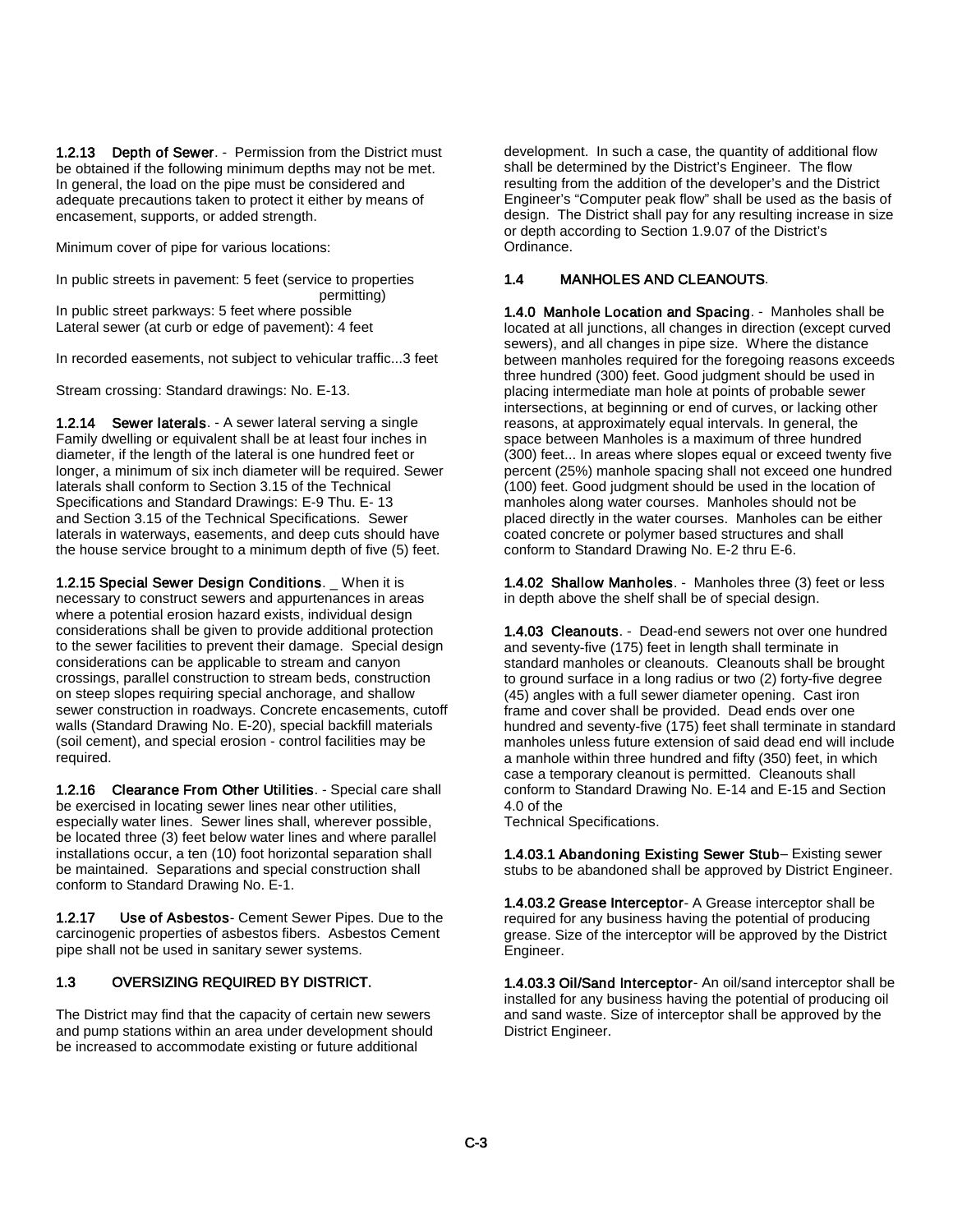**1.2.13 Depth of Sewer**. - Permission from the District must be obtained if the following minimum depths may not be met. In general, the load on the pipe must be considered and adequate precautions taken to protect it either by means of encasement, supports, or added strength.

Minimum cover of pipe for various locations:

In public streets in pavement: 5 feet (service to properties permitting)
In public street parkways: 5 feet where possible
Lateral sewer (at curb or edge of pavement): 4 feet

In recorded easements, not subject to vehicular traffic...3 feet

Stream crossing: Standard drawings: No. E-13.

**1.2.14 Sewer laterals**. - A sewer lateral serving a single Family dwelling or equivalent shall be at least four inches in diameter, if the length of the lateral is one hundred feet or longer, a minimum of six inch diameter will be required. Sewer laterals shall conform to Section 3.15 of the Technical Specifications and Standard Drawings: E-9 Thu. E- 13 and Section 3.15 of the Technical Specifications. Sewer laterals in waterways, easements, and deep cuts should have the house service brought to a minimum depth of five (5) feet.

**1.2.15 Special Sewer Design Conditions**. _ When it is necessary to construct sewers and appurtenances in areas where a potential erosion hazard exists, individual design considerations shall be given to provide additional protection to the sewer facilities to prevent their damage. Special design considerations can be applicable to stream and canyon crossings, parallel construction to stream beds, construction on steep slopes requiring special anchorage, and shallow sewer construction in roadways. Concrete encasements, cutoff walls (Standard Drawing No. E-20), special backfill materials (soil cement), and special erosion - control facilities may be required.

**1.2.16 Clearance From Other Utilities**. - Special care shall be exercised in locating sewer lines near other utilities, especially water lines. Sewer lines shall, wherever possible, be located three (3) feet below water lines and where parallel installations occur, a ten (10) foot horizontal separation shall be maintained. Separations and special construction shall conform to Standard Drawing No. E-1.

**1.2.17 Use of Asbestos**- Cement Sewer Pipes. Due to the carcinogenic properties of asbestos fibers. Asbestos Cement pipe shall not be used in sanitary sewer systems.

## 1.3 OVERSIZING REQUIRED BY DISTRICT.

The District may find that the capacity of certain new sewers and pump stations within an area under development should be increased to accommodate existing or future additional development. In such a case, the quantity of additional flow shall be determined by the District's Engineer. The flow resulting from the addition of the developer's and the District Engineer's "Computer peak flow" shall be used as the basis of design. The District shall pay for any resulting increase in size or depth according to Section 1.9.07 of the District's Ordinance.

## 1.4 MANHOLES AND CLEANOUTS.

**1.4.0 Manhole Location and Spacing**. - Manholes shall be located at all junctions, all changes in direction (except curved sewers), and all changes in pipe size. Where the distance between manholes required for the foregoing reasons exceeds three hundred (300) feet. Good judgment should be used in placing intermediate man hole at points of probable sewer intersections, at beginning or end of curves, or lacking other reasons, at approximately equal intervals. In general, the space between Manholes is a maximum of three hundred (300) feet... In areas where slopes equal or exceed twenty five percent (25%) manhole spacing shall not exceed one hundred (100) feet. Good judgment should be used in the location of manholes along water courses. Manholes should not be placed directly in the water courses. Manholes can be either coated concrete or polymer based structures and shall conform to Standard Drawing No. E-2 thru E-6.

**1.4.02 Shallow Manholes**. - Manholes three (3) feet or less in depth above the shelf shall be of special design.

**1.4.03 Cleanouts**. - Dead-end sewers not over one hundred and seventy-five (175) feet in length shall terminate in standard manholes or cleanouts. Cleanouts shall be brought to ground surface in a long radius or two (2) forty-five degree (45) angles with a full sewer diameter opening. Cast iron frame and cover shall be provided. Dead ends over one hundred and seventy-five (175) feet shall terminate in standard manholes unless future extension of said dead end will include a manhole within three hundred and fifty (350) feet, in which case a temporary cleanout is permitted. Cleanouts shall conform to Standard Drawing No. E-14 and E-15 and Section 4.0 of the Technical Specifications.

**1.4.03.1 Abandoning Existing Sewer Stub**– Existing sewer stubs to be abandoned shall be approved by District Engineer.

**1.4.03.2 Grease Interceptor**- A Grease interceptor shall be required for any business having the potential of producing grease. Size of the interceptor will be approved by the District Engineer.

**1.4.03.3 Oil/Sand Interceptor**- An oil/sand interceptor shall be installed for any business having the potential of producing oil and sand waste. Size of interceptor shall be approved by the District Engineer.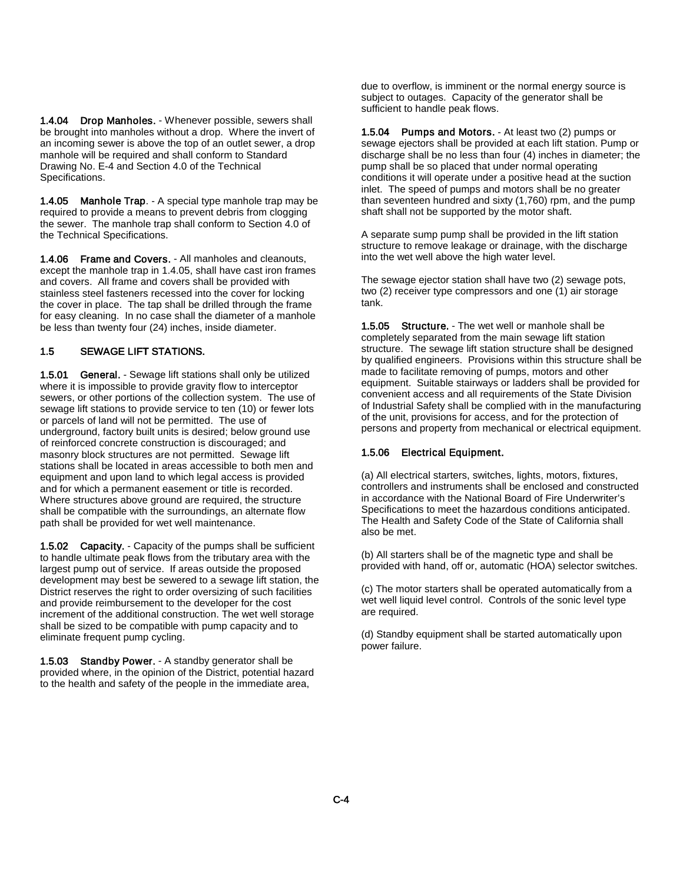**1.4.04 Drop Manholes.** - Whenever possible, sewers shall be brought into manholes without a drop. Where the invert of an incoming sewer is above the top of an outlet sewer, a drop manhole will be required and shall conform to Standard Drawing No. E-4 and Section 4.0 of the Technical Specifications.

**1.4.05 Manhole Trap**. - A special type manhole trap may be required to provide a means to prevent debris from clogging the sewer. The manhole trap shall conform to Section 4.0 of the Technical Specifications.

**1.4.06 Frame and Covers.** - All manholes and cleanouts, except the manhole trap in 1.4.05, shall have cast iron frames and covers. All frame and covers shall be provided with stainless steel fasteners recessed into the cover for locking the cover in place. The tap shall be drilled through the frame for easy cleaning. In no case shall the diameter of a manhole be less than twenty four (24) inches, inside diameter.

## 1.5 SEWAGE LIFT STATIONS.

**1.5.01 General.** - Sewage lift stations shall only be utilized where it is impossible to provide gravity flow to interceptor sewers, or other portions of the collection system. The use of sewage lift stations to provide service to ten (10) or fewer lots or parcels of land will not be permitted. The use of underground, factory built units is desired; below ground use of reinforced concrete construction is discouraged; and masonry block structures are not permitted. Sewage lift stations shall be located in areas accessible to both men and equipment and upon land to which legal access is provided and for which a permanent easement or title is recorded. Where structures above ground are required, the structure shall be compatible with the surroundings, an alternate flow path shall be provided for wet well maintenance.

**1.5.02 Capacity.** - Capacity of the pumps shall be sufficient to handle ultimate peak flows from the tributary area with the largest pump out of service. If areas outside the proposed development may best be sewered to a sewage lift station, the District reserves the right to order oversizing of such facilities and provide reimbursement to the developer for the cost increment of the additional construction. The wet well storage shall be sized to be compatible with pump capacity and to eliminate frequent pump cycling.

**1.5.03 Standby Power.** - A standby generator shall be provided where, in the opinion of the District, potential hazard to the health and safety of the people in the immediate area, due to overflow, is imminent or the normal energy source is subject to outages. Capacity of the generator shall be sufficient to handle peak flows.

**1.5.04 Pumps and Motors.** - At least two (2) pumps or sewage ejectors shall be provided at each lift station. Pump or discharge shall be no less than four (4) inches in diameter; the pump shall be so placed that under normal operating conditions it will operate under a positive head at the suction inlet. The speed of pumps and motors shall be no greater than seventeen hundred and sixty (1,760) rpm, and the pump shaft shall not be supported by the motor shaft.

A separate sump pump shall be provided in the lift station structure to remove leakage or drainage, with the discharge into the wet well above the high water level.

The sewage ejector station shall have two (2) sewage pots, two (2) receiver type compressors and one (1) air storage tank.

**1.5.05 Structure.** - The wet well or manhole shall be completely separated from the main sewage lift station structure. The sewage lift station structure shall be designed by qualified engineers. Provisions within this structure shall be made to facilitate removing of pumps, motors and other equipment. Suitable stairways or ladders shall be provided for convenient access and all requirements of the State Division of Industrial Safety shall be complied with in the manufacturing of the unit, provisions for access, and for the protection of persons and property from mechanical or electrical equipment.

**1.5.06 Electrical Equipment.**

(a) All electrical starters, switches, lights, motors, fixtures, controllers and instruments shall be enclosed and constructed in accordance with the National Board of Fire Underwriter's Specifications to meet the hazardous conditions anticipated. The Health and Safety Code of the State of California shall also be met.

(b) All starters shall be of the magnetic type and shall be provided with hand, off or, automatic (HOA) selector switches.

(c) The motor starters shall be operated automatically from a wet well liquid level control. Controls of the sonic level type are required.

(d) Standby equipment shall be started automatically upon power failure.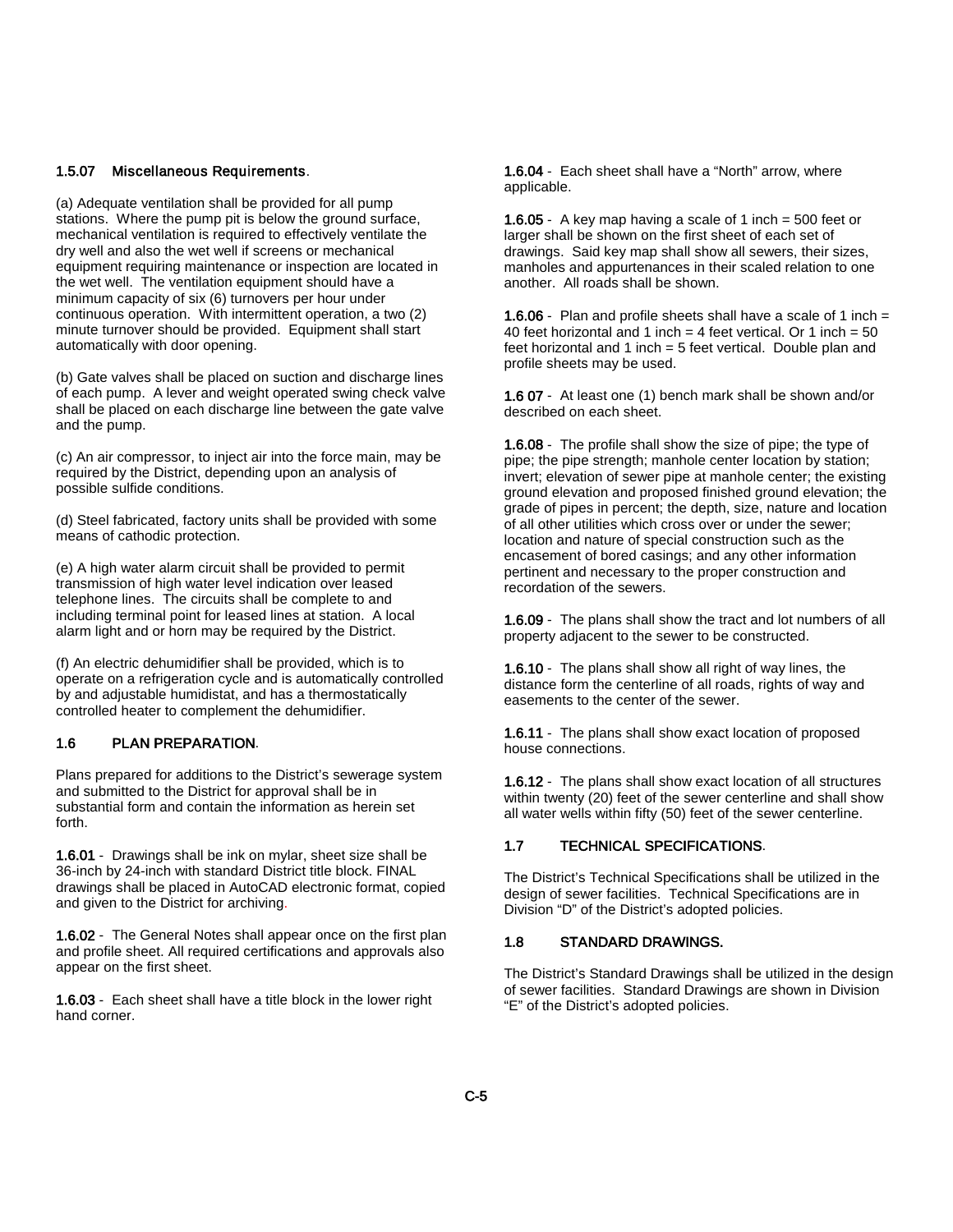### 1.5.07 Miscellaneous Requirements.

(a) Adequate ventilation shall be provided for all pump stations. Where the pump pit is below the ground surface, mechanical ventilation is required to effectively ventilate the dry well and also the wet well if screens or mechanical equipment requiring maintenance or inspection are located in the wet well. The ventilation equipment should have a minimum capacity of six (6) turnovers per hour under continuous operation. With intermittent operation, a two (2) minute turnover should be provided. Equipment shall start automatically with door opening.

(b) Gate valves shall be placed on suction and discharge lines of each pump. A lever and weight operated swing check valve shall be placed on each discharge line between the gate valve and the pump.

(c) An air compressor, to inject air into the force main, may be required by the District, depending upon an analysis of possible sulfide conditions.

(d) Steel fabricated, factory units shall be provided with some means of cathodic protection.

(e) A high water alarm circuit shall be provided to permit transmission of high water level indication over leased telephone lines. The circuits shall be complete to and including terminal point for leased lines at station. A local alarm light and or horn may be required by the District.

(f) An electric dehumidifier shall be provided, which is to operate on a refrigeration cycle and is automatically controlled by and adjustable humidistat, and has a thermostatically controlled heater to complement the dehumidifier.

## 1.6 PLAN PREPARATION.

Plans prepared for additions to the District's sewerage system and submitted to the District for approval shall be in substantial form and contain the information as herein set forth.

**1.6.01** - Drawings shall be ink on mylar, sheet size shall be 36-inch by 24-inch with standard District title block. FINAL drawings shall be placed in AutoCAD electronic format, copied and given to the District for archiving.

**1.6.02** - The General Notes shall appear once on the first plan and profile sheet. All required certifications and approvals also appear on the first sheet.

**1.6.03** - Each sheet shall have a title block in the lower right hand corner.

**1.6.04** - Each sheet shall have a "North" arrow, where applicable.

**1.6.05** - A key map having a scale of 1 inch = 500 feet or larger shall be shown on the first sheet of each set of drawings. Said key map shall show all sewers, their sizes, manholes and appurtenances in their scaled relation to one another. All roads shall be shown.

**1.6.06** - Plan and profile sheets shall have a scale of 1 inch = 40 feet horizontal and 1 inch = 4 feet vertical. Or 1 inch = 50 feet horizontal and 1 inch = 5 feet vertical. Double plan and profile sheets may be used.

**1.6 07** - At least one (1) bench mark shall be shown and/or described on each sheet.

**1.6.08** - The profile shall show the size of pipe; the type of pipe; the pipe strength; manhole center location by station; invert; elevation of sewer pipe at manhole center; the existing ground elevation and proposed finished ground elevation; the grade of pipes in percent; the depth, size, nature and location of all other utilities which cross over or under the sewer; location and nature of special construction such as the encasement of bored casings; and any other information pertinent and necessary to the proper construction and recordation of the sewers.

**1.6.09** - The plans shall show the tract and lot numbers of all property adjacent to the sewer to be constructed.

**1.6.10** - The plans shall show all right of way lines, the distance form the centerline of all roads, rights of way and easements to the center of the sewer.

**1.6.11** - The plans shall show exact location of proposed house connections.

**1.6.12** - The plans shall show exact location of all structures within twenty (20) feet of the sewer centerline and shall show all water wells within fifty (50) feet of the sewer centerline.

## 1.7 TECHNICAL SPECIFICATIONS.

The District's Technical Specifications shall be utilized in the design of sewer facilities. Technical Specifications are in Division "D" of the District's adopted policies.

## 1.8 STANDARD DRAWINGS.

The District's Standard Drawings shall be utilized in the design of sewer facilities. Standard Drawings are shown in Division "E" of the District's adopted policies.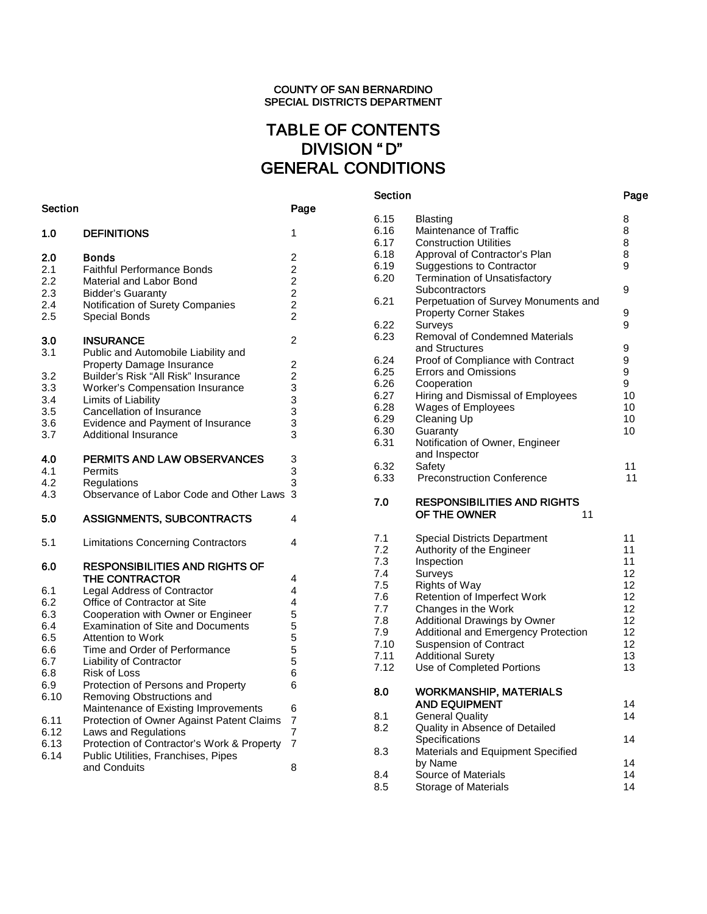COUNTY OF SAN BERNARDINO
SPECIAL DISTRICTS DEPARTMENT

# TABLE OF CONTENTS
# DIVISION " D"
# GENERAL CONDITIONS

| Section | | Page |
|---|---|---|
| **1.0** | **DEFINITIONS** | 1 |
| **2.0** | **Bonds** | 2 |
| 2.1 | Faithful Performance Bonds | 2 |
| 2.2 | Material and Labor Bond | 2 |
| 2.3 | Bidder's Guaranty | 2 |
| 2.4 | Notification of Surety Companies | 2 |
| 2.5 | Special Bonds | 2 |
| **3.0** | **INSURANCE** | 2 |
| 3.1 | Public and Automobile Liability and Property Damage Insurance | 2 |
| 3.2 | Builder's Risk "All Risk" Insurance | 2 |
| 3.3 | Worker's Compensation Insurance | 3 |
| 3.4 | Limits of Liability | 3 |
| 3.5 | Cancellation of Insurance | 3 |
| 3.6 | Evidence and Payment of Insurance | 3 |
| 3.7 | Additional Insurance | 3 |
| **4.0** | **PERMITS AND LAW OBSERVANCES** | 3 |
| 4.1 | Permits | 3 |
| 4.2 | Regulations | 3 |
| 4.3 | Observance of Labor Code and Other Laws | 3 |
| **5.0** | **ASSIGNMENTS, SUBCONTRACTS** | 4 |
| 5.1 | Limitations Concerning Contractors | 4 |
| **6.0** | **RESPONSIBILITIES AND RIGHTS OF THE CONTRACTOR** | 4 |
| 6.1 | Legal Address of Contractor | 4 |
| 6.2 | Office of Contractor at Site | 4 |
| 6.3 | Cooperation with Owner or Engineer | 5 |
| 6.4 | Examination of Site and Documents | 5 |
| 6.5 | Attention to Work | 5 |
| 6.6 | Time and Order of Performance | 5 |
| 6.7 | Liability of Contractor | 5 |
| 6.8 | Risk of Loss | 6 |
| 6.9 | Protection of Persons and Property | 6 |
| 6.10 | Removing Obstructions and Maintenance of Existing Improvements | 6 |
| 6.11 | Protection of Owner Against Patent Claims | 7 |
| 6.12 | Laws and Regulations | 7 |
| 6.13 | Protection of Contractor's Work & Property | 7 |
| 6.14 | Public Utilities, Franchises, Pipes and Conduits | 8 |
| 6.15 | Blasting | 8 |
| 6.16 | Maintenance of Traffic | 8 |
| 6.17 | Construction Utilities | 8 |
| 6.18 | Approval of Contractor's Plan | 8 |
| 6.19 | Suggestions to Contractor | 9 |
| 6.20 | Termination of Unsatisfactory Subcontractors | 9 |
| 6.21 | Perpetuation of Survey Monuments and Property Corner Stakes | 9 |
| 6.22 | Surveys | 9 |
| 6.23 | Removal of Condemned Materials and Structures | 9 |
| 6.24 | Proof of Compliance with Contract | 9 |
| 6.25 | Errors and Omissions | 9 |
| 6.26 | Cooperation | 9 |
| 6.27 | Hiring and Dismissal of Employees | 10 |
| 6.28 | Wages of Employees | 10 |
| 6.29 | Cleaning Up | 10 |
| 6.30 | Guaranty | 10 |
| 6.31 | Notification of Owner, Engineer and Inspector | |
| 6.32 | Safety | 11 |
| 6.33 | Preconstruction Conference | 11 |
| **7.0** | **RESPONSIBILITIES AND RIGHTS OF THE OWNER** | 11 |
| 7.1 | Special Districts Department | 11 |
| 7.2 | Authority of the Engineer | 11 |
| 7.3 | Inspection | 11 |
| 7.4 | Surveys | 12 |
| 7.5 | Rights of Way | 12 |
| 7.6 | Retention of Imperfect Work | 12 |
| 7.7 | Changes in the Work | 12 |
| 7.8 | Additional Drawings by Owner | 12 |
| 7.9 | Additional and Emergency Protection | 12 |
| 7.10 | Suspension of Contract | 12 |
| 7.11 | Additional Surety | 13 |
| 7.12 | Use of Completed Portions | 13 |
| **8.0** | **WORKMANSHIP, MATERIALS AND EQUIPMENT** | 14 |
| 8.1 | General Quality | 14 |
| 8.2 | Quality in Absence of Detailed Specifications | 14 |
| 8.3 | Materials and Equipment Specified by Name | 14 |
| 8.4 | Source of Materials | 14 |
| 8.5 | Storage of Materials | 14 |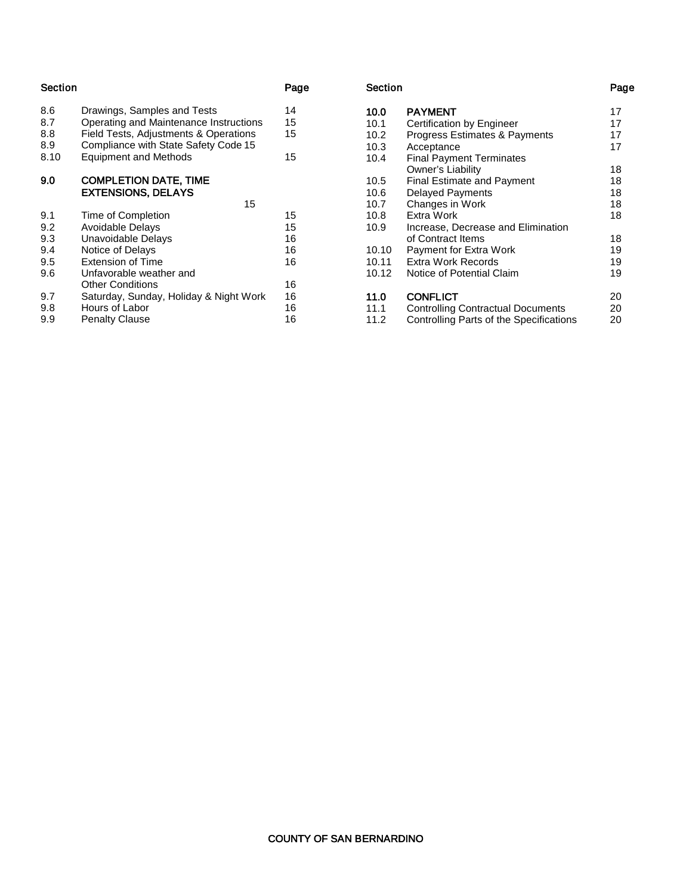| Section | | Page |
|---|---|---|
| 8.6 | Drawings, Samples and Tests | 14 |
| 8.7 | Operating and Maintenance Instructions | 15 |
| 8.8 | Field Tests, Adjustments & Operations | 15 |
| 8.9 | Compliance with State Safety Code | 15 |
| 8.10 | Equipment and Methods | 15 |
| **9.0** | **COMPLETION DATE, TIME EXTENSIONS, DELAYS** | 15 |
| 9.1 | Time of Completion | 15 |
| 9.2 | Avoidable Delays | 15 |
| 9.3 | Unavoidable Delays | 16 |
| 9.4 | Notice of Delays | 16 |
| 9.5 | Extension of Time | 16 |
| 9.6 | Unfavorable weather and Other Conditions | 16 |
| 9.7 | Saturday, Sunday, Holiday & Night Work | 16 |
| 9.8 | Hours of Labor | 16 |
| 9.9 | Penalty Clause | 16 |
| **10.0** | **PAYMENT** | 17 |
| 10.1 | Certification by Engineer | 17 |
| 10.2 | Progress Estimates & Payments | 17 |
| 10.3 | Acceptance | 17 |
| 10.4 | Final Payment Terminates Owner's Liability | 18 |
| 10.5 | Final Estimate and Payment | 18 |
| 10.6 | Delayed Payments | 18 |
| 10.7 | Changes in Work | 18 |
| 10.8 | Extra Work | 18 |
| 10.9 | Increase, Decrease and Elimination of Contract Items | 18 |
| 10.10 | Payment for Extra Work | 19 |
| 10.11 | Extra Work Records | 19 |
| 10.12 | Notice of Potential Claim | 19 |
| **11.0** | **CONFLICT** | 20 |
| 11.1 | Controlling Contractual Documents | 20 |
| 11.2 | Controlling Parts of the Specifications | 20 |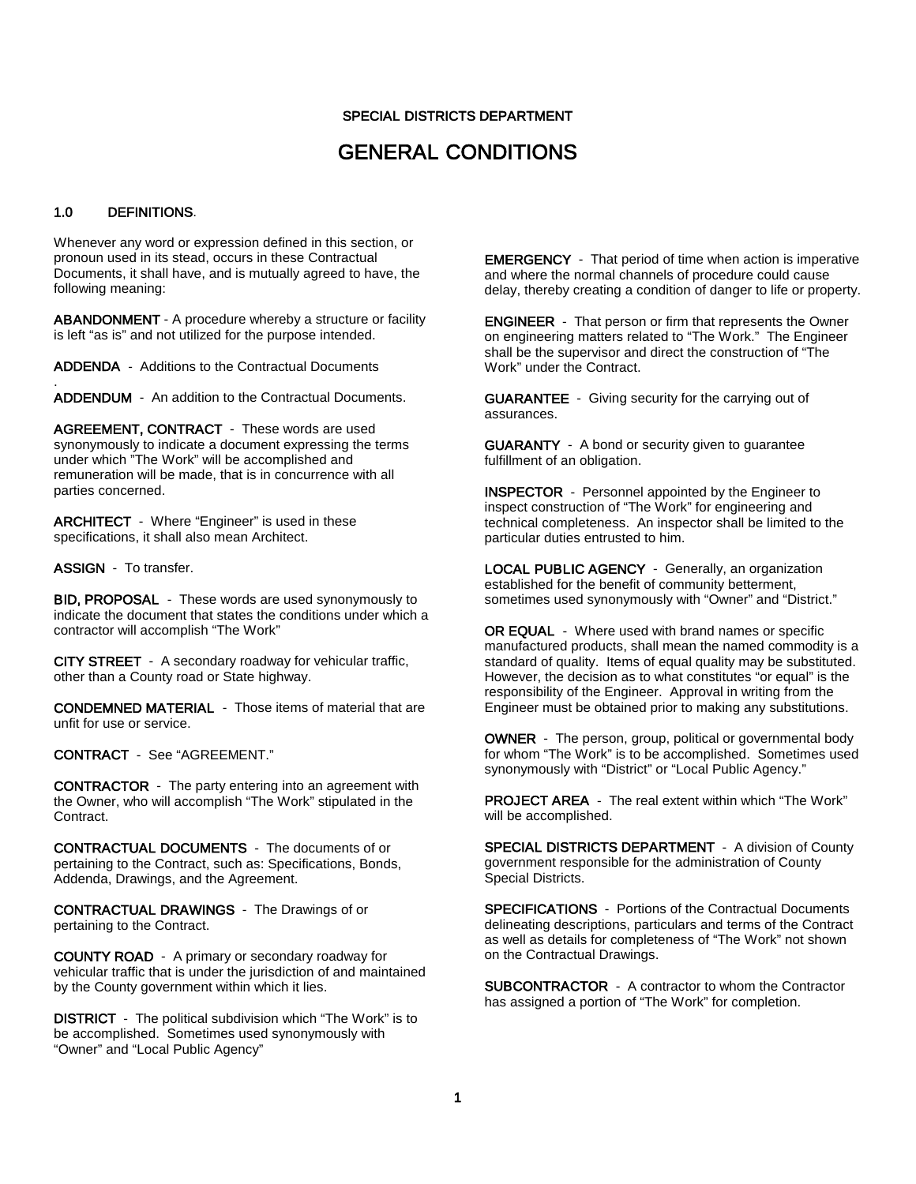SPECIAL DISTRICTS DEPARTMENT

# GENERAL CONDITIONS

## 1.0 DEFINITIONS.

Whenever any word or expression defined in this section, or pronoun used in its stead, occurs in these Contractual Documents, it shall have, and is mutually agreed to have, the following meaning:

**ABANDONMENT** - A procedure whereby a structure or facility is left "as is" and not utilized for the purpose intended.

**ADDENDA** - Additions to the Contractual Documents

.

**ADDENDUM** - An addition to the Contractual Documents.

**AGREEMENT, CONTRACT** - These words are used synonymously to indicate a document expressing the terms under which "The Work" will be accomplished and remuneration will be made, that is in concurrence with all parties concerned.

**ARCHITECT** - Where "Engineer" is used in these specifications, it shall also mean Architect.

**ASSIGN** - To transfer.

**BID, PROPOSAL** - These words are used synonymously to indicate the document that states the conditions under which a contractor will accomplish "The Work"

**CITY STREET** - A secondary roadway for vehicular traffic, other than a County road or State highway.

**CONDEMNED MATERIAL** - Those items of material that are unfit for use or service.

**CONTRACT** - See "AGREEMENT."

**CONTRACTOR** - The party entering into an agreement with the Owner, who will accomplish "The Work" stipulated in the Contract.

**CONTRACTUAL DOCUMENTS** - The documents of or pertaining to the Contract, such as: Specifications, Bonds, Addenda, Drawings, and the Agreement.

**CONTRACTUAL DRAWINGS** - The Drawings of or pertaining to the Contract.

**COUNTY ROAD** - A primary or secondary roadway for vehicular traffic that is under the jurisdiction of and maintained by the County government within which it lies.

**DISTRICT** - The political subdivision which "The Work" is to be accomplished. Sometimes used synonymously with "Owner" and "Local Public Agency"

**EMERGENCY** - That period of time when action is imperative and where the normal channels of procedure could cause delay, thereby creating a condition of danger to life or property.

**ENGINEER** - That person or firm that represents the Owner on engineering matters related to "The Work." The Engineer shall be the supervisor and direct the construction of "The Work" under the Contract.

**GUARANTEE** - Giving security for the carrying out of assurances.

**GUARANTY** - A bond or security given to guarantee fulfillment of an obligation.

**INSPECTOR** - Personnel appointed by the Engineer to inspect construction of "The Work" for engineering and technical completeness. An inspector shall be limited to the particular duties entrusted to him.

**LOCAL PUBLIC AGENCY** - Generally, an organization established for the benefit of community betterment, sometimes used synonymously with "Owner" and "District."

**OR EQUAL** - Where used with brand names or specific manufactured products, shall mean the named commodity is a standard of quality. Items of equal quality may be substituted. However, the decision as to what constitutes "or equal" is the responsibility of the Engineer. Approval in writing from the Engineer must be obtained prior to making any substitutions.

**OWNER** - The person, group, political or governmental body for whom "The Work" is to be accomplished. Sometimes used synonymously with "District" or "Local Public Agency."

**PROJECT AREA** - The real extent within which "The Work" will be accomplished.

**SPECIAL DISTRICTS DEPARTMENT** - A division of County government responsible for the administration of County Special Districts.

**SPECIFICATIONS** - Portions of the Contractual Documents delineating descriptions, particulars and terms of the Contract as well as details for completeness of "The Work" not shown on the Contractual Drawings.

**SUBCONTRACTOR** - A contractor to whom the Contractor has assigned a portion of "The Work" for completion.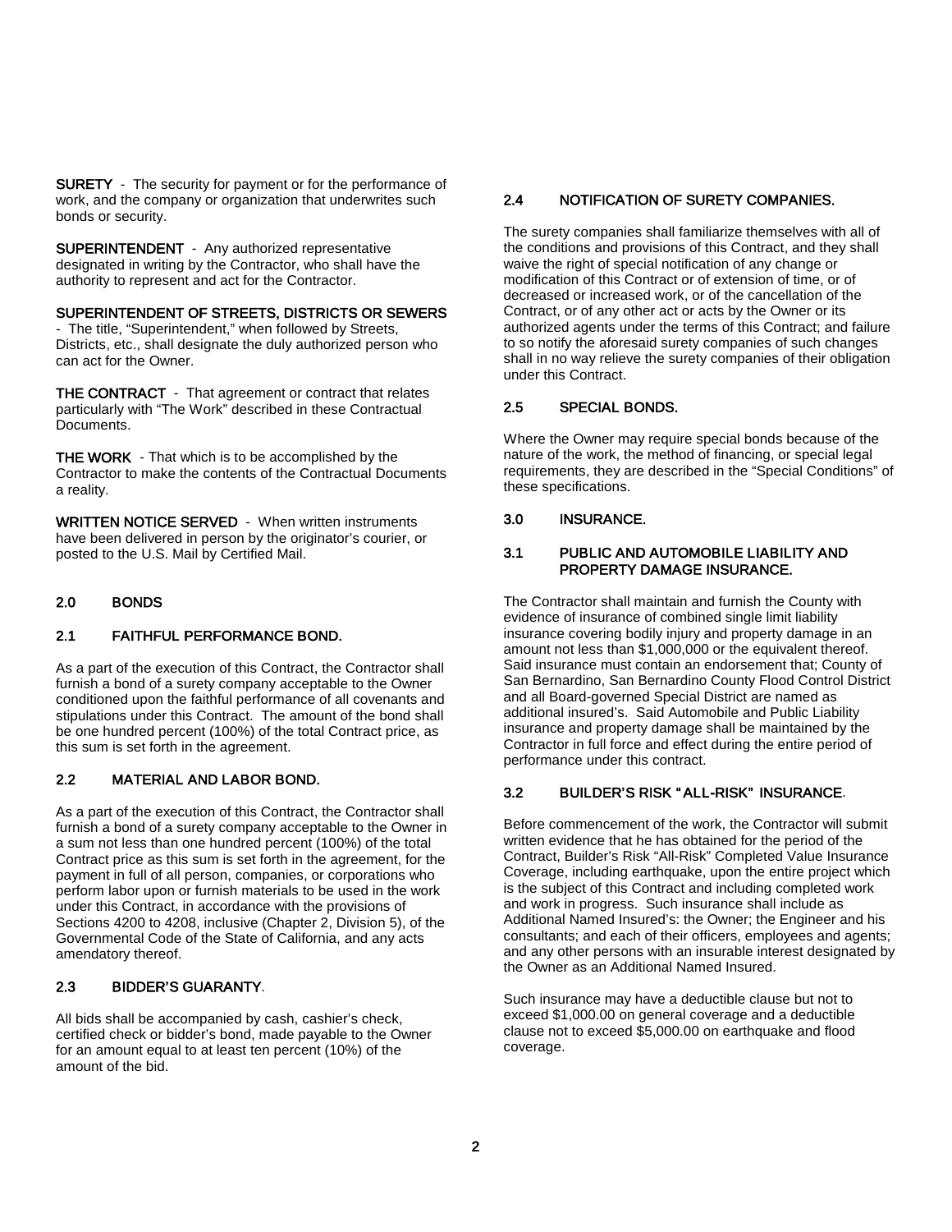**SURETY** - The security for payment or for the performance of work, and the company or organization that underwrites such bonds or security.

**SUPERINTENDENT** - Any authorized representative designated in writing by the Contractor, who shall have the authority to represent and act for the Contractor.

**SUPERINTENDENT OF STREETS, DISTRICTS OR SEWERS** - The title, "Superintendent," when followed by Streets, Districts, etc., shall designate the duly authorized person who can act for the Owner.

**THE CONTRACT** - That agreement or contract that relates particularly with "The Work" described in these Contractual Documents.

**THE WORK** - That which is to be accomplished by the Contractor to make the contents of the Contractual Documents a reality.

**WRITTEN NOTICE SERVED** - When written instruments have been delivered in person by the originator's courier, or posted to the U.S. Mail by Certified Mail.

## 2.0 BONDS

### 2.1 FAITHFUL PERFORMANCE BOND.

As a part of the execution of this Contract, the Contractor shall furnish a bond of a surety company acceptable to the Owner conditioned upon the faithful performance of all covenants and stipulations under this Contract. The amount of the bond shall be one hundred percent (100%) of the total Contract price, as this sum is set forth in the agreement.

### 2.2 MATERIAL AND LABOR BOND.

As a part of the execution of this Contract, the Contractor shall furnish a bond of a surety company acceptable to the Owner in a sum not less than one hundred percent (100%) of the total Contract price as this sum is set forth in the agreement, for the payment in full of all person, companies, or corporations who perform labor upon or furnish materials to be used in the work under this Contract, in accordance with the provisions of Sections 4200 to 4208, inclusive (Chapter 2, Division 5), of the Governmental Code of the State of California, and any acts amendatory thereof.

### 2.3 BIDDER'S GUARANTY.

All bids shall be accompanied by cash, cashier's check, certified check or bidder's bond, made payable to the Owner for an amount equal to at least ten percent (10%) of the amount of the bid.

### 2.4 NOTIFICATION OF SURETY COMPANIES.

The surety companies shall familiarize themselves with all of the conditions and provisions of this Contract, and they shall waive the right of special notification of any change or modification of this Contract or of extension of time, or of decreased or increased work, or of the cancellation of the Contract, or of any other act or acts by the Owner or its authorized agents under the terms of this Contract; and failure to so notify the aforesaid surety companies of such changes shall in no way relieve the surety companies of their obligation under this Contract.

### 2.5 SPECIAL BONDS.

Where the Owner may require special bonds because of the nature of the work, the method of financing, or special legal requirements, they are described in the "Special Conditions" of these specifications.

## 3.0 INSURANCE.

### 3.1 PUBLIC AND AUTOMOBILE LIABILITY AND PROPERTY DAMAGE INSURANCE.

The Contractor shall maintain and furnish the County with evidence of insurance of combined single limit liability insurance covering bodily injury and property damage in an amount not less than $1,000,000 or the equivalent thereof. Said insurance must contain an endorsement that; County of San Bernardino, San Bernardino County Flood Control District and all Board-governed Special District are named as additional insured's. Said Automobile and Public Liability insurance and property damage shall be maintained by the Contractor in full force and effect during the entire period of performance under this contract.

### 3.2 BUILDER'S RISK "ALL-RISK" INSURANCE.

Before commencement of the work, the Contractor will submit written evidence that he has obtained for the period of the Contract, Builder's Risk "All-Risk" Completed Value Insurance Coverage, including earthquake, upon the entire project which is the subject of this Contract and including completed work and work in progress. Such insurance shall include as Additional Named Insured's: the Owner; the Engineer and his consultants; and each of their officers, employees and agents; and any other persons with an insurable interest designated by the Owner as an Additional Named Insured.

Such insurance may have a deductible clause but not to exceed $1,000.00 on general coverage and a deductible clause not to exceed $5,000.00 on earthquake and flood coverage.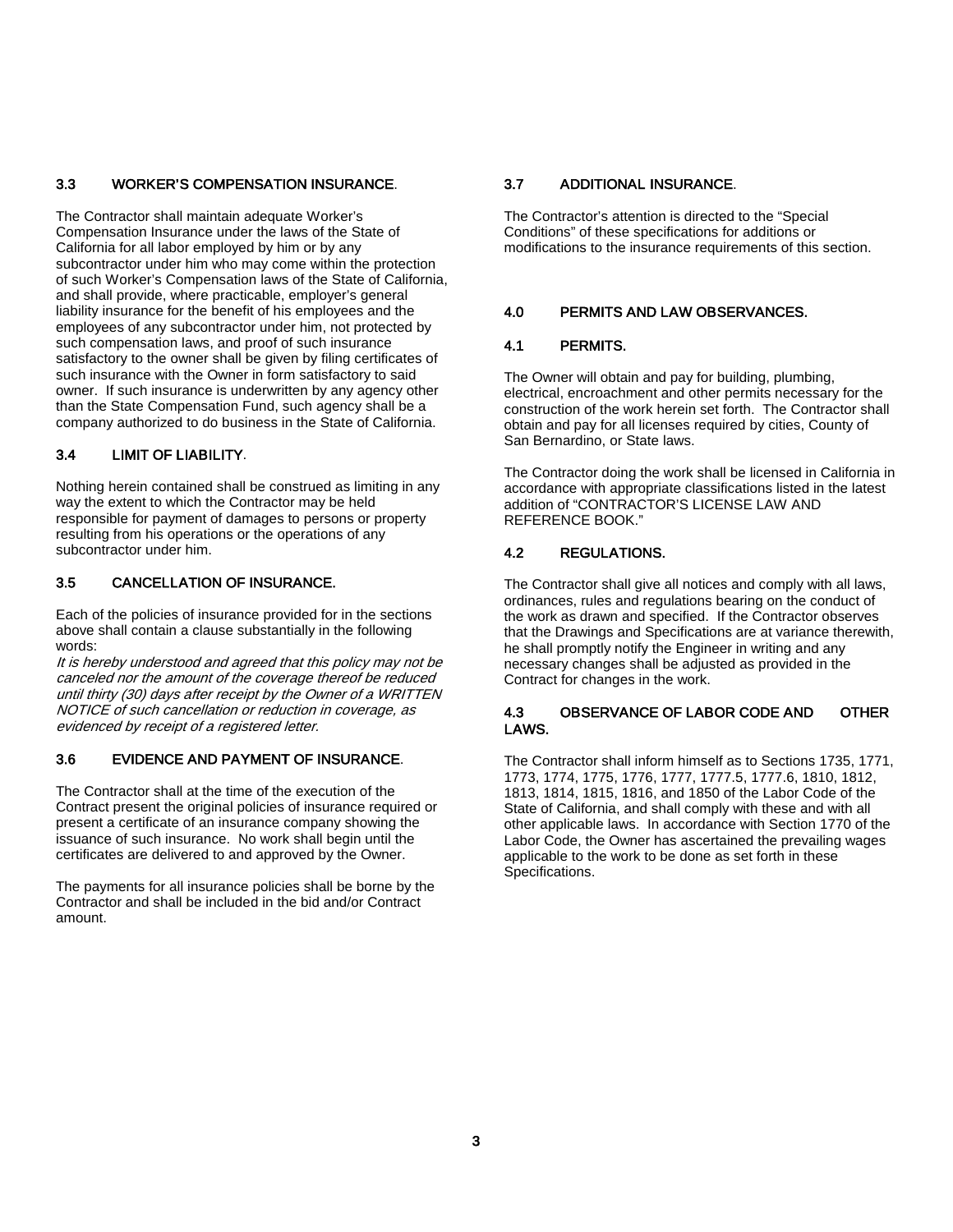### 3.3 WORKER'S COMPENSATION INSURANCE.

The Contractor shall maintain adequate Worker's Compensation Insurance under the laws of the State of California for all labor employed by him or by any subcontractor under him who may come within the protection of such Worker's Compensation laws of the State of California, and shall provide, where practicable, employer's general liability insurance for the benefit of his employees and the employees of any subcontractor under him, not protected by such compensation laws, and proof of such insurance satisfactory to the owner shall be given by filing certificates of such insurance with the Owner in form satisfactory to said owner. If such insurance is underwritten by any agency other than the State Compensation Fund, such agency shall be a company authorized to do business in the State of California.

### 3.4 LIMIT OF LIABILITY.

Nothing herein contained shall be construed as limiting in any way the extent to which the Contractor may be held responsible for payment of damages to persons or property resulting from his operations or the operations of any subcontractor under him.

### 3.5 CANCELLATION OF INSURANCE.

Each of the policies of insurance provided for in the sections above shall contain a clause substantially in the following words:

*It is hereby understood and agreed that this policy may not be canceled nor the amount of the coverage thereof be reduced until thirty (30) days after receipt by the Owner of a WRITTEN NOTICE of such cancellation or reduction in coverage, as evidenced by receipt of a registered letter.*

### 3.6 EVIDENCE AND PAYMENT OF INSURANCE.

The Contractor shall at the time of the execution of the Contract present the original policies of insurance required or present a certificate of an insurance company showing the issuance of such insurance. No work shall begin until the certificates are delivered to and approved by the Owner.

The payments for all insurance policies shall be borne by the Contractor and shall be included in the bid and/or Contract amount.

### 3.7 ADDITIONAL INSURANCE.

The Contractor's attention is directed to the "Special Conditions" of these specifications for additions or modifications to the insurance requirements of this section.

## 4.0 PERMITS AND LAW OBSERVANCES.

### 4.1 PERMITS.

The Owner will obtain and pay for building, plumbing, electrical, encroachment and other permits necessary for the construction of the work herein set forth. The Contractor shall obtain and pay for all licenses required by cities, County of San Bernardino, or State laws.

The Contractor doing the work shall be licensed in California in accordance with appropriate classifications listed in the latest addition of "CONTRACTOR'S LICENSE LAW AND REFERENCE BOOK."

### 4.2 REGULATIONS.

The Contractor shall give all notices and comply with all laws, ordinances, rules and regulations bearing on the conduct of the work as drawn and specified. If the Contractor observes that the Drawings and Specifications are at variance therewith, he shall promptly notify the Engineer in writing and any necessary changes shall be adjusted as provided in the Contract for changes in the work.

### 4.3 OBSERVANCE OF LABOR CODE AND OTHER LAWS.

The Contractor shall inform himself as to Sections 1735, 1771, 1773, 1774, 1775, 1776, 1777, 1777.5, 1777.6, 1810, 1812, 1813, 1814, 1815, 1816, and 1850 of the Labor Code of the State of California, and shall comply with these and with all other applicable laws. In accordance with Section 1770 of the Labor Code, the Owner has ascertained the prevailing wages applicable to the work to be done as set forth in these Specifications.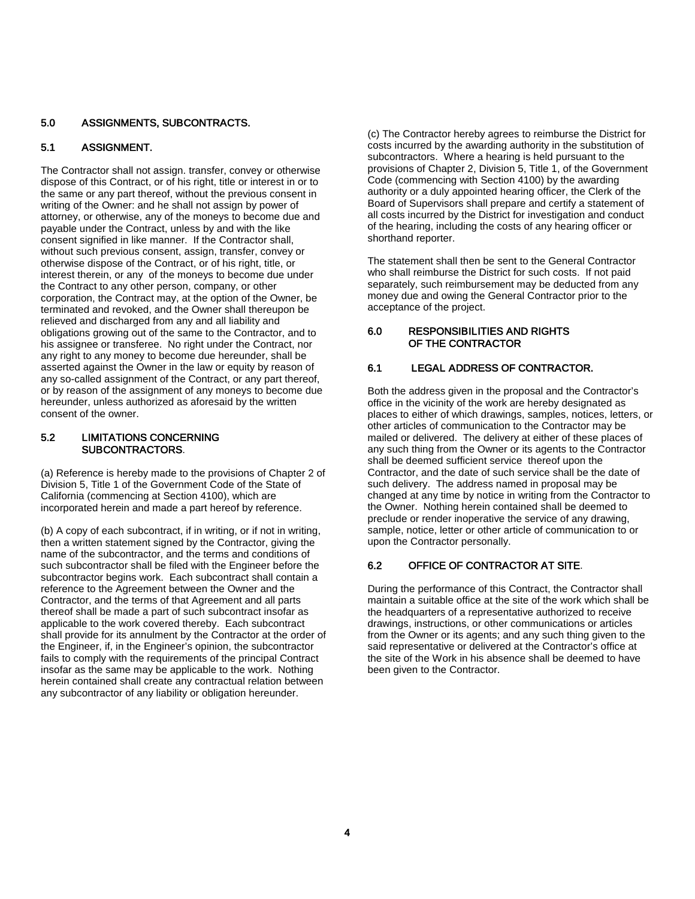## 5.0 ASSIGNMENTS, SUBCONTRACTS.

### 5.1 ASSIGNMENT.

The Contractor shall not assign. transfer, convey or otherwise dispose of this Contract, or of his right, title or interest in or to the same or any part thereof, without the previous consent in writing of the Owner: and he shall not assign by power of attorney, or otherwise, any of the moneys to become due and payable under the Contract, unless by and with the like consent signified in like manner. If the Contractor shall, without such previous consent, assign, transfer, convey or otherwise dispose of the Contract, or of his right, title, or interest therein, or any of the moneys to become due under the Contract to any other person, company, or other corporation, the Contract may, at the option of the Owner, be terminated and revoked, and the Owner shall thereupon be relieved and discharged from any and all liability and obligations growing out of the same to the Contractor, and to his assignee or transferee. No right under the Contract, nor any right to any money to become due hereunder, shall be asserted against the Owner in the law or equity by reason of any so-called assignment of the Contract, or any part thereof, or by reason of the assignment of any moneys to become due hereunder, unless authorized as aforesaid by the written consent of the owner.

### 5.2 LIMITATIONS CONCERNING SUBCONTRACTORS.

(a) Reference is hereby made to the provisions of Chapter 2 of Division 5, Title 1 of the Government Code of the State of California (commencing at Section 4100), which are incorporated herein and made a part hereof by reference.

(b) A copy of each subcontract, if in writing, or if not in writing, then a written statement signed by the Contractor, giving the name of the subcontractor, and the terms and conditions of such subcontractor shall be filed with the Engineer before the subcontractor begins work. Each subcontract shall contain a reference to the Agreement between the Owner and the Contractor, and the terms of that Agreement and all parts thereof shall be made a part of such subcontract insofar as applicable to the work covered thereby. Each subcontract shall provide for its annulment by the Contractor at the order of the Engineer, if, in the Engineer's opinion, the subcontractor fails to comply with the requirements of the principal Contract insofar as the same may be applicable to the work. Nothing herein contained shall create any contractual relation between any subcontractor of any liability or obligation hereunder.

(c) The Contractor hereby agrees to reimburse the District for costs incurred by the awarding authority in the substitution of subcontractors. Where a hearing is held pursuant to the provisions of Chapter 2, Division 5, Title 1, of the Government Code (commencing with Section 4100) by the awarding authority or a duly appointed hearing officer, the Clerk of the Board of Supervisors shall prepare and certify a statement of all costs incurred by the District for investigation and conduct of the hearing, including the costs of any hearing officer or shorthand reporter.

The statement shall then be sent to the General Contractor who shall reimburse the District for such costs. If not paid separately, such reimbursement may be deducted from any money due and owing the General Contractor prior to the acceptance of the project.

## 6.0 RESPONSIBILITIES AND RIGHTS OF THE CONTRACTOR

### 6.1 LEGAL ADDRESS OF CONTRACTOR.

Both the address given in the proposal and the Contractor's office in the vicinity of the work are hereby designated as places to either of which drawings, samples, notices, letters, or other articles of communication to the Contractor may be mailed or delivered. The delivery at either of these places of any such thing from the Owner or its agents to the Contractor shall be deemed sufficient service thereof upon the Contractor, and the date of such service shall be the date of such delivery. The address named in proposal may be changed at any time by notice in writing from the Contractor to the Owner. Nothing herein contained shall be deemed to preclude or render inoperative the service of any drawing, sample, notice, letter or other article of communication to or upon the Contractor personally.

### 6.2 OFFICE OF CONTRACTOR AT SITE.

During the performance of this Contract, the Contractor shall maintain a suitable office at the site of the work which shall be the headquarters of a representative authorized to receive drawings, instructions, or other communications or articles from the Owner or its agents; and any such thing given to the said representative or delivered at the Contractor's office at the site of the Work in his absence shall be deemed to have been given to the Contractor.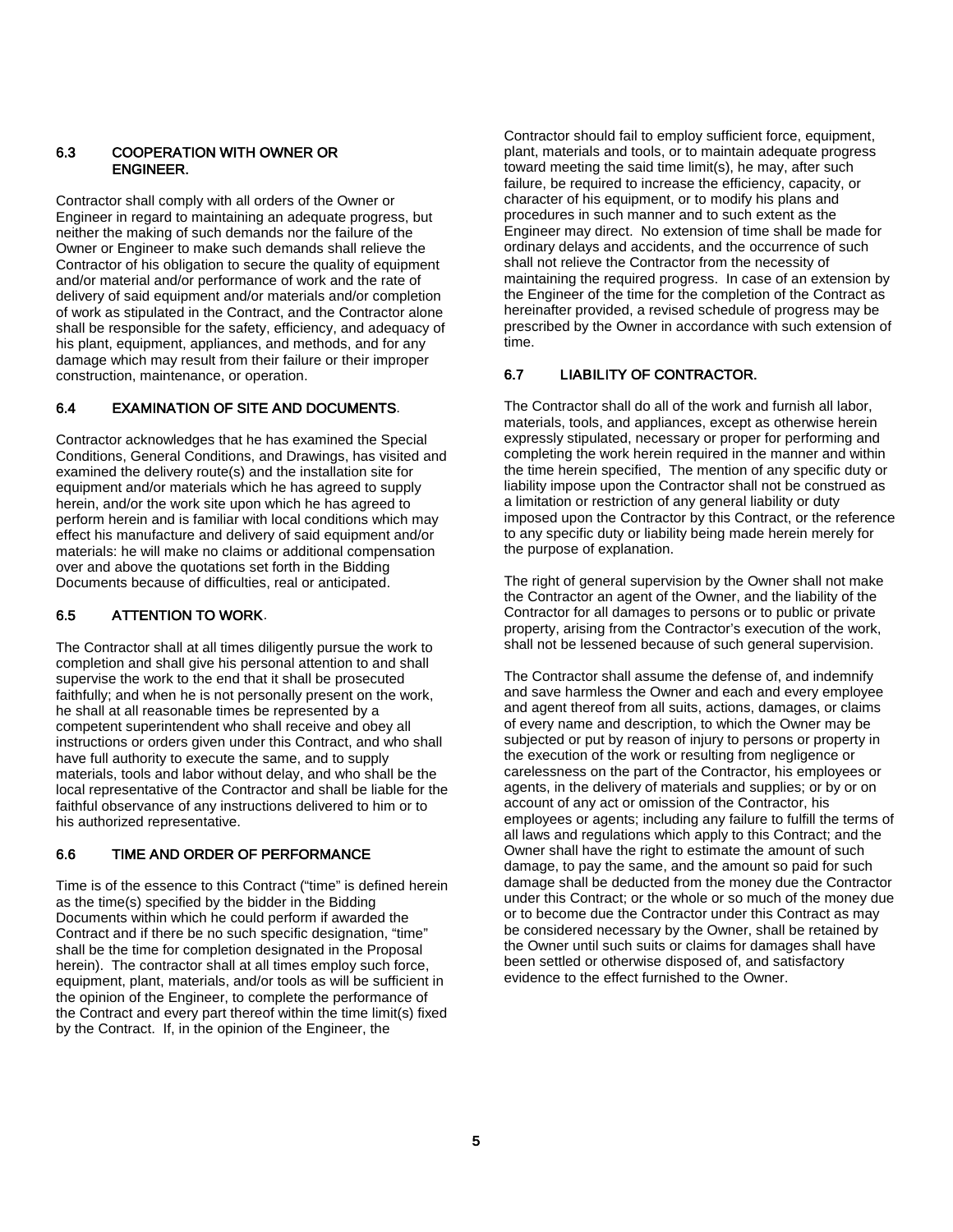### 6.3 COOPERATION WITH OWNER OR ENGINEER.

Contractor shall comply with all orders of the Owner or Engineer in regard to maintaining an adequate progress, but neither the making of such demands nor the failure of the Owner or Engineer to make such demands shall relieve the Contractor of his obligation to secure the quality of equipment and/or material and/or performance of work and the rate of delivery of said equipment and/or materials and/or completion of work as stipulated in the Contract, and the Contractor alone shall be responsible for the safety, efficiency, and adequacy of his plant, equipment, appliances, and methods, and for any damage which may result from their failure or their improper construction, maintenance, or operation.

### 6.4 EXAMINATION OF SITE AND DOCUMENTS.

Contractor acknowledges that he has examined the Special Conditions, General Conditions, and Drawings, has visited and examined the delivery route(s) and the installation site for equipment and/or materials which he has agreed to supply herein, and/or the work site upon which he has agreed to perform herein and is familiar with local conditions which may effect his manufacture and delivery of said equipment and/or materials: he will make no claims or additional compensation over and above the quotations set forth in the Bidding Documents because of difficulties, real or anticipated.

### 6.5 ATTENTION TO WORK.

The Contractor shall at all times diligently pursue the work to completion and shall give his personal attention to and shall supervise the work to the end that it shall be prosecuted faithfully; and when he is not personally present on the work, he shall at all reasonable times be represented by a competent superintendent who shall receive and obey all instructions or orders given under this Contract, and who shall have full authority to execute the same, and to supply materials, tools and labor without delay, and who shall be the local representative of the Contractor and shall be liable for the faithful observance of any instructions delivered to him or to his authorized representative.

### 6.6 TIME AND ORDER OF PERFORMANCE

Time is of the essence to this Contract ("time" is defined herein as the time(s) specified by the bidder in the Bidding Documents within which he could perform if awarded the Contract and if there be no such specific designation, "time" shall be the time for completion designated in the Proposal herein). The contractor shall at all times employ such force, equipment, plant, materials, and/or tools as will be sufficient in the opinion of the Engineer, to complete the performance of the Contract and every part thereof within the time limit(s) fixed by the Contract. If, in the opinion of the Engineer, the Contractor should fail to employ sufficient force, equipment, plant, materials and tools, or to maintain adequate progress toward meeting the said time limit(s), he may, after such failure, be required to increase the efficiency, capacity, or character of his equipment, or to modify his plans and procedures in such manner and to such extent as the Engineer may direct. No extension of time shall be made for ordinary delays and accidents, and the occurrence of such shall not relieve the Contractor from the necessity of maintaining the required progress. In case of an extension by the Engineer of the time for the completion of the Contract as hereinafter provided, a revised schedule of progress may be prescribed by the Owner in accordance with such extension of time.

### 6.7 LIABILITY OF CONTRACTOR.

The Contractor shall do all of the work and furnish all labor, materials, tools, and appliances, except as otherwise herein expressly stipulated, necessary or proper for performing and completing the work herein required in the manner and within the time herein specified, The mention of any specific duty or liability impose upon the Contractor shall not be construed as a limitation or restriction of any general liability or duty imposed upon the Contractor by this Contract, or the reference to any specific duty or liability being made herein merely for the purpose of explanation.

The right of general supervision by the Owner shall not make the Contractor an agent of the Owner, and the liability of the Contractor for all damages to persons or to public or private property, arising from the Contractor's execution of the work, shall not be lessened because of such general supervision.

The Contractor shall assume the defense of, and indemnify and save harmless the Owner and each and every employee and agent thereof from all suits, actions, damages, or claims of every name and description, to which the Owner may be subjected or put by reason of injury to persons or property in the execution of the work or resulting from negligence or carelessness on the part of the Contractor, his employees or agents, in the delivery of materials and supplies; or by or on account of any act or omission of the Contractor, his employees or agents; including any failure to fulfill the terms of all laws and regulations which apply to this Contract; and the Owner shall have the right to estimate the amount of such damage, to pay the same, and the amount so paid for such damage shall be deducted from the money due the Contractor under this Contract; or the whole or so much of the money due or to become due the Contractor under this Contract as may be considered necessary by the Owner, shall be retained by the Owner until such suits or claims for damages shall have been settled or otherwise disposed of, and satisfactory evidence to the effect furnished to the Owner.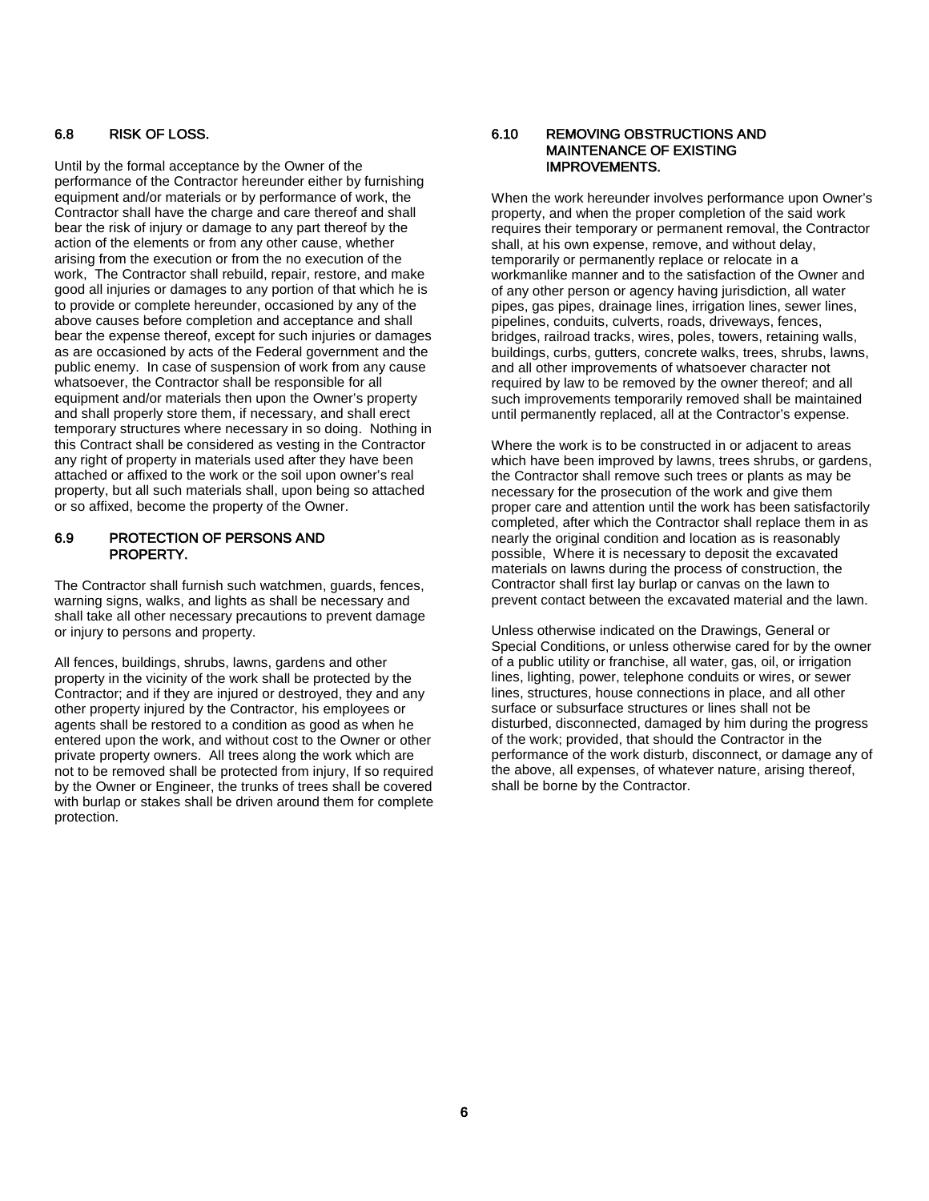## 6.8 RISK OF LOSS.

Until by the formal acceptance by the Owner of the performance of the Contractor hereunder either by furnishing equipment and/or materials or by performance of work, the Contractor shall have the charge and care thereof and shall bear the risk of injury or damage to any part thereof by the action of the elements or from any other cause, whether arising from the execution or from the no execution of the work, The Contractor shall rebuild, repair, restore, and make good all injuries or damages to any portion of that which he is to provide or complete hereunder, occasioned by any of the above causes before completion and acceptance and shall bear the expense thereof, except for such injuries or damages as are occasioned by acts of the Federal government and the public enemy. In case of suspension of work from any cause whatsoever, the Contractor shall be responsible for all equipment and/or materials then upon the Owner's property and shall properly store them, if necessary, and shall erect temporary structures where necessary in so doing. Nothing in this Contract shall be considered as vesting in the Contractor any right of property in materials used after they have been attached or affixed to the work or the soil upon owner's real property, but all such materials shall, upon being so attached or so affixed, become the property of the Owner.

## 6.9 PROTECTION OF PERSONS AND PROPERTY.

The Contractor shall furnish such watchmen, guards, fences, warning signs, walks, and lights as shall be necessary and shall take all other necessary precautions to prevent damage or injury to persons and property.

All fences, buildings, shrubs, lawns, gardens and other property in the vicinity of the work shall be protected by the Contractor; and if they are injured or destroyed, they and any other property injured by the Contractor, his employees or agents shall be restored to a condition as good as when he entered upon the work, and without cost to the Owner or other private property owners. All trees along the work which are not to be removed shall be protected from injury, If so required by the Owner or Engineer, the trunks of trees shall be covered with burlap or stakes shall be driven around them for complete protection.

## 6.10 REMOVING OBSTRUCTIONS AND MAINTENANCE OF EXISTING IMPROVEMENTS.

When the work hereunder involves performance upon Owner's property, and when the proper completion of the said work requires their temporary or permanent removal, the Contractor shall, at his own expense, remove, and without delay, temporarily or permanently replace or relocate in a workmanlike manner and to the satisfaction of the Owner and of any other person or agency having jurisdiction, all water pipes, gas pipes, drainage lines, irrigation lines, sewer lines, pipelines, conduits, culverts, roads, driveways, fences, bridges, railroad tracks, wires, poles, towers, retaining walls, buildings, curbs, gutters, concrete walks, trees, shrubs, lawns, and all other improvements of whatsoever character not required by law to be removed by the owner thereof; and all such improvements temporarily removed shall be maintained until permanently replaced, all at the Contractor's expense.

Where the work is to be constructed in or adjacent to areas which have been improved by lawns, trees shrubs, or gardens, the Contractor shall remove such trees or plants as may be necessary for the prosecution of the work and give them proper care and attention until the work has been satisfactorily completed, after which the Contractor shall replace them in as nearly the original condition and location as is reasonably possible, Where it is necessary to deposit the excavated materials on lawns during the process of construction, the Contractor shall first lay burlap or canvas on the lawn to prevent contact between the excavated material and the lawn.

Unless otherwise indicated on the Drawings, General or Special Conditions, or unless otherwise cared for by the owner of a public utility or franchise, all water, gas, oil, or irrigation lines, lighting, power, telephone conduits or wires, or sewer lines, structures, house connections in place, and all other surface or subsurface structures or lines shall not be disturbed, disconnected, damaged by him during the progress of the work; provided, that should the Contractor in the performance of the work disturb, disconnect, or damage any of the above, all expenses, of whatever nature, arising thereof, shall be borne by the Contractor.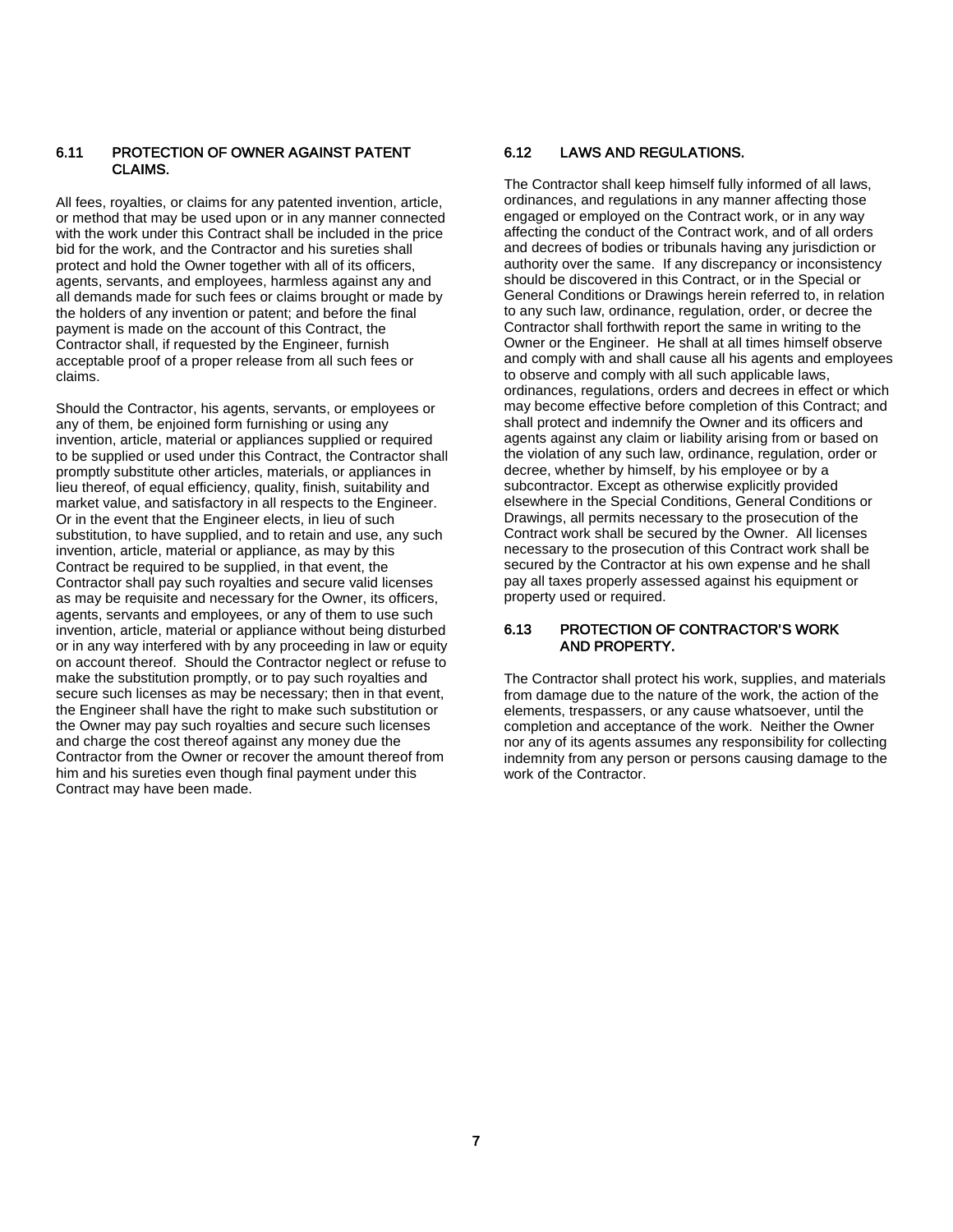### 6.11 PROTECTION OF OWNER AGAINST PATENT CLAIMS.

All fees, royalties, or claims for any patented invention, article, or method that may be used upon or in any manner connected with the work under this Contract shall be included in the price bid for the work, and the Contractor and his sureties shall protect and hold the Owner together with all of its officers, agents, servants, and employees, harmless against any and all demands made for such fees or claims brought or made by the holders of any invention or patent; and before the final payment is made on the account of this Contract, the Contractor shall, if requested by the Engineer, furnish acceptable proof of a proper release from all such fees or claims.

Should the Contractor, his agents, servants, or employees or any of them, be enjoined form furnishing or using any invention, article, material or appliances supplied or required to be supplied or used under this Contract, the Contractor shall promptly substitute other articles, materials, or appliances in lieu thereof, of equal efficiency, quality, finish, suitability and market value, and satisfactory in all respects to the Engineer. Or in the event that the Engineer elects, in lieu of such substitution, to have supplied, and to retain and use, any such invention, article, material or appliance, as may by this Contract be required to be supplied, in that event, the Contractor shall pay such royalties and secure valid licenses as may be requisite and necessary for the Owner, its officers, agents, servants and employees, or any of them to use such invention, article, material or appliance without being disturbed or in any way interfered with by any proceeding in law or equity on account thereof. Should the Contractor neglect or refuse to make the substitution promptly, or to pay such royalties and secure such licenses as may be necessary; then in that event, the Engineer shall have the right to make such substitution or the Owner may pay such royalties and secure such licenses and charge the cost thereof against any money due the Contractor from the Owner or recover the amount thereof from him and his sureties even though final payment under this Contract may have been made.

### 6.12 LAWS AND REGULATIONS.

The Contractor shall keep himself fully informed of all laws, ordinances, and regulations in any manner affecting those engaged or employed on the Contract work, or in any way affecting the conduct of the Contract work, and of all orders and decrees of bodies or tribunals having any jurisdiction or authority over the same. If any discrepancy or inconsistency should be discovered in this Contract, or in the Special or General Conditions or Drawings herein referred to, in relation to any such law, ordinance, regulation, order, or decree the Contractor shall forthwith report the same in writing to the Owner or the Engineer. He shall at all times himself observe and comply with and shall cause all his agents and employees to observe and comply with all such applicable laws, ordinances, regulations, orders and decrees in effect or which may become effective before completion of this Contract; and shall protect and indemnify the Owner and its officers and agents against any claim or liability arising from or based on the violation of any such law, ordinance, regulation, order or decree, whether by himself, by his employee or by a subcontractor. Except as otherwise explicitly provided elsewhere in the Special Conditions, General Conditions or Drawings, all permits necessary to the prosecution of the Contract work shall be secured by the Owner. All licenses necessary to the prosecution of this Contract work shall be secured by the Contractor at his own expense and he shall pay all taxes properly assessed against his equipment or property used or required.

### 6.13 PROTECTION OF CONTRACTOR'S WORK AND PROPERTY.

The Contractor shall protect his work, supplies, and materials from damage due to the nature of the work, the action of the elements, trespassers, or any cause whatsoever, until the completion and acceptance of the work. Neither the Owner nor any of its agents assumes any responsibility for collecting indemnity from any person or persons causing damage to the work of the Contractor.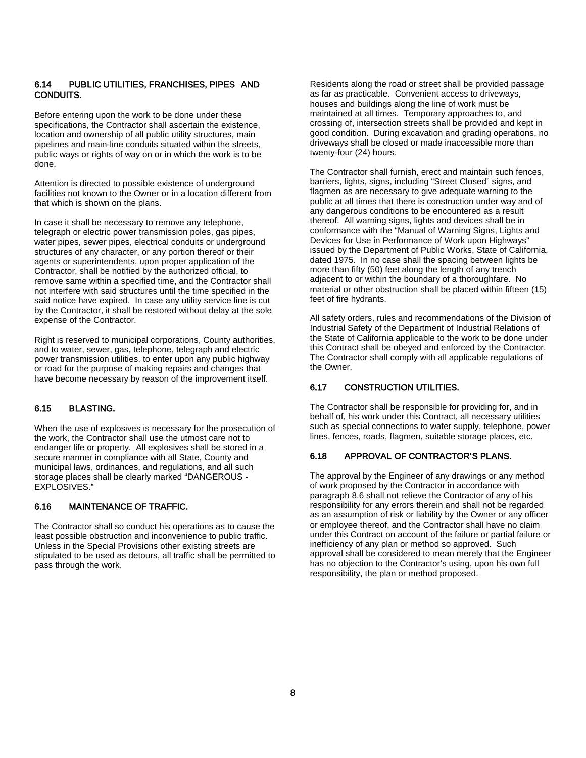## 6.14 PUBLIC UTILITIES, FRANCHISES, PIPES AND CONDUITS.

Before entering upon the work to be done under these specifications, the Contractor shall ascertain the existence, location and ownership of all public utility structures, main pipelines and main-line conduits situated within the streets, public ways or rights of way on or in which the work is to be done.

Attention is directed to possible existence of underground facilities not known to the Owner or in a location different from that which is shown on the plans.

In case it shall be necessary to remove any telephone, telegraph or electric power transmission poles, gas pipes, water pipes, sewer pipes, electrical conduits or underground structures of any character, or any portion thereof or their agents or superintendents, upon proper application of the Contractor, shall be notified by the authorized official, to remove same within a specified time, and the Contractor shall not interfere with said structures until the time specified in the said notice have expired. In case any utility service line is cut by the Contractor, it shall be restored without delay at the sole expense of the Contractor.

Right is reserved to municipal corporations, County authorities, and to water, sewer, gas, telephone, telegraph and electric power transmission utilities, to enter upon any public highway or road for the purpose of making repairs and changes that have become necessary by reason of the improvement itself.

## 6.15 BLASTING.

When the use of explosives is necessary for the prosecution of the work, the Contractor shall use the utmost care not to endanger life or property. All explosives shall be stored in a secure manner in compliance with all State, County and municipal laws, ordinances, and regulations, and all such storage places shall be clearly marked "DANGEROUS - EXPLOSIVES."

## 6.16 MAINTENANCE OF TRAFFIC.

The Contractor shall so conduct his operations as to cause the least possible obstruction and inconvenience to public traffic. Unless in the Special Provisions other existing streets are stipulated to be used as detours, all traffic shall be permitted to pass through the work.

Residents along the road or street shall be provided passage as far as practicable. Convenient access to driveways, houses and buildings along the line of work must be maintained at all times. Temporary approaches to, and crossing of, intersection streets shall be provided and kept in good condition. During excavation and grading operations, no driveways shall be closed or made inaccessible more than twenty-four (24) hours.

The Contractor shall furnish, erect and maintain such fences, barriers, lights, signs, including "Street Closed" signs, and flagmen as are necessary to give adequate warning to the public at all times that there is construction under way and of any dangerous conditions to be encountered as a result thereof. All warning signs, lights and devices shall be in conformance with the "Manual of Warning Signs, Lights and Devices for Use in Performance of Work upon Highways" issued by the Department of Public Works, State of California, dated 1975. In no case shall the spacing between lights be more than fifty (50) feet along the length of any trench adjacent to or within the boundary of a thoroughfare. No material or other obstruction shall be placed within fifteen (15) feet of fire hydrants.

All safety orders, rules and recommendations of the Division of Industrial Safety of the Department of Industrial Relations of the State of California applicable to the work to be done under this Contract shall be obeyed and enforced by the Contractor. The Contractor shall comply with all applicable regulations of the Owner.

## 6.17 CONSTRUCTION UTILITIES.

The Contractor shall be responsible for providing for, and in behalf of, his work under this Contract, all necessary utilities such as special connections to water supply, telephone, power lines, fences, roads, flagmen, suitable storage places, etc.

## 6.18 APPROVAL OF CONTRACTOR'S PLANS.

The approval by the Engineer of any drawings or any method of work proposed by the Contractor in accordance with paragraph 8.6 shall not relieve the Contractor of any of his responsibility for any errors therein and shall not be regarded as an assumption of risk or liability by the Owner or any officer or employee thereof, and the Contractor shall have no claim under this Contract on account of the failure or partial failure or inefficiency of any plan or method so approved. Such approval shall be considered to mean merely that the Engineer has no objection to the Contractor's using, upon his own full responsibility, the plan or method proposed.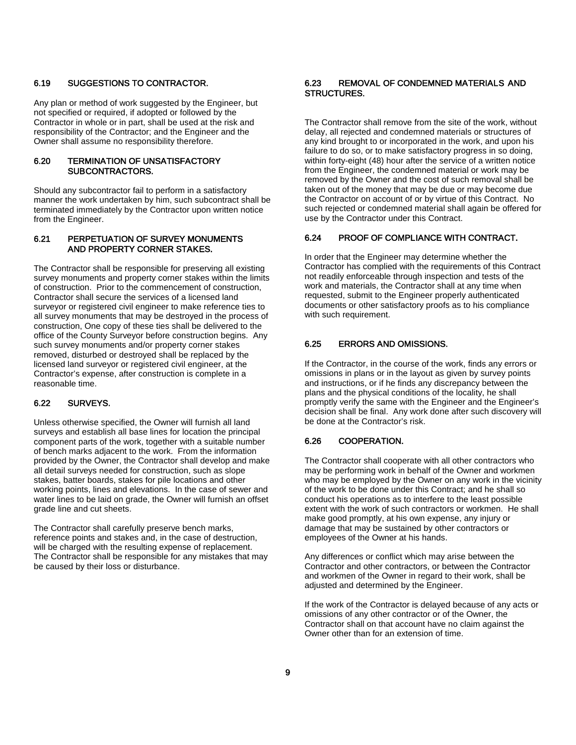### 6.19 SUGGESTIONS TO CONTRACTOR.

Any plan or method of work suggested by the Engineer, but not specified or required, if adopted or followed by the Contractor in whole or in part, shall be used at the risk and responsibility of the Contractor; and the Engineer and the Owner shall assume no responsibility therefore.

### 6.20 TERMINATION OF UNSATISFACTORY SUBCONTRACTORS.

Should any subcontractor fail to perform in a satisfactory manner the work undertaken by him, such subcontract shall be terminated immediately by the Contractor upon written notice from the Engineer.

### 6.21 PERPETUATION OF SURVEY MONUMENTS AND PROPERTY CORNER STAKES.

The Contractor shall be responsible for preserving all existing survey monuments and property corner stakes within the limits of construction. Prior to the commencement of construction, Contractor shall secure the services of a licensed land surveyor or registered civil engineer to make reference ties to all survey monuments that may be destroyed in the process of construction, One copy of these ties shall be delivered to the office of the County Surveyor before construction begins. Any such survey monuments and/or property corner stakes removed, disturbed or destroyed shall be replaced by the licensed land surveyor or registered civil engineer, at the Contractor's expense, after construction is complete in a reasonable time.

### 6.22 SURVEYS.

Unless otherwise specified, the Owner will furnish all land surveys and establish all base lines for location the principal component parts of the work, together with a suitable number of bench marks adjacent to the work. From the information provided by the Owner, the Contractor shall develop and make all detail surveys needed for construction, such as slope stakes, batter boards, stakes for pile locations and other working points, lines and elevations. In the case of sewer and water lines to be laid on grade, the Owner will furnish an offset grade line and cut sheets.

The Contractor shall carefully preserve bench marks, reference points and stakes and, in the case of destruction, will be charged with the resulting expense of replacement. The Contractor shall be responsible for any mistakes that may be caused by their loss or disturbance.

### 6.23 REMOVAL OF CONDEMNED MATERIALS AND STRUCTURES.

The Contractor shall remove from the site of the work, without delay, all rejected and condemned materials or structures of any kind brought to or incorporated in the work, and upon his failure to do so, or to make satisfactory progress in so doing, within forty-eight (48) hour after the service of a written notice from the Engineer, the condemned material or work may be removed by the Owner and the cost of such removal shall be taken out of the money that may be due or may become due the Contractor on account of or by virtue of this Contract. No such rejected or condemned material shall again be offered for use by the Contractor under this Contract.

### 6.24 PROOF OF COMPLIANCE WITH CONTRACT.

In order that the Engineer may determine whether the Contractor has complied with the requirements of this Contract not readily enforceable through inspection and tests of the work and materials, the Contractor shall at any time when requested, submit to the Engineer properly authenticated documents or other satisfactory proofs as to his compliance with such requirement.

### 6.25 ERRORS AND OMISSIONS.

If the Contractor, in the course of the work, finds any errors or omissions in plans or in the layout as given by survey points and instructions, or if he finds any discrepancy between the plans and the physical conditions of the locality, he shall promptly verify the same with the Engineer and the Engineer's decision shall be final. Any work done after such discovery will be done at the Contractor's risk.

### 6.26 COOPERATION.

The Contractor shall cooperate with all other contractors who may be performing work in behalf of the Owner and workmen who may be employed by the Owner on any work in the vicinity of the work to be done under this Contract; and he shall so conduct his operations as to interfere to the least possible extent with the work of such contractors or workmen. He shall make good promptly, at his own expense, any injury or damage that may be sustained by other contractors or employees of the Owner at his hands.

Any differences or conflict which may arise between the Contractor and other contractors, or between the Contractor and workmen of the Owner in regard to their work, shall be adjusted and determined by the Engineer.

If the work of the Contractor is delayed because of any acts or omissions of any other contractor or of the Owner, the Contractor shall on that account have no claim against the Owner other than for an extension of time.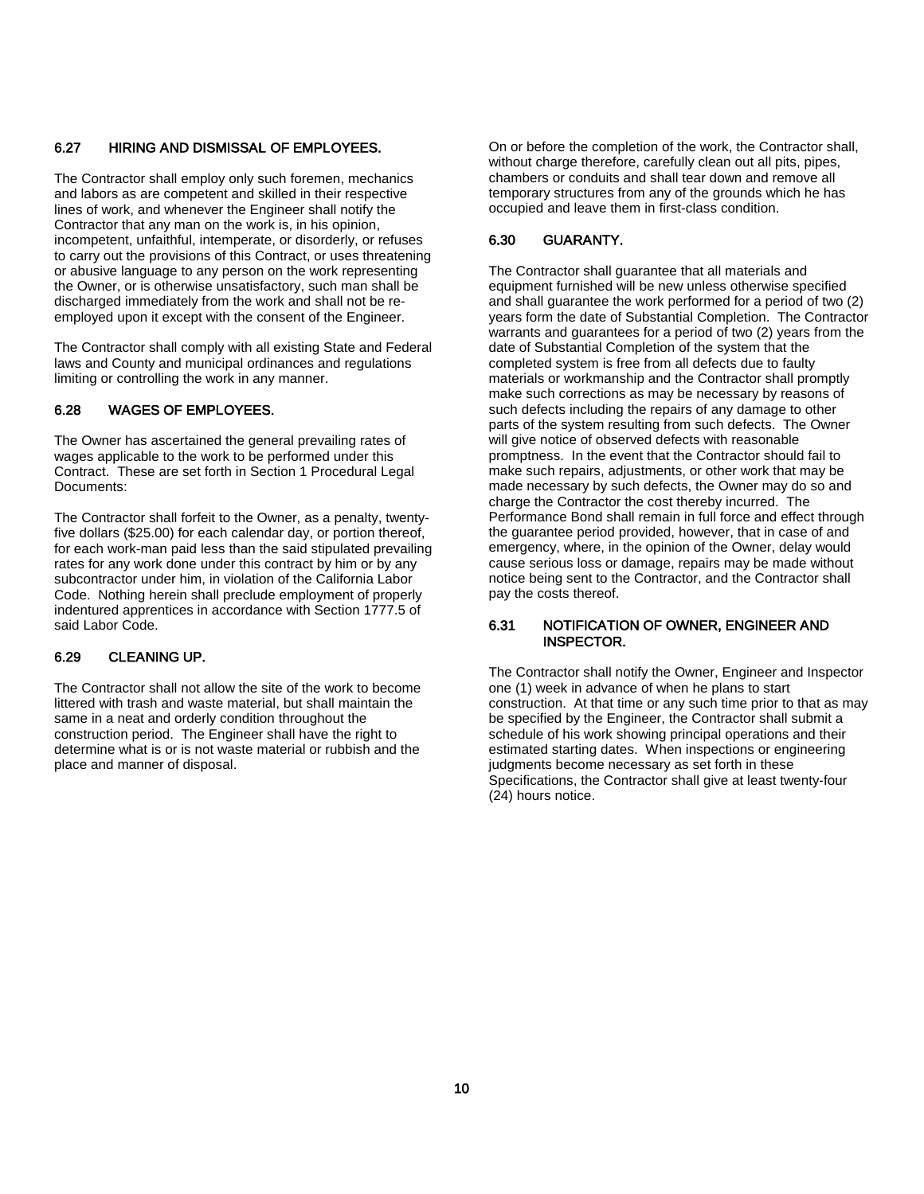### 6.27 HIRING AND DISMISSAL OF EMPLOYEES.

The Contractor shall employ only such foremen, mechanics and labors as are competent and skilled in their respective lines of work, and whenever the Engineer shall notify the Contractor that any man on the work is, in his opinion, incompetent, unfaithful, intemperate, or disorderly, or refuses to carry out the provisions of this Contract, or uses threatening or abusive language to any person on the work representing the Owner, or is otherwise unsatisfactory, such man shall be discharged immediately from the work and shall not be re-employed upon it except with the consent of the Engineer.

The Contractor shall comply with all existing State and Federal laws and County and municipal ordinances and regulations limiting or controlling the work in any manner.

### 6.28 WAGES OF EMPLOYEES.

The Owner has ascertained the general prevailing rates of wages applicable to the work to be performed under this Contract. These are set forth in Section 1 Procedural Legal Documents:

The Contractor shall forfeit to the Owner, as a penalty, twenty-five dollars ($25.00) for each calendar day, or portion thereof, for each work-man paid less than the said stipulated prevailing rates for any work done under this contract by him or by any subcontractor under him, in violation of the California Labor Code. Nothing herein shall preclude employment of properly indentured apprentices in accordance with Section 1777.5 of said Labor Code.

### 6.29 CLEANING UP.

The Contractor shall not allow the site of the work to become littered with trash and waste material, but shall maintain the same in a neat and orderly condition throughout the construction period. The Engineer shall have the right to determine what is or is not waste material or rubbish and the place and manner of disposal.

On or before the completion of the work, the Contractor shall, without charge therefore, carefully clean out all pits, pipes, chambers or conduits and shall tear down and remove all temporary structures from any of the grounds which he has occupied and leave them in first-class condition.

### 6.30 GUARANTY.

The Contractor shall guarantee that all materials and equipment furnished will be new unless otherwise specified and shall guarantee the work performed for a period of two (2) years form the date of Substantial Completion. The Contractor warrants and guarantees for a period of two (2) years from the date of Substantial Completion of the system that the completed system is free from all defects due to faulty materials or workmanship and the Contractor shall promptly make such corrections as may be necessary by reasons of such defects including the repairs of any damage to other parts of the system resulting from such defects. The Owner will give notice of observed defects with reasonable promptness. In the event that the Contractor should fail to make such repairs, adjustments, or other work that may be made necessary by such defects, the Owner may do so and charge the Contractor the cost thereby incurred. The Performance Bond shall remain in full force and effect through the guarantee period provided, however, that in case of and emergency, where, in the opinion of the Owner, delay would cause serious loss or damage, repairs may be made without notice being sent to the Contractor, and the Contractor shall pay the costs thereof.

### 6.31 NOTIFICATION OF OWNER, ENGINEER AND INSPECTOR.

The Contractor shall notify the Owner, Engineer and Inspector one (1) week in advance of when he plans to start construction. At that time or any such time prior to that as may be specified by the Engineer, the Contractor shall submit a schedule of his work showing principal operations and their estimated starting dates. When inspections or engineering judgments become necessary as set forth in these Specifications, the Contractor shall give at least twenty-four (24) hours notice.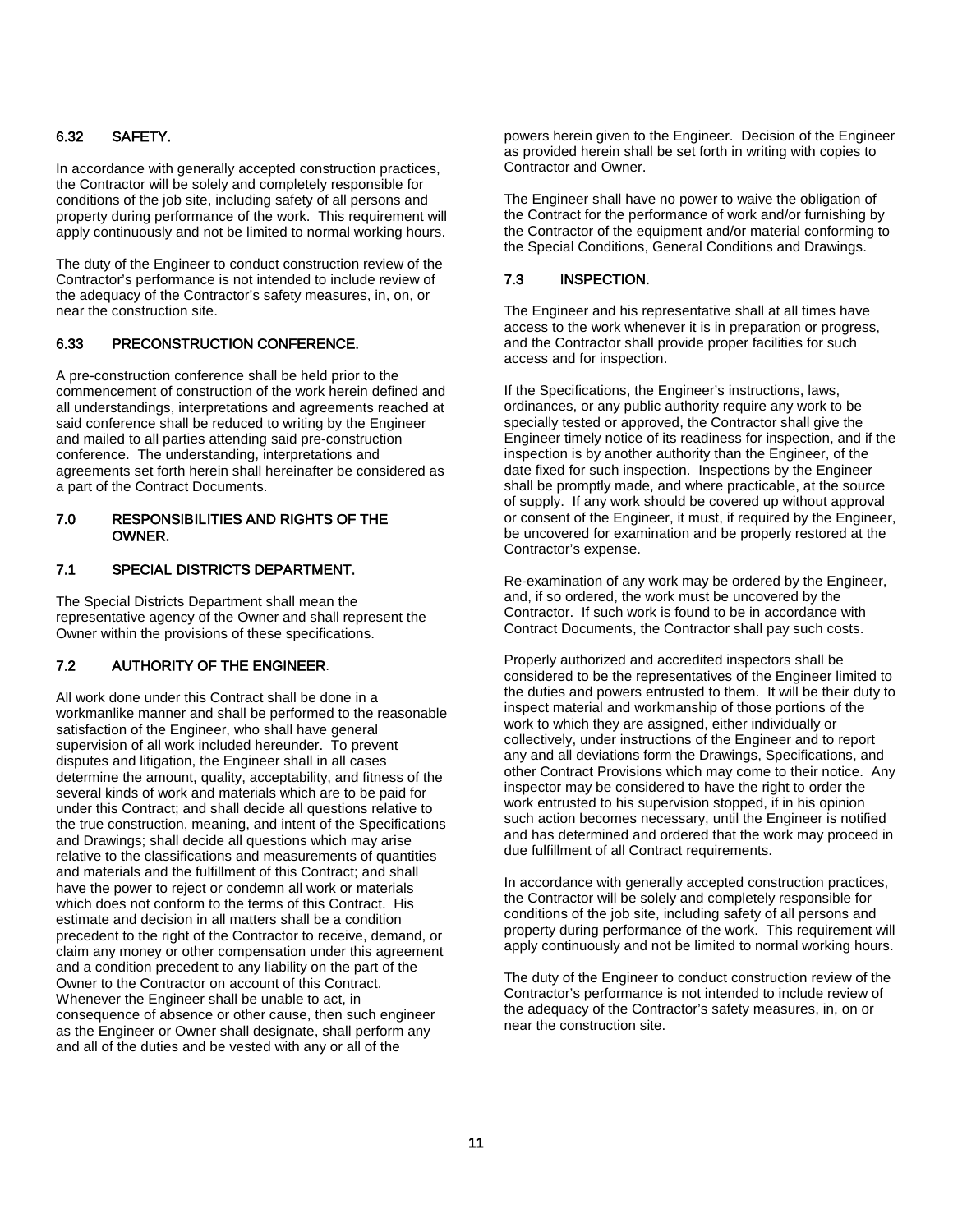### 6.32 SAFETY.

In accordance with generally accepted construction practices, the Contractor will be solely and completely responsible for conditions of the job site, including safety of all persons and property during performance of the work. This requirement will apply continuously and not be limited to normal working hours.

The duty of the Engineer to conduct construction review of the Contractor's performance is not intended to include review of the adequacy of the Contractor's safety measures, in, on, or near the construction site.

### 6.33 PRECONSTRUCTION CONFERENCE.

A pre-construction conference shall be held prior to the commencement of construction of the work herein defined and all understandings, interpretations and agreements reached at said conference shall be reduced to writing by the Engineer and mailed to all parties attending said pre-construction conference. The understanding, interpretations and agreements set forth herein shall hereinafter be considered as a part of the Contract Documents.

## 7.0 RESPONSIBILITIES AND RIGHTS OF THE OWNER.

### 7.1 SPECIAL DISTRICTS DEPARTMENT.

The Special Districts Department shall mean the representative agency of the Owner and shall represent the Owner within the provisions of these specifications.

### 7.2 AUTHORITY OF THE ENGINEER.

All work done under this Contract shall be done in a workmanlike manner and shall be performed to the reasonable satisfaction of the Engineer, who shall have general supervision of all work included hereunder. To prevent disputes and litigation, the Engineer shall in all cases determine the amount, quality, acceptability, and fitness of the several kinds of work and materials which are to be paid for under this Contract; and shall decide all questions relative to the true construction, meaning, and intent of the Specifications and Drawings; shall decide all questions which may arise relative to the classifications and measurements of quantities and materials and the fulfillment of this Contract; and shall have the power to reject or condemn all work or materials which does not conform to the terms of this Contract. His estimate and decision in all matters shall be a condition precedent to the right of the Contractor to receive, demand, or claim any money or other compensation under this agreement and a condition precedent to any liability on the part of the Owner to the Contractor on account of this Contract. Whenever the Engineer shall be unable to act, in consequence of absence or other cause, then such engineer as the Engineer or Owner shall designate, shall perform any and all of the duties and be vested with any or all of the powers herein given to the Engineer. Decision of the Engineer as provided herein shall be set forth in writing with copies to Contractor and Owner.

The Engineer shall have no power to waive the obligation of the Contract for the performance of work and/or furnishing by the Contractor of the equipment and/or material conforming to the Special Conditions, General Conditions and Drawings.

### 7.3 INSPECTION.

The Engineer and his representative shall at all times have access to the work whenever it is in preparation or progress, and the Contractor shall provide proper facilities for such access and for inspection.

If the Specifications, the Engineer's instructions, laws, ordinances, or any public authority require any work to be specially tested or approved, the Contractor shall give the Engineer timely notice of its readiness for inspection, and if the inspection is by another authority than the Engineer, of the date fixed for such inspection. Inspections by the Engineer shall be promptly made, and where practicable, at the source of supply. If any work should be covered up without approval or consent of the Engineer, it must, if required by the Engineer, be uncovered for examination and be properly restored at the Contractor's expense.

Re-examination of any work may be ordered by the Engineer, and, if so ordered, the work must be uncovered by the Contractor. If such work is found to be in accordance with Contract Documents, the Contractor shall pay such costs.

Properly authorized and accredited inspectors shall be considered to be the representatives of the Engineer limited to the duties and powers entrusted to them. It will be their duty to inspect material and workmanship of those portions of the work to which they are assigned, either individually or collectively, under instructions of the Engineer and to report any and all deviations form the Drawings, Specifications, and other Contract Provisions which may come to their notice. Any inspector may be considered to have the right to order the work entrusted to his supervision stopped, if in his opinion such action becomes necessary, until the Engineer is notified and has determined and ordered that the work may proceed in due fulfillment of all Contract requirements.

In accordance with generally accepted construction practices, the Contractor will be solely and completely responsible for conditions of the job site, including safety of all persons and property during performance of the work. This requirement will apply continuously and not be limited to normal working hours.

The duty of the Engineer to conduct construction review of the Contractor's performance is not intended to include review of the adequacy of the Contractor's safety measures, in, on or near the construction site.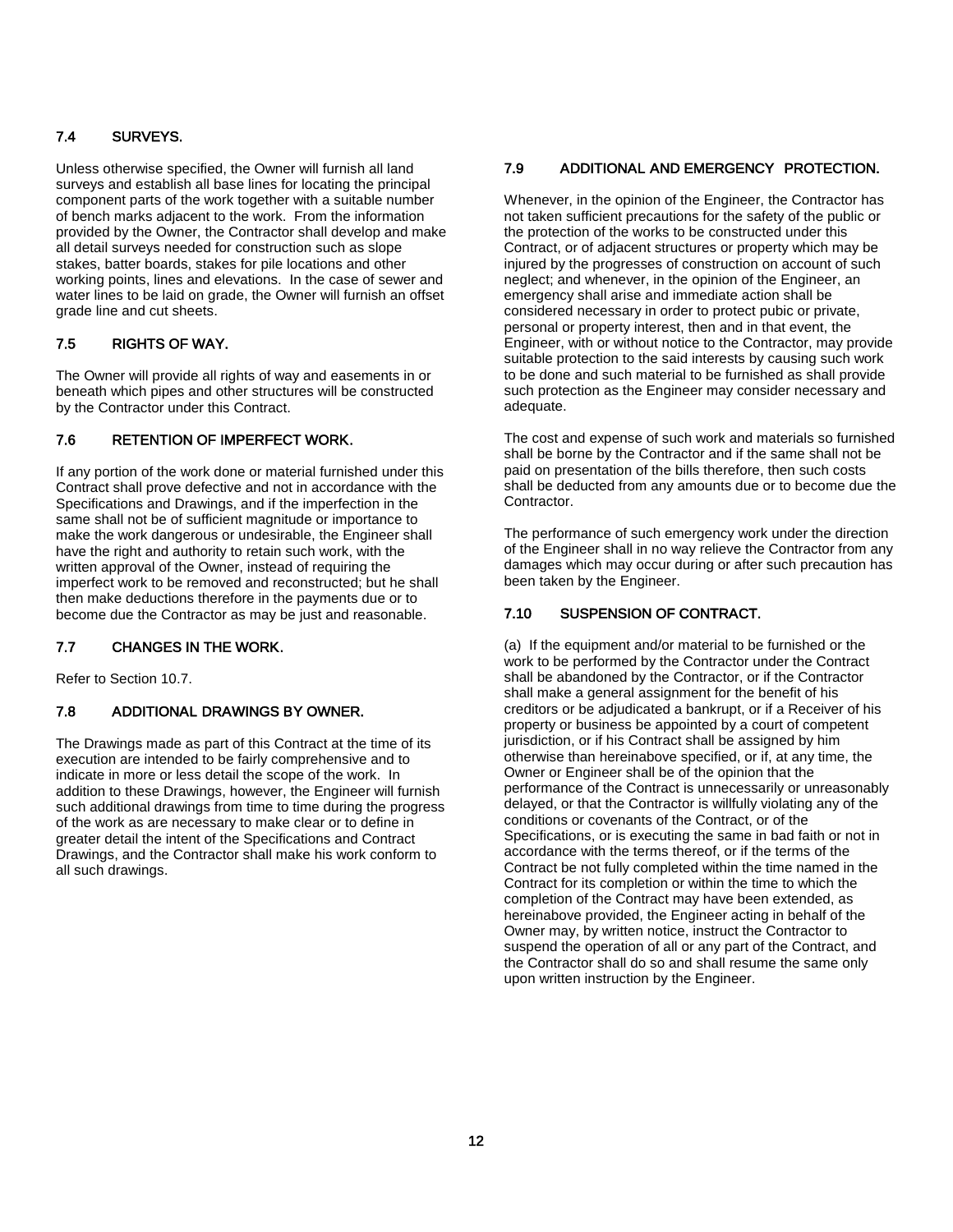### 7.4 SURVEYS.

Unless otherwise specified, the Owner will furnish all land surveys and establish all base lines for locating the principal component parts of the work together with a suitable number of bench marks adjacent to the work. From the information provided by the Owner, the Contractor shall develop and make all detail surveys needed for construction such as slope stakes, batter boards, stakes for pile locations and other working points, lines and elevations. In the case of sewer and water lines to be laid on grade, the Owner will furnish an offset grade line and cut sheets.

### 7.5 RIGHTS OF WAY.

The Owner will provide all rights of way and easements in or beneath which pipes and other structures will be constructed by the Contractor under this Contract.

### 7.6 RETENTION OF IMPERFECT WORK.

If any portion of the work done or material furnished under this Contract shall prove defective and not in accordance with the Specifications and Drawings, and if the imperfection in the same shall not be of sufficient magnitude or importance to make the work dangerous or undesirable, the Engineer shall have the right and authority to retain such work, with the written approval of the Owner, instead of requiring the imperfect work to be removed and reconstructed; but he shall then make deductions therefore in the payments due or to become due the Contractor as may be just and reasonable.

### 7.7 CHANGES IN THE WORK.

Refer to Section 10.7.

### 7.8 ADDITIONAL DRAWINGS BY OWNER.

The Drawings made as part of this Contract at the time of its execution are intended to be fairly comprehensive and to indicate in more or less detail the scope of the work. In addition to these Drawings, however, the Engineer will furnish such additional drawings from time to time during the progress of the work as are necessary to make clear or to define in greater detail the intent of the Specifications and Contract Drawings, and the Contractor shall make his work conform to all such drawings.

### 7.9 ADDITIONAL AND EMERGENCY PROTECTION.

Whenever, in the opinion of the Engineer, the Contractor has not taken sufficient precautions for the safety of the public or the protection of the works to be constructed under this Contract, or of adjacent structures or property which may be injured by the progresses of construction on account of such neglect; and whenever, in the opinion of the Engineer, an emergency shall arise and immediate action shall be considered necessary in order to protect pubic or private, personal or property interest, then and in that event, the Engineer, with or without notice to the Contractor, may provide suitable protection to the said interests by causing such work to be done and such material to be furnished as shall provide such protection as the Engineer may consider necessary and adequate.

The cost and expense of such work and materials so furnished shall be borne by the Contractor and if the same shall not be paid on presentation of the bills therefore, then such costs shall be deducted from any amounts due or to become due the Contractor.

The performance of such emergency work under the direction of the Engineer shall in no way relieve the Contractor from any damages which may occur during or after such precaution has been taken by the Engineer.

### 7.10 SUSPENSION OF CONTRACT.

(a) If the equipment and/or material to be furnished or the work to be performed by the Contractor under the Contract shall be abandoned by the Contractor, or if the Contractor shall make a general assignment for the benefit of his creditors or be adjudicated a bankrupt, or if a Receiver of his property or business be appointed by a court of competent jurisdiction, or if his Contract shall be assigned by him otherwise than hereinabove specified, or if, at any time, the Owner or Engineer shall be of the opinion that the performance of the Contract is unnecessarily or unreasonably delayed, or that the Contractor is willfully violating any of the conditions or covenants of the Contract, or of the Specifications, or is executing the same in bad faith or not in accordance with the terms thereof, or if the terms of the Contract be not fully completed within the time named in the Contract for its completion or within the time to which the completion of the Contract may have been extended, as hereinabove provided, the Engineer acting in behalf of the Owner may, by written notice, instruct the Contractor to suspend the operation of all or any part of the Contract, and the Contractor shall do so and shall resume the same only upon written instruction by the Engineer.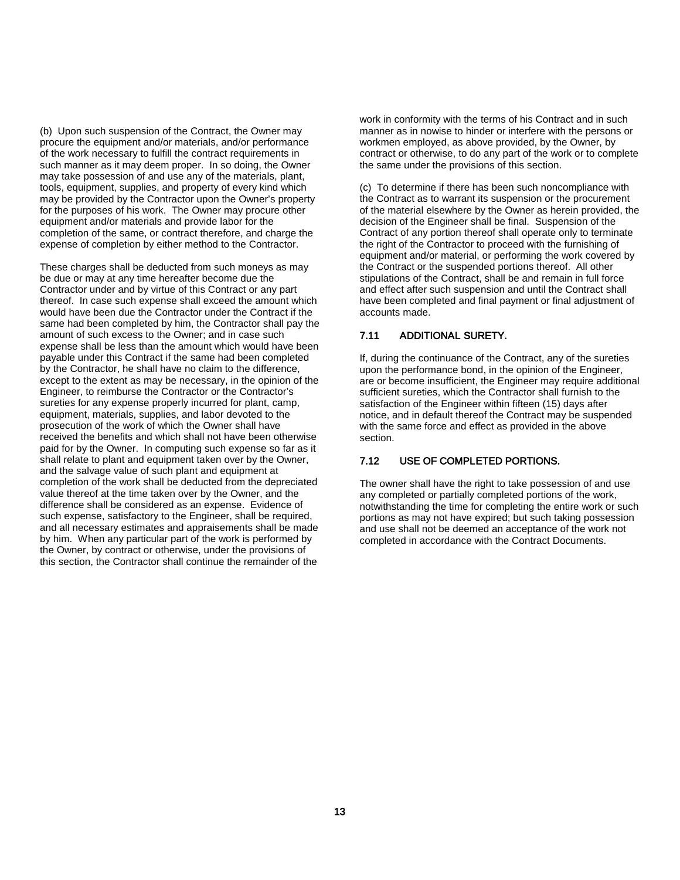(b) Upon such suspension of the Contract, the Owner may procure the equipment and/or materials, and/or performance of the work necessary to fulfill the contract requirements in such manner as it may deem proper. In so doing, the Owner may take possession of and use any of the materials, plant, tools, equipment, supplies, and property of every kind which may be provided by the Contractor upon the Owner's property for the purposes of his work. The Owner may procure other equipment and/or materials and provide labor for the completion of the same, or contract therefore, and charge the expense of completion by either method to the Contractor.

These charges shall be deducted from such moneys as may be due or may at any time hereafter become due the Contractor under and by virtue of this Contract or any part thereof. In case such expense shall exceed the amount which would have been due the Contractor under the Contract if the same had been completed by him, the Contractor shall pay the amount of such excess to the Owner; and in case such expense shall be less than the amount which would have been payable under this Contract if the same had been completed by the Contractor, he shall have no claim to the difference, except to the extent as may be necessary, in the opinion of the Engineer, to reimburse the Contractor or the Contractor's sureties for any expense properly incurred for plant, camp, equipment, materials, supplies, and labor devoted to the prosecution of the work of which the Owner shall have received the benefits and which shall not have been otherwise paid for by the Owner. In computing such expense so far as it shall relate to plant and equipment taken over by the Owner, and the salvage value of such plant and equipment at completion of the work shall be deducted from the depreciated value thereof at the time taken over by the Owner, and the difference shall be considered as an expense. Evidence of such expense, satisfactory to the Engineer, shall be required, and all necessary estimates and appraisements shall be made by him. When any particular part of the work is performed by the Owner, by contract or otherwise, under the provisions of this section, the Contractor shall continue the remainder of the work in conformity with the terms of his Contract and in such manner as in nowise to hinder or interfere with the persons or workmen employed, as above provided, by the Owner, by contract or otherwise, to do any part of the work or to complete the same under the provisions of this section.

(c) To determine if there has been such noncompliance with the Contract as to warrant its suspension or the procurement of the material elsewhere by the Owner as herein provided, the decision of the Engineer shall be final. Suspension of the Contract of any portion thereof shall operate only to terminate the right of the Contractor to proceed with the furnishing of equipment and/or material, or performing the work covered by the Contract or the suspended portions thereof. All other stipulations of the Contract, shall be and remain in full force and effect after such suspension and until the Contract shall have been completed and final payment or final adjustment of accounts made.

### 7.11 ADDITIONAL SURETY.

If, during the continuance of the Contract, any of the sureties upon the performance bond, in the opinion of the Engineer, are or become insufficient, the Engineer may require additional sufficient sureties, which the Contractor shall furnish to the satisfaction of the Engineer within fifteen (15) days after notice, and in default thereof the Contract may be suspended with the same force and effect as provided in the above section.

### 7.12 USE OF COMPLETED PORTIONS.

The owner shall have the right to take possession of and use any completed or partially completed portions of the work, notwithstanding the time for completing the entire work or such portions as may not have expired; but such taking possession and use shall not be deemed an acceptance of the work not completed in accordance with the Contract Documents.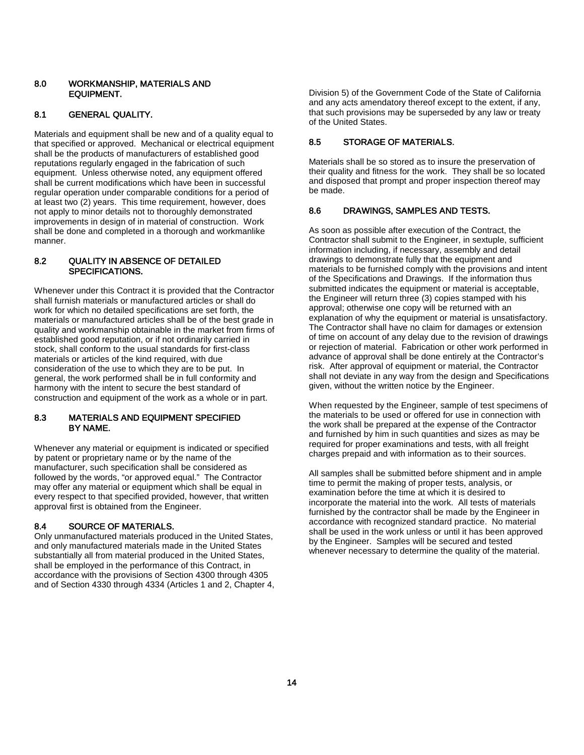## 8.0 WORKMANSHIP, MATERIALS AND EQUIPMENT.

### 8.1 GENERAL QUALITY.

Materials and equipment shall be new and of a quality equal to that specified or approved. Mechanical or electrical equipment shall be the products of manufacturers of established good reputations regularly engaged in the fabrication of such equipment. Unless otherwise noted, any equipment offered shall be current modifications which have been in successful regular operation under comparable conditions for a period of at least two (2) years. This time requirement, however, does not apply to minor details not to thoroughly demonstrated improvements in design of in material of construction. Work shall be done and completed in a thorough and workmanlike manner.

### 8.2 QUALITY IN ABSENCE OF DETAILED SPECIFICATIONS.

Whenever under this Contract it is provided that the Contractor shall furnish materials or manufactured articles or shall do work for which no detailed specifications are set forth, the materials or manufactured articles shall be of the best grade in quality and workmanship obtainable in the market from firms of established good reputation, or if not ordinarily carried in stock, shall conform to the usual standards for first-class materials or articles of the kind required, with due consideration of the use to which they are to be put. In general, the work performed shall be in full conformity and harmony with the intent to secure the best standard of construction and equipment of the work as a whole or in part.

### 8.3 MATERIALS AND EQUIPMENT SPECIFIED BY NAME.

Whenever any material or equipment is indicated or specified by patent or proprietary name or by the name of the manufacturer, such specification shall be considered as followed by the words, "or approved equal." The Contractor may offer any material or equipment which shall be equal in every respect to that specified provided, however, that written approval first is obtained from the Engineer.

### 8.4 SOURCE OF MATERIALS.

Only unmanufactured materials produced in the United States, and only manufactured materials made in the United States substantially all from material produced in the United States, shall be employed in the performance of this Contract, in accordance with the provisions of Section 4300 through 4305 and of Section 4330 through 4334 (Articles 1 and 2, Chapter 4, Division 5) of the Government Code of the State of California and any acts amendatory thereof except to the extent, if any, that such provisions may be superseded by any law or treaty of the United States.

### 8.5 STORAGE OF MATERIALS.

Materials shall be so stored as to insure the preservation of their quality and fitness for the work. They shall be so located and disposed that prompt and proper inspection thereof may be made.

### 8.6 DRAWINGS, SAMPLES AND TESTS.

As soon as possible after execution of the Contract, the Contractor shall submit to the Engineer, in sextuple, sufficient information including, if necessary, assembly and detail drawings to demonstrate fully that the equipment and materials to be furnished comply with the provisions and intent of the Specifications and Drawings. If the information thus submitted indicates the equipment or material is acceptable, the Engineer will return three (3) copies stamped with his approval; otherwise one copy will be returned with an explanation of why the equipment or material is unsatisfactory. The Contractor shall have no claim for damages or extension of time on account of any delay due to the revision of drawings or rejection of material. Fabrication or other work performed in advance of approval shall be done entirely at the Contractor's risk. After approval of equipment or material, the Contractor shall not deviate in any way from the design and Specifications given, without the written notice by the Engineer.

When requested by the Engineer, sample of test specimens of the materials to be used or offered for use in connection with the work shall be prepared at the expense of the Contractor and furnished by him in such quantities and sizes as may be required for proper examinations and tests, with all freight charges prepaid and with information as to their sources.

All samples shall be submitted before shipment and in ample time to permit the making of proper tests, analysis, or examination before the time at which it is desired to incorporate the material into the work. All tests of materials furnished by the contractor shall be made by the Engineer in accordance with recognized standard practice. No material shall be used in the work unless or until it has been approved by the Engineer. Samples will be secured and tested whenever necessary to determine the quality of the material.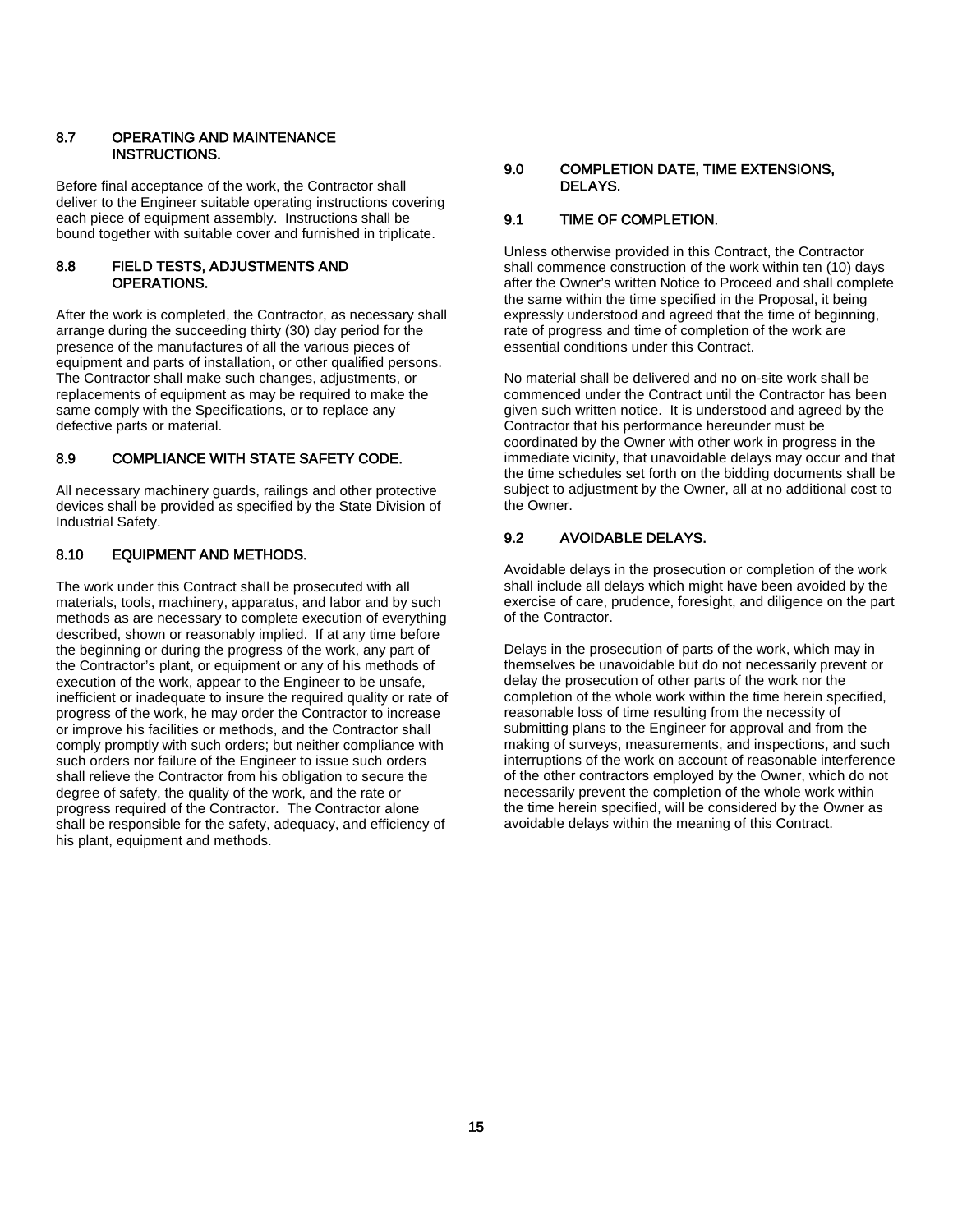### 8.7 OPERATING AND MAINTENANCE INSTRUCTIONS.

Before final acceptance of the work, the Contractor shall deliver to the Engineer suitable operating instructions covering each piece of equipment assembly. Instructions shall be bound together with suitable cover and furnished in triplicate.

### 8.8 FIELD TESTS, ADJUSTMENTS AND OPERATIONS.

After the work is completed, the Contractor, as necessary shall arrange during the succeeding thirty (30) day period for the presence of the manufactures of all the various pieces of equipment and parts of installation, or other qualified persons. The Contractor shall make such changes, adjustments, or replacements of equipment as may be required to make the same comply with the Specifications, or to replace any defective parts or material.

### 8.9 COMPLIANCE WITH STATE SAFETY CODE.

All necessary machinery guards, railings and other protective devices shall be provided as specified by the State Division of Industrial Safety.

### 8.10 EQUIPMENT AND METHODS.

The work under this Contract shall be prosecuted with all materials, tools, machinery, apparatus, and labor and by such methods as are necessary to complete execution of everything described, shown or reasonably implied. If at any time before the beginning or during the progress of the work, any part of the Contractor's plant, or equipment or any of his methods of execution of the work, appear to the Engineer to be unsafe, inefficient or inadequate to insure the required quality or rate of progress of the work, he may order the Contractor to increase or improve his facilities or methods, and the Contractor shall comply promptly with such orders; but neither compliance with such orders nor failure of the Engineer to issue such orders shall relieve the Contractor from his obligation to secure the degree of safety, the quality of the work, and the rate or progress required of the Contractor. The Contractor alone shall be responsible for the safety, adequacy, and efficiency of his plant, equipment and methods.

## 9.0 COMPLETION DATE, TIME EXTENSIONS, DELAYS.

### 9.1 TIME OF COMPLETION.

Unless otherwise provided in this Contract, the Contractor shall commence construction of the work within ten (10) days after the Owner's written Notice to Proceed and shall complete the same within the time specified in the Proposal, it being expressly understood and agreed that the time of beginning, rate of progress and time of completion of the work are essential conditions under this Contract.

No material shall be delivered and no on-site work shall be commenced under the Contract until the Contractor has been given such written notice. It is understood and agreed by the Contractor that his performance hereunder must be coordinated by the Owner with other work in progress in the immediate vicinity, that unavoidable delays may occur and that the time schedules set forth on the bidding documents shall be subject to adjustment by the Owner, all at no additional cost to the Owner.

### 9.2 AVOIDABLE DELAYS.

Avoidable delays in the prosecution or completion of the work shall include all delays which might have been avoided by the exercise of care, prudence, foresight, and diligence on the part of the Contractor.

Delays in the prosecution of parts of the work, which may in themselves be unavoidable but do not necessarily prevent or delay the prosecution of other parts of the work nor the completion of the whole work within the time herein specified, reasonable loss of time resulting from the necessity of submitting plans to the Engineer for approval and from the making of surveys, measurements, and inspections, and such interruptions of the work on account of reasonable interference of the other contractors employed by the Owner, which do not necessarily prevent the completion of the whole work within the time herein specified, will be considered by the Owner as avoidable delays within the meaning of this Contract.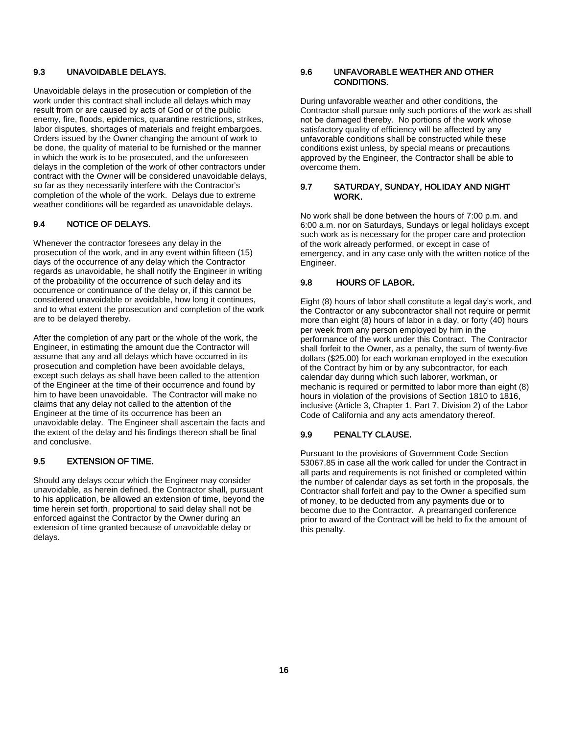### 9.3 UNAVOIDABLE DELAYS.

Unavoidable delays in the prosecution or completion of the work under this contract shall include all delays which may result from or are caused by acts of God or of the public enemy, fire, floods, epidemics, quarantine restrictions, strikes, labor disputes, shortages of materials and freight embargoes. Orders issued by the Owner changing the amount of work to be done, the quality of material to be furnished or the manner in which the work is to be prosecuted, and the unforeseen delays in the completion of the work of other contractors under contract with the Owner will be considered unavoidable delays, so far as they necessarily interfere with the Contractor's completion of the whole of the work. Delays due to extreme weather conditions will be regarded as unavoidable delays.

### 9.4 NOTICE OF DELAYS.

Whenever the contractor foresees any delay in the prosecution of the work, and in any event within fifteen (15) days of the occurrence of any delay which the Contractor regards as unavoidable, he shall notify the Engineer in writing of the probability of the occurrence of such delay and its occurrence or continuance of the delay or, if this cannot be considered unavoidable or avoidable, how long it continues, and to what extent the prosecution and completion of the work are to be delayed thereby.

After the completion of any part or the whole of the work, the Engineer, in estimating the amount due the Contractor will assume that any and all delays which have occurred in its prosecution and completion have been avoidable delays, except such delays as shall have been called to the attention of the Engineer at the time of their occurrence and found by him to have been unavoidable. The Contractor will make no claims that any delay not called to the attention of the Engineer at the time of its occurrence has been an unavoidable delay. The Engineer shall ascertain the facts and the extent of the delay and his findings thereon shall be final and conclusive.

### 9.5 EXTENSION OF TIME.

Should any delays occur which the Engineer may consider unavoidable, as herein defined, the Contractor shall, pursuant to his application, be allowed an extension of time, beyond the time herein set forth, proportional to said delay shall not be enforced against the Contractor by the Owner during an extension of time granted because of unavoidable delay or delays.

### 9.6 UNFAVORABLE WEATHER AND OTHER CONDITIONS.

During unfavorable weather and other conditions, the Contractor shall pursue only such portions of the work as shall not be damaged thereby. No portions of the work whose satisfactory quality of efficiency will be affected by any unfavorable conditions shall be constructed while these conditions exist unless, by special means or precautions approved by the Engineer, the Contractor shall be able to overcome them.

### 9.7 SATURDAY, SUNDAY, HOLIDAY AND NIGHT WORK.

No work shall be done between the hours of 7:00 p.m. and 6:00 a.m. nor on Saturdays, Sundays or legal holidays except such work as is necessary for the proper care and protection of the work already performed, or except in case of emergency, and in any case only with the written notice of the Engineer.

### 9.8 HOURS OF LABOR.

Eight (8) hours of labor shall constitute a legal day's work, and the Contractor or any subcontractor shall not require or permit more than eight (8) hours of labor in a day, or forty (40) hours per week from any person employed by him in the performance of the work under this Contract. The Contractor shall forfeit to the Owner, as a penalty, the sum of twenty-five dollars ($25.00) for each workman employed in the execution of the Contract by him or by any subcontractor, for each calendar day during which such laborer, workman, or mechanic is required or permitted to labor more than eight (8) hours in violation of the provisions of Section 1810 to 1816, inclusive (Article 3, Chapter 1, Part 7, Division 2) of the Labor Code of California and any acts amendatory thereof.

### 9.9 PENALTY CLAUSE.

Pursuant to the provisions of Government Code Section 53067.85 in case all the work called for under the Contract in all parts and requirements is not finished or completed within the number of calendar days as set forth in the proposals, the Contractor shall forfeit and pay to the Owner a specified sum of money, to be deducted from any payments due or to become due to the Contractor. A prearranged conference prior to award of the Contract will be held to fix the amount of this penalty.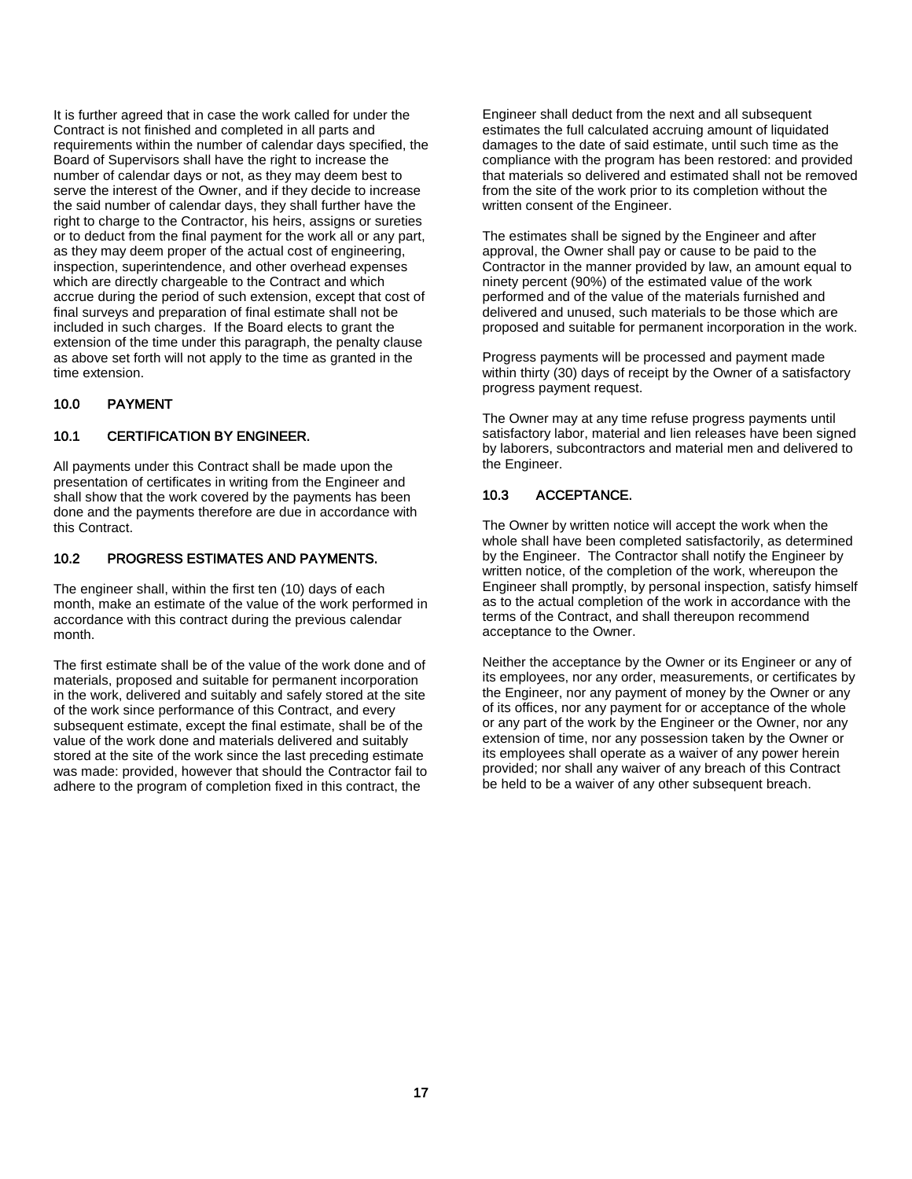It is further agreed that in case the work called for under the Contract is not finished and completed in all parts and requirements within the number of calendar days specified, the Board of Supervisors shall have the right to increase the number of calendar days or not, as they may deem best to serve the interest of the Owner, and if they decide to increase the said number of calendar days, they shall further have the right to charge to the Contractor, his heirs, assigns or sureties or to deduct from the final payment for the work all or any part, as they may deem proper of the actual cost of engineering, inspection, superintendence, and other overhead expenses which are directly chargeable to the Contract and which accrue during the period of such extension, except that cost of final surveys and preparation of final estimate shall not be included in such charges. If the Board elects to grant the extension of the time under this paragraph, the penalty clause as above set forth will not apply to the time as granted in the time extension.

## 10.0 PAYMENT

### 10.1 CERTIFICATION BY ENGINEER.

All payments under this Contract shall be made upon the presentation of certificates in writing from the Engineer and shall show that the work covered by the payments has been done and the payments therefore are due in accordance with this Contract.

### 10.2 PROGRESS ESTIMATES AND PAYMENTS.

The engineer shall, within the first ten (10) days of each month, make an estimate of the value of the work performed in accordance with this contract during the previous calendar month.

The first estimate shall be of the value of the work done and of materials, proposed and suitable for permanent incorporation in the work, delivered and suitably and safely stored at the site of the work since performance of this Contract, and every subsequent estimate, except the final estimate, shall be of the value of the work done and materials delivered and suitably stored at the site of the work since the last preceding estimate was made: provided, however that should the Contractor fail to adhere to the program of completion fixed in this contract, the Engineer shall deduct from the next and all subsequent estimates the full calculated accruing amount of liquidated damages to the date of said estimate, until such time as the compliance with the program has been restored: and provided that materials so delivered and estimated shall not be removed from the site of the work prior to its completion without the written consent of the Engineer.

The estimates shall be signed by the Engineer and after approval, the Owner shall pay or cause to be paid to the Contractor in the manner provided by law, an amount equal to ninety percent (90%) of the estimated value of the work performed and of the value of the materials furnished and delivered and unused, such materials to be those which are proposed and suitable for permanent incorporation in the work.

Progress payments will be processed and payment made within thirty (30) days of receipt by the Owner of a satisfactory progress payment request.

The Owner may at any time refuse progress payments until satisfactory labor, material and lien releases have been signed by laborers, subcontractors and material men and delivered to the Engineer.

### 10.3 ACCEPTANCE.

The Owner by written notice will accept the work when the whole shall have been completed satisfactorily, as determined by the Engineer. The Contractor shall notify the Engineer by written notice, of the completion of the work, whereupon the Engineer shall promptly, by personal inspection, satisfy himself as to the actual completion of the work in accordance with the terms of the Contract, and shall thereupon recommend acceptance to the Owner.

Neither the acceptance by the Owner or its Engineer or any of its employees, nor any order, measurements, or certificates by the Engineer, nor any payment of money by the Owner or any of its offices, nor any payment for or acceptance of the whole or any part of the work by the Engineer or the Owner, nor any extension of time, nor any possession taken by the Owner or its employees shall operate as a waiver of any power herein provided; nor shall any waiver of any breach of this Contract be held to be a waiver of any other subsequent breach.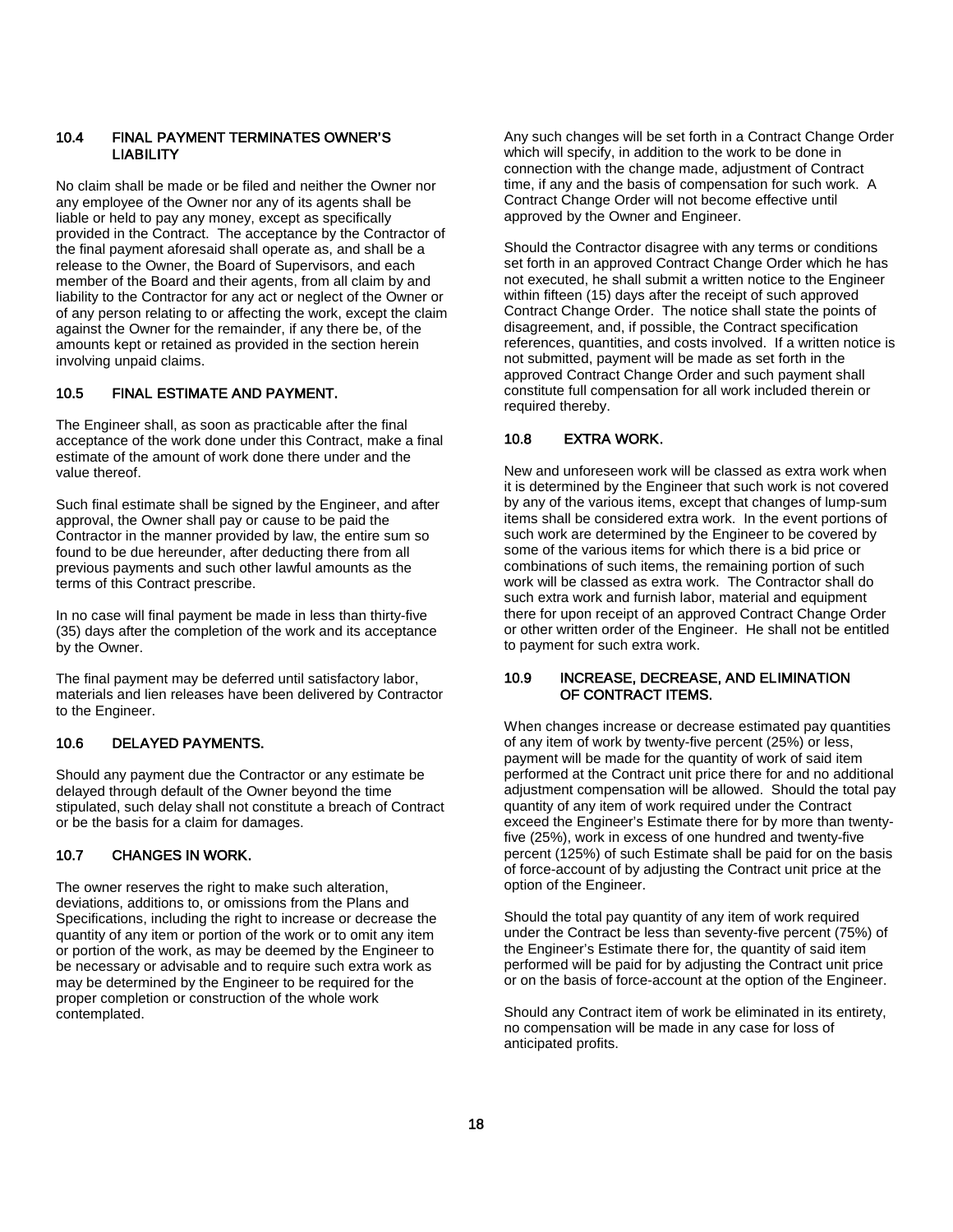### 10.4 FINAL PAYMENT TERMINATES OWNER'S LIABILITY

No claim shall be made or be filed and neither the Owner nor any employee of the Owner nor any of its agents shall be liable or held to pay any money, except as specifically provided in the Contract. The acceptance by the Contractor of the final payment aforesaid shall operate as, and shall be a release to the Owner, the Board of Supervisors, and each member of the Board and their agents, from all claim by and liability to the Contractor for any act or neglect of the Owner or of any person relating to or affecting the work, except the claim against the Owner for the remainder, if any there be, of the amounts kept or retained as provided in the section herein involving unpaid claims.

### 10.5 FINAL ESTIMATE AND PAYMENT.

The Engineer shall, as soon as practicable after the final acceptance of the work done under this Contract, make a final estimate of the amount of work done there under and the value thereof.

Such final estimate shall be signed by the Engineer, and after approval, the Owner shall pay or cause to be paid the Contractor in the manner provided by law, the entire sum so found to be due hereunder, after deducting there from all previous payments and such other lawful amounts as the terms of this Contract prescribe.

In no case will final payment be made in less than thirty-five (35) days after the completion of the work and its acceptance by the Owner.

The final payment may be deferred until satisfactory labor, materials and lien releases have been delivered by Contractor to the Engineer.

### 10.6 DELAYED PAYMENTS.

Should any payment due the Contractor or any estimate be delayed through default of the Owner beyond the time stipulated, such delay shall not constitute a breach of Contract or be the basis for a claim for damages.

### 10.7 CHANGES IN WORK.

The owner reserves the right to make such alteration, deviations, additions to, or omissions from the Plans and Specifications, including the right to increase or decrease the quantity of any item or portion of the work or to omit any item or portion of the work, as may be deemed by the Engineer to be necessary or advisable and to require such extra work as may be determined by the Engineer to be required for the proper completion or construction of the whole work contemplated.

Any such changes will be set forth in a Contract Change Order which will specify, in addition to the work to be done in connection with the change made, adjustment of Contract time, if any and the basis of compensation for such work. A Contract Change Order will not become effective until approved by the Owner and Engineer.

Should the Contractor disagree with any terms or conditions set forth in an approved Contract Change Order which he has not executed, he shall submit a written notice to the Engineer within fifteen (15) days after the receipt of such approved Contract Change Order. The notice shall state the points of disagreement, and, if possible, the Contract specification references, quantities, and costs involved. If a written notice is not submitted, payment will be made as set forth in the approved Contract Change Order and such payment shall constitute full compensation for all work included therein or required thereby.

### 10.8 EXTRA WORK.

New and unforeseen work will be classed as extra work when it is determined by the Engineer that such work is not covered by any of the various items, except that changes of lump-sum items shall be considered extra work. In the event portions of such work are determined by the Engineer to be covered by some of the various items for which there is a bid price or combinations of such items, the remaining portion of such work will be classed as extra work. The Contractor shall do such extra work and furnish labor, material and equipment there for upon receipt of an approved Contract Change Order or other written order of the Engineer. He shall not be entitled to payment for such extra work.

### 10.9 INCREASE, DECREASE, AND ELIMINATION OF CONTRACT ITEMS.

When changes increase or decrease estimated pay quantities of any item of work by twenty-five percent (25%) or less, payment will be made for the quantity of work of said item performed at the Contract unit price there for and no additional adjustment compensation will be allowed. Should the total pay quantity of any item of work required under the Contract exceed the Engineer's Estimate there for by more than twenty-five (25%), work in excess of one hundred and twenty-five percent (125%) of such Estimate shall be paid for on the basis of force-account of by adjusting the Contract unit price at the option of the Engineer.

Should the total pay quantity of any item of work required under the Contract be less than seventy-five percent (75%) of the Engineer's Estimate there for, the quantity of said item performed will be paid for by adjusting the Contract unit price or on the basis of force-account at the option of the Engineer.

Should any Contract item of work be eliminated in its entirety, no compensation will be made in any case for loss of anticipated profits.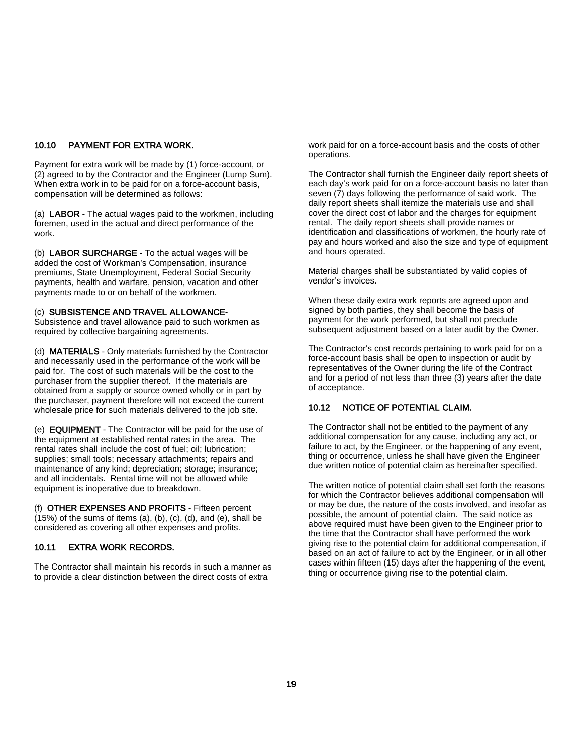## 10.10 PAYMENT FOR EXTRA WORK.

Payment for extra work will be made by (1) force-account, or (2) agreed to by the Contractor and the Engineer (Lump Sum). When extra work in to be paid for on a force-account basis, compensation will be determined as follows:

(a) **LABOR** - The actual wages paid to the workmen, including foremen, used in the actual and direct performance of the work.

(b) **LABOR SURCHARGE** - To the actual wages will be added the cost of Workman's Compensation, insurance premiums, State Unemployment, Federal Social Security payments, health and warfare, pension, vacation and other payments made to or on behalf of the workmen.

(c) **SUBSISTENCE AND TRAVEL ALLOWANCE**- Subsistence and travel allowance paid to such workmen as required by collective bargaining agreements.

(d) **MATERIALS** - Only materials furnished by the Contractor and necessarily used in the performance of the work will be paid for. The cost of such materials will be the cost to the purchaser from the supplier thereof. If the materials are obtained from a supply or source owned wholly or in part by the purchaser, payment therefore will not exceed the current wholesale price for such materials delivered to the job site.

(e) **EQUIPMENT** - The Contractor will be paid for the use of the equipment at established rental rates in the area. The rental rates shall include the cost of fuel; oil; lubrication; supplies; small tools; necessary attachments; repairs and maintenance of any kind; depreciation; storage; insurance; and all incidentals. Rental time will not be allowed while equipment is inoperative due to breakdown.

(f) **OTHER EXPENSES AND PROFITS** - Fifteen percent (15%) of the sums of items (a), (b), (c), (d), and (e), shall be considered as covering all other expenses and profits.

## 10.11 EXTRA WORK RECORDS.

The Contractor shall maintain his records in such a manner as to provide a clear distinction between the direct costs of extra work paid for on a force-account basis and the costs of other operations.

The Contractor shall furnish the Engineer daily report sheets of each day's work paid for on a force-account basis no later than seven (7) days following the performance of said work. The daily report sheets shall itemize the materials use and shall cover the direct cost of labor and the charges for equipment rental. The daily report sheets shall provide names or identification and classifications of workmen, the hourly rate of pay and hours worked and also the size and type of equipment and hours operated.

Material charges shall be substantiated by valid copies of vendor's invoices.

When these daily extra work reports are agreed upon and signed by both parties, they shall become the basis of payment for the work performed, but shall not preclude subsequent adjustment based on a later audit by the Owner.

The Contractor's cost records pertaining to work paid for on a force-account basis shall be open to inspection or audit by representatives of the Owner during the life of the Contract and for a period of not less than three (3) years after the date of acceptance.

## 10.12 NOTICE OF POTENTIAL CLAIM.

The Contractor shall not be entitled to the payment of any additional compensation for any cause, including any act, or failure to act, by the Engineer, or the happening of any event, thing or occurrence, unless he shall have given the Engineer due written notice of potential claim as hereinafter specified.

The written notice of potential claim shall set forth the reasons for which the Contractor believes additional compensation will or may be due, the nature of the costs involved, and insofar as possible, the amount of potential claim. The said notice as above required must have been given to the Engineer prior to the time that the Contractor shall have performed the work giving rise to the potential claim for additional compensation, if based on an act of failure to act by the Engineer, or in all other cases within fifteen (15) days after the happening of the event, thing or occurrence giving rise to the potential claim.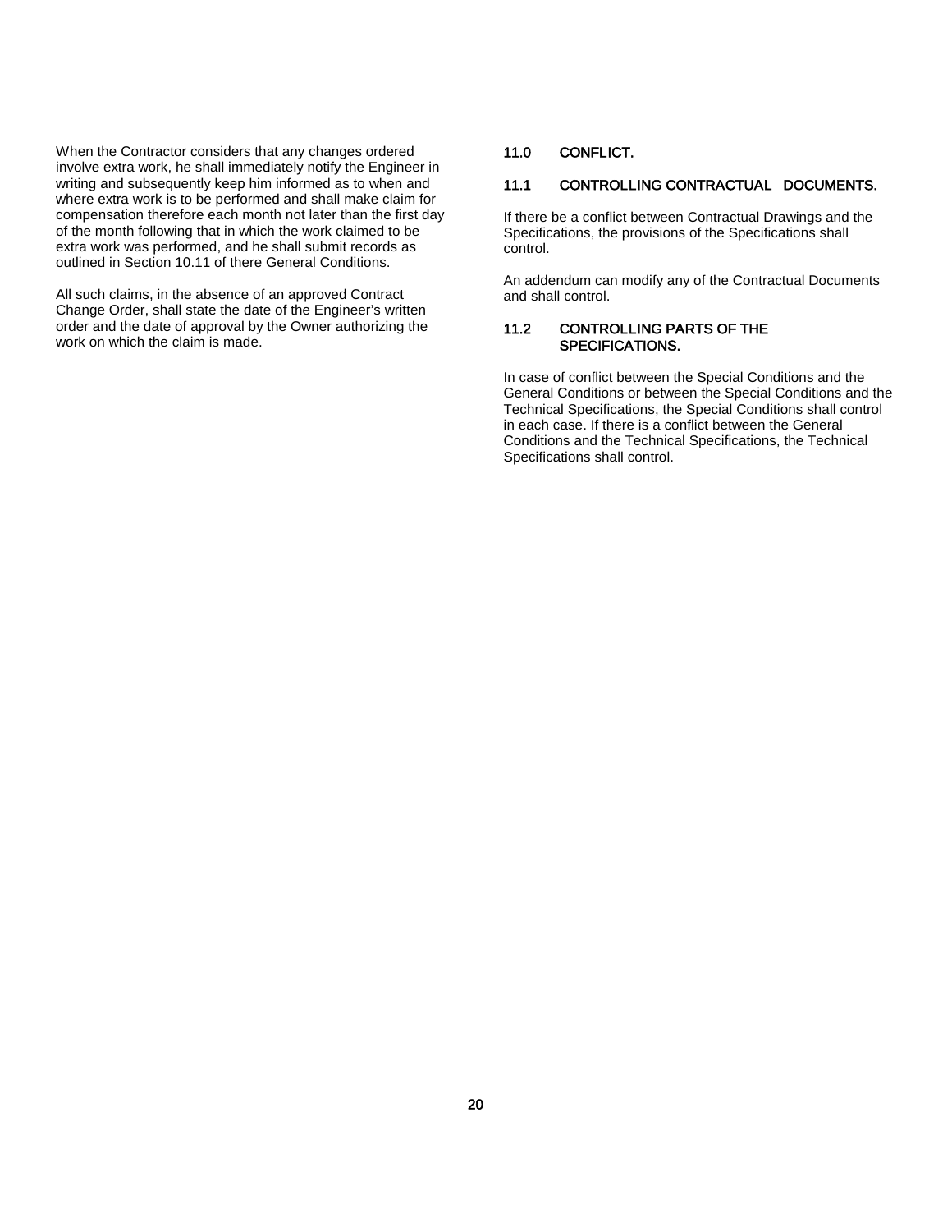When the Contractor considers that any changes ordered involve extra work, he shall immediately notify the Engineer in writing and subsequently keep him informed as to when and where extra work is to be performed and shall make claim for compensation therefore each month not later than the first day of the month following that in which the work claimed to be extra work was performed, and he shall submit records as outlined in Section 10.11 of there General Conditions.

All such claims, in the absence of an approved Contract Change Order, shall state the date of the Engineer's written order and the date of approval by the Owner authorizing the work on which the claim is made.

## 11.0 CONFLICT.

### 11.1 CONTROLLING CONTRACTUAL DOCUMENTS.

If there be a conflict between Contractual Drawings and the Specifications, the provisions of the Specifications shall control.

An addendum can modify any of the Contractual Documents and shall control.

### 11.2 CONTROLLING PARTS OF THE SPECIFICATIONS.

In case of conflict between the Special Conditions and the General Conditions or between the Special Conditions and the Technical Specifications, the Special Conditions shall control in each case. If there is a conflict between the General Conditions and the Technical Specifications, the Technical Specifications shall control.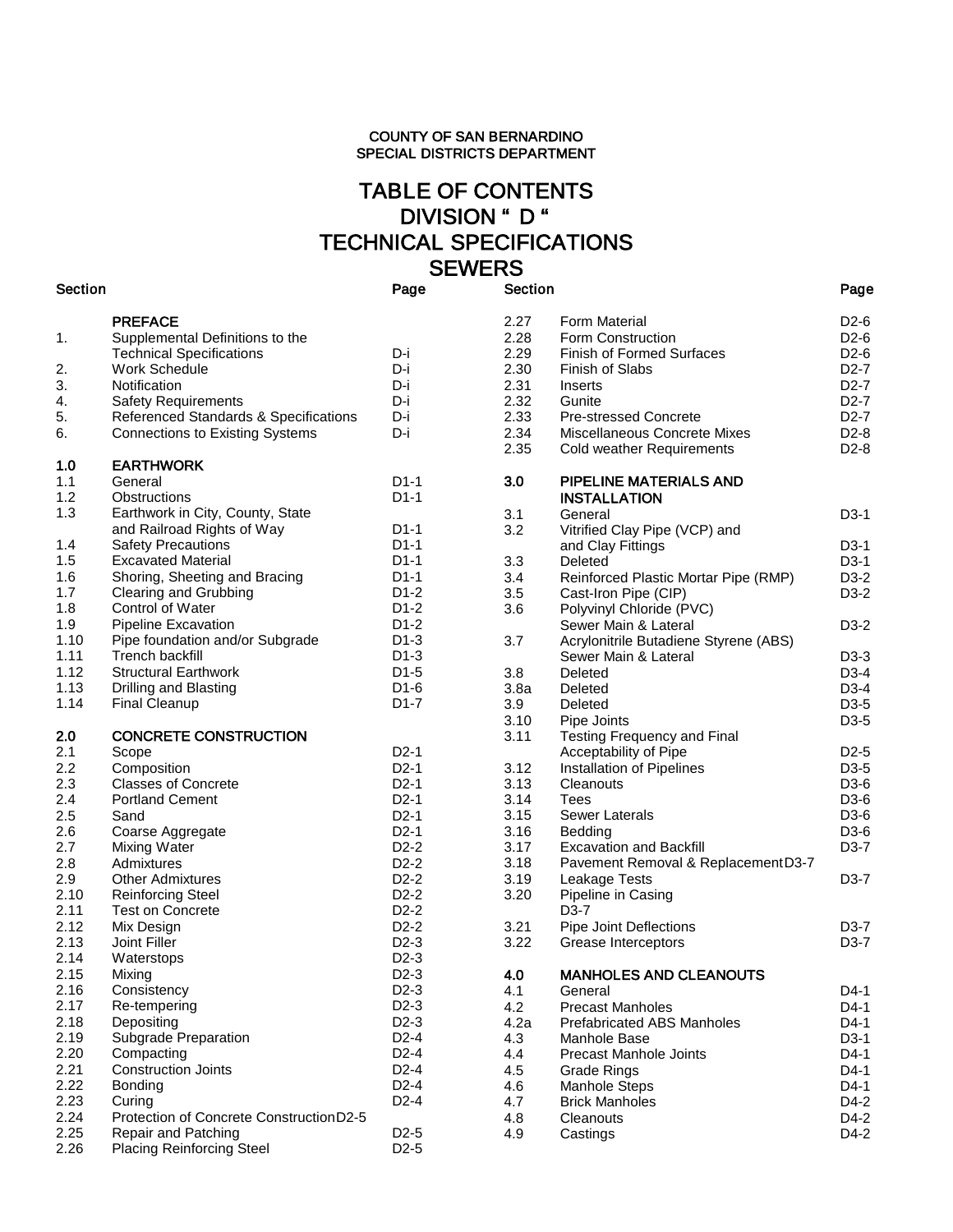COUNTY OF SAN BERNARDINO
SPECIAL DISTRICTS DEPARTMENT

# TABLE OF CONTENTS
# DIVISION " D "
# TECHNICAL SPECIFICATIONS
# SEWERS

| Section | | Page |
|---|---|---|
| | **PREFACE** | |
| 1. | Supplemental Definitions to the Technical Specifications | D-i |
| 2. | Work Schedule | D-i |
| 3. | Notification | D-i |
| 4. | Safety Requirements | D-i |
| 5. | Referenced Standards & Specifications | D-i |
| 6. | Connections to Existing Systems | D-i |
| **1.0** | **EARTHWORK** | |
| 1.1 | General | D1-1 |
| 1.2 | Obstructions | D1-1 |
| 1.3 | Earthwork in City, County, State and Railroad Rights of Way | D1-1 |
| 1.4 | Safety Precautions | D1-1 |
| 1.5 | Excavated Material | D1-1 |
| 1.6 | Shoring, Sheeting and Bracing | D1-1 |
| 1.7 | Clearing and Grubbing | D1-2 |
| 1.8 | Control of Water | D1-2 |
| 1.9 | Pipeline Excavation | D1-2 |
| 1.10 | Pipe foundation and/or Subgrade | D1-3 |
| 1.11 | Trench backfill | D1-3 |
| 1.12 | Structural Earthwork | D1-5 |
| 1.13 | Drilling and Blasting | D1-6 |
| 1.14 | Final Cleanup | D1-7 |
| **2.0** | **CONCRETE CONSTRUCTION** | |
| 2.1 | Scope | D2-1 |
| 2.2 | Composition | D2-1 |
| 2.3 | Classes of Concrete | D2-1 |
| 2.4 | Portland Cement | D2-1 |
| 2.5 | Sand | D2-1 |
| 2.6 | Coarse Aggregate | D2-1 |
| 2.7 | Mixing Water | D2-2 |
| 2.8 | Admixtures | D2-2 |
| 2.9 | Other Admixtures | D2-2 |
| 2.10 | Reinforcing Steel | D2-2 |
| 2.11 | Test on Concrete | D2-2 |
| 2.12 | Mix Design | D2-2 |
| 2.13 | Joint Filler | D2-3 |
| 2.14 | Waterstops | D2-3 |
| 2.15 | Mixing | D2-3 |
| 2.16 | Consistency | D2-3 |
| 2.17 | Re-tempering | D2-3 |
| 2.18 | Depositing | D2-3 |
| 2.19 | Subgrade Preparation | D2-4 |
| 2.20 | Compacting | D2-4 |
| 2.21 | Construction Joints | D2-4 |
| 2.22 | Bonding | D2-4 |
| 2.23 | Curing | D2-4 |
| 2.24 | Protection of Concrete Construction | D2-5 |
| 2.25 | Repair and Patching | D2-5 |
| 2.26 | Placing Reinforcing Steel | D2-5 |
| 2.27 | Form Material | D2-6 |
| 2.28 | Form Construction | D2-6 |
| 2.29 | Finish of Formed Surfaces | D2-6 |
| 2.30 | Finish of Slabs | D2-7 |
| 2.31 | Inserts | D2-7 |
| 2.32 | Gunite | D2-7 |
| 2.33 | Pre-stressed Concrete | D2-7 |
| 2.34 | Miscellaneous Concrete Mixes | D2-8 |
| 2.35 | Cold weather Requirements | D2-8 |
| **3.0** | **PIPELINE MATERIALS AND INSTALLATION** | |
| 3.1 | General | D3-1 |
| 3.2 | Vitrified Clay Pipe (VCP) and and Clay Fittings | D3-1 |
| 3.3 | Deleted | D3-1 |
| 3.4 | Reinforced Plastic Mortar Pipe (RMP) | D3-2 |
| 3.5 | Cast-Iron Pipe (CIP) | D3-2 |
| 3.6 | Polyvinyl Chloride (PVC) Sewer Main & Lateral | D3-2 |
| 3.7 | Acrylonitrile Butadiene Styrene (ABS) Sewer Main & Lateral | D3-3 |
| 3.8 | Deleted | D3-4 |
| 3.8a | Deleted | D3-4 |
| 3.9 | Deleted | D3-5 |
| 3.10 | Pipe Joints | D3-5 |
| 3.11 | Testing Frequency and Final Acceptability of Pipe | D2-5 |
| 3.12 | Installation of Pipelines | D3-5 |
| 3.13 | Cleanouts | D3-6 |
| 3.14 | Tees | D3-6 |
| 3.15 | Sewer Laterals | D3-6 |
| 3.16 | Bedding | D3-6 |
| 3.17 | Excavation and Backfill | D3-7 |
| 3.18 | Pavement Removal & Replacement | D3-7 |
| 3.19 | Leakage Tests | D3-7 |
| 3.20 | Pipeline in Casing | D3-7 |
| 3.21 | Pipe Joint Deflections | D3-7 |
| 3.22 | Grease Interceptors | D3-7 |
| **4.0** | **MANHOLES AND CLEANOUTS** | |
| 4.1 | General | D4-1 |
| 4.2 | Precast Manholes | D4-1 |
| 4.2a | Prefabricated ABS Manholes | D4-1 |
| 4.3 | Manhole Base | D3-1 |
| 4.4 | Precast Manhole Joints | D4-1 |
| 4.5 | Grade Rings | D4-1 |
| 4.6 | Manhole Steps | D4-1 |
| 4.7 | Brick Manholes | D4-2 |
| 4.8 | Cleanouts | D4-2 |
| 4.9 | Castings | D4-2 |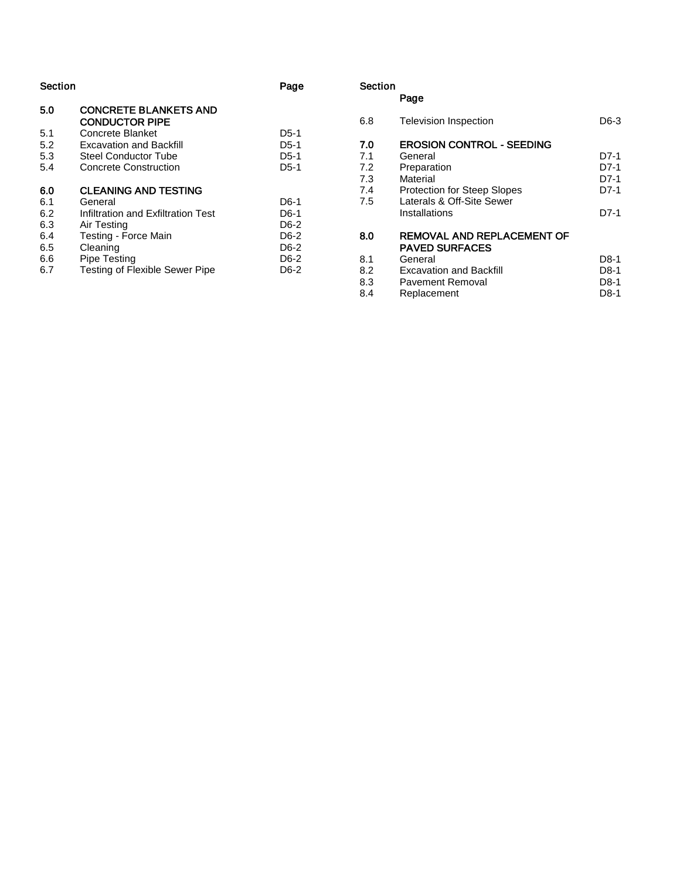| Section | | Page |
|---|---|---|
| **5.0** | **CONCRETE BLANKETS AND CONDUCTOR PIPE** | |
| 5.1 | Concrete Blanket | D5-1 |
| 5.2 | Excavation and Backfill | D5-1 |
| 5.3 | Steel Conductor Tube | D5-1 |
| 5.4 | Concrete Construction | D5-1 |
| **6.0** | **CLEANING AND TESTING** | |
| 6.1 | General | D6-1 |
| 6.2 | Infiltration and Exfiltration Test | D6-1 |
| 6.3 | Air Testing | D6-2 |
| 6.4 | Testing - Force Main | D6-2 |
| 6.5 | Cleaning | D6-2 |
| 6.6 | Pipe Testing | D6-2 |
| 6.7 | Testing of Flexible Sewer Pipe | D6-2 |
| 6.8 | Television Inspection | D6-3 |
| **7.0** | **EROSION CONTROL - SEEDING** | |
| 7.1 | General | D7-1 |
| 7.2 | Preparation | D7-1 |
| 7.3 | Material | D7-1 |
| 7.4 | Protection for Steep Slopes | D7-1 |
| 7.5 | Laterals & Off-Site Sewer Installations | D7-1 |
| **8.0** | **REMOVAL AND REPLACEMENT OF PAVED SURFACES** | |
| 8.1 | General | D8-1 |
| 8.2 | Excavation and Backfill | D8-1 |
| 8.3 | Pavement Removal | D8-1 |
| 8.4 | Replacement | D8-1 |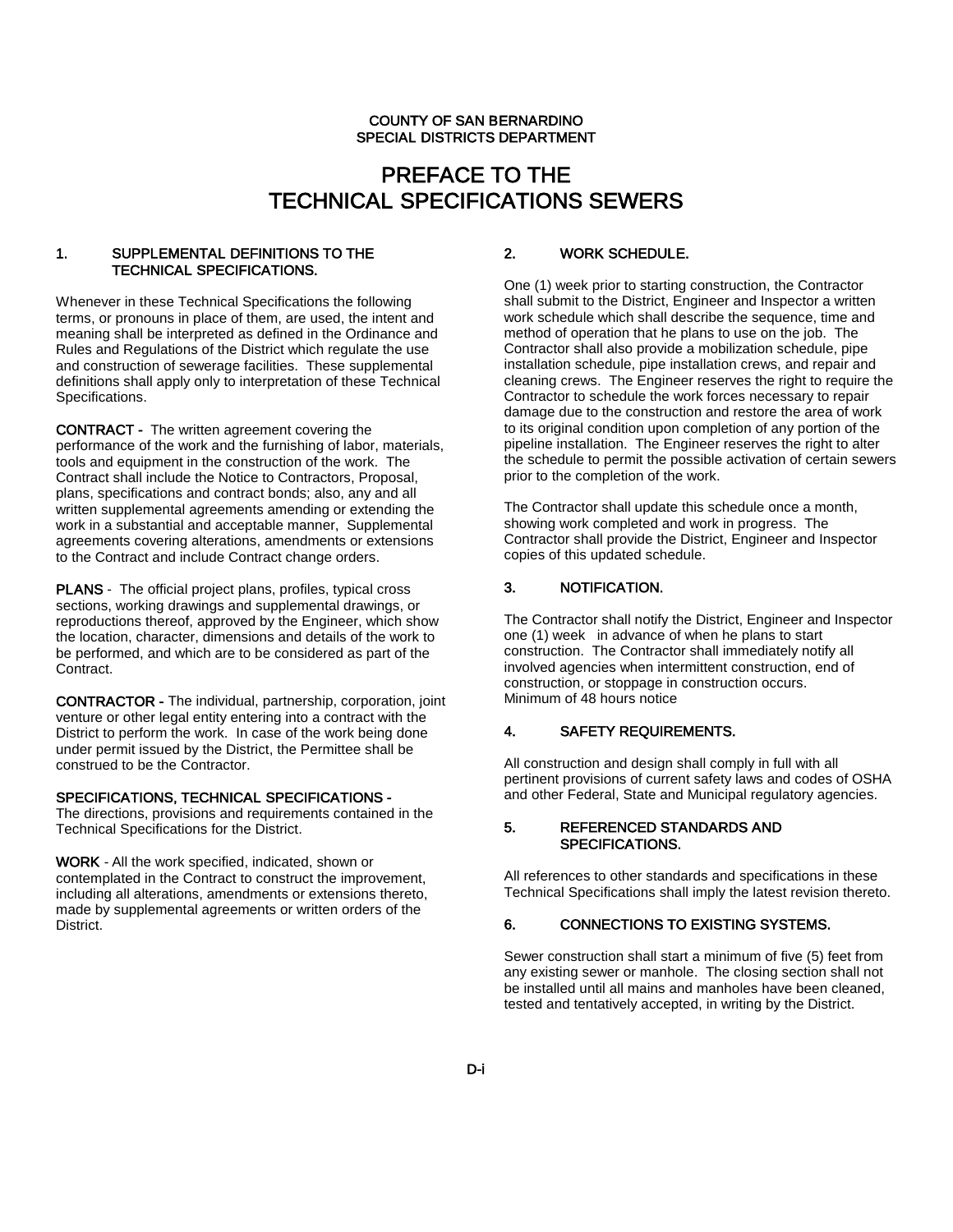COUNTY OF SAN BERNARDINO
SPECIAL DISTRICTS DEPARTMENT

# PREFACE TO THE TECHNICAL SPECIFICATIONS SEWERS

## 1. SUPPLEMENTAL DEFINITIONS TO THE TECHNICAL SPECIFICATIONS.

Whenever in these Technical Specifications the following terms, or pronouns in place of them, are used, the intent and meaning shall be interpreted as defined in the Ordinance and Rules and Regulations of the District which regulate the use and construction of sewerage facilities. These supplemental definitions shall apply only to interpretation of these Technical Specifications.

**CONTRACT -** The written agreement covering the performance of the work and the furnishing of labor, materials, tools and equipment in the construction of the work. The Contract shall include the Notice to Contractors, Proposal, plans, specifications and contract bonds; also, any and all written supplemental agreements amending or extending the work in a substantial and acceptable manner, Supplemental agreements covering alterations, amendments or extensions to the Contract and include Contract change orders.

**PLANS** - The official project plans, profiles, typical cross sections, working drawings and supplemental drawings, or reproductions thereof, approved by the Engineer, which show the location, character, dimensions and details of the work to be performed, and which are to be considered as part of the Contract.

**CONTRACTOR -** The individual, partnership, corporation, joint venture or other legal entity entering into a contract with the District to perform the work. In case of the work being done under permit issued by the District, the Permittee shall be construed to be the Contractor.

**SPECIFICATIONS, TECHNICAL SPECIFICATIONS -** The directions, provisions and requirements contained in the Technical Specifications for the District.

**WORK** - All the work specified, indicated, shown or contemplated in the Contract to construct the improvement, including all alterations, amendments or extensions thereto, made by supplemental agreements or written orders of the District.

## 2. WORK SCHEDULE.

One (1) week prior to starting construction, the Contractor shall submit to the District, Engineer and Inspector a written work schedule which shall describe the sequence, time and method of operation that he plans to use on the job. The Contractor shall also provide a mobilization schedule, pipe installation schedule, pipe installation crews, and repair and cleaning crews. The Engineer reserves the right to require the Contractor to schedule the work forces necessary to repair damage due to the construction and restore the area of work to its original condition upon completion of any portion of the pipeline installation. The Engineer reserves the right to alter the schedule to permit the possible activation of certain sewers prior to the completion of the work.

The Contractor shall update this schedule once a month, showing work completed and work in progress. The Contractor shall provide the District, Engineer and Inspector copies of this updated schedule.

## 3. NOTIFICATION.

The Contractor shall notify the District, Engineer and Inspector one (1) week in advance of when he plans to start construction. The Contractor shall immediately notify all involved agencies when intermittent construction, end of construction, or stoppage in construction occurs.
Minimum of 48 hours notice

## 4. SAFETY REQUIREMENTS.

All construction and design shall comply in full with all pertinent provisions of current safety laws and codes of OSHA and other Federal, State and Municipal regulatory agencies.

## 5. REFERENCED STANDARDS AND SPECIFICATIONS.

All references to other standards and specifications in these Technical Specifications shall imply the latest revision thereto.

## 6. CONNECTIONS TO EXISTING SYSTEMS.

Sewer construction shall start a minimum of five (5) feet from any existing sewer or manhole. The closing section shall not be installed until all mains and manholes have been cleaned, tested and tentatively accepted, in writing by the District.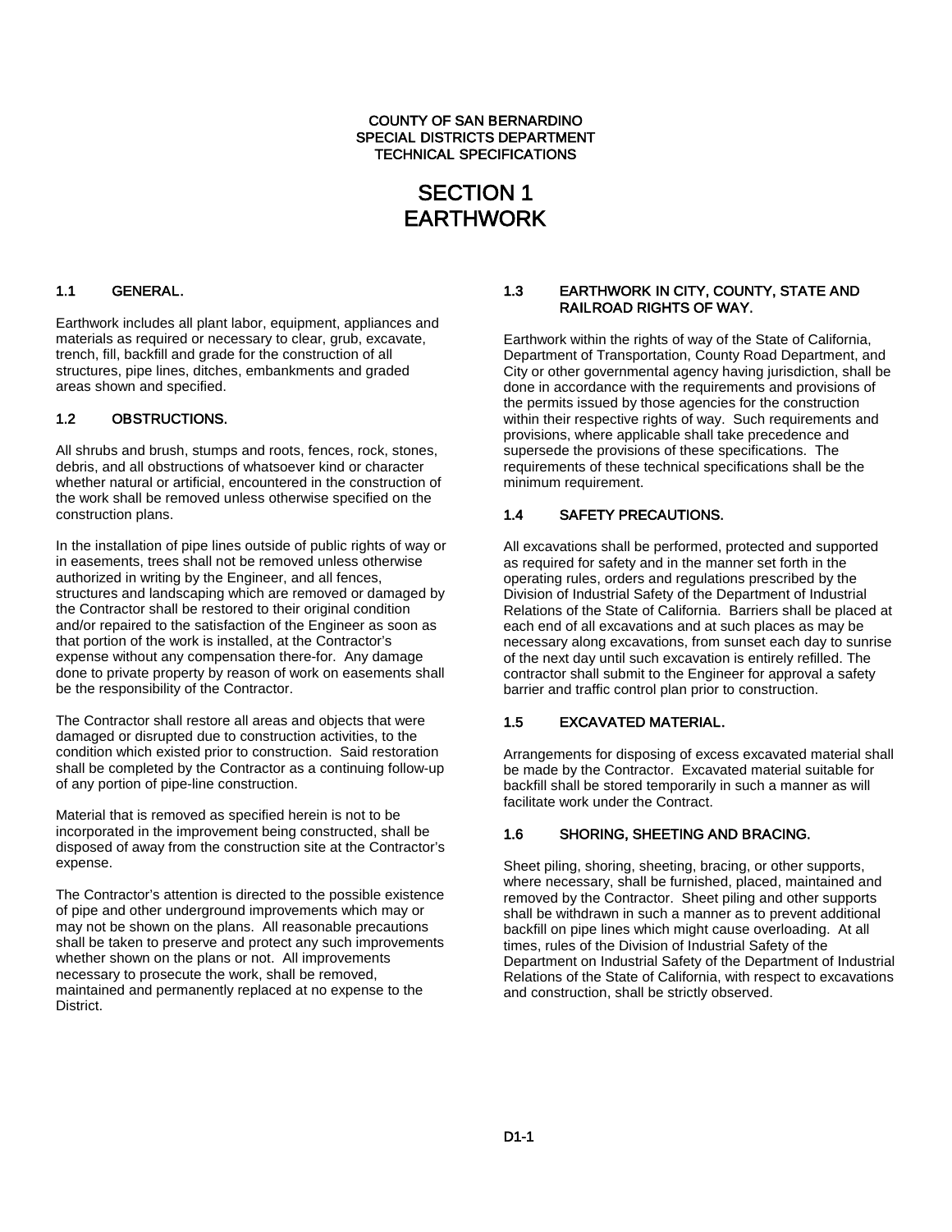COUNTY OF SAN BERNARDINO
SPECIAL DISTRICTS DEPARTMENT
TECHNICAL SPECIFICATIONS

# SECTION 1
# EARTHWORK

## 1.1 GENERAL.

Earthwork includes all plant labor, equipment, appliances and materials as required or necessary to clear, grub, excavate, trench, fill, backfill and grade for the construction of all structures, pipe lines, ditches, embankments and graded areas shown and specified.

## 1.2 OBSTRUCTIONS.

All shrubs and brush, stumps and roots, fences, rock, stones, debris, and all obstructions of whatsoever kind or character whether natural or artificial, encountered in the construction of the work shall be removed unless otherwise specified on the construction plans.

In the installation of pipe lines outside of public rights of way or in easements, trees shall not be removed unless otherwise authorized in writing by the Engineer, and all fences, structures and landscaping which are removed or damaged by the Contractor shall be restored to their original condition and/or repaired to the satisfaction of the Engineer as soon as that portion of the work is installed, at the Contractor's expense without any compensation there-for. Any damage done to private property by reason of work on easements shall be the responsibility of the Contractor.

The Contractor shall restore all areas and objects that were damaged or disrupted due to construction activities, to the condition which existed prior to construction. Said restoration shall be completed by the Contractor as a continuing follow-up of any portion of pipe-line construction.

Material that is removed as specified herein is not to be incorporated in the improvement being constructed, shall be disposed of away from the construction site at the Contractor's expense.

The Contractor's attention is directed to the possible existence of pipe and other underground improvements which may or may not be shown on the plans. All reasonable precautions shall be taken to preserve and protect any such improvements whether shown on the plans or not. All improvements necessary to prosecute the work, shall be removed, maintained and permanently replaced at no expense to the District.

## 1.3 EARTHWORK IN CITY, COUNTY, STATE AND RAILROAD RIGHTS OF WAY.

Earthwork within the rights of way of the State of California, Department of Transportation, County Road Department, and City or other governmental agency having jurisdiction, shall be done in accordance with the requirements and provisions of the permits issued by those agencies for the construction within their respective rights of way. Such requirements and provisions, where applicable shall take precedence and supersede the provisions of these specifications. The requirements of these technical specifications shall be the minimum requirement.

## 1.4 SAFETY PRECAUTIONS.

All excavations shall be performed, protected and supported as required for safety and in the manner set forth in the operating rules, orders and regulations prescribed by the Division of Industrial Safety of the Department of Industrial Relations of the State of California. Barriers shall be placed at each end of all excavations and at such places as may be necessary along excavations, from sunset each day to sunrise of the next day until such excavation is entirely refilled. The contractor shall submit to the Engineer for approval a safety barrier and traffic control plan prior to construction.

## 1.5 EXCAVATED MATERIAL.

Arrangements for disposing of excess excavated material shall be made by the Contractor. Excavated material suitable for backfill shall be stored temporarily in such a manner as will facilitate work under the Contract.

## 1.6 SHORING, SHEETING AND BRACING.

Sheet piling, shoring, sheeting, bracing, or other supports, where necessary, shall be furnished, placed, maintained and removed by the Contractor. Sheet piling and other supports shall be withdrawn in such a manner as to prevent additional backfill on pipe lines which might cause overloading. At all times, rules of the Division of Industrial Safety of the Department on Industrial Safety of the Department of Industrial Relations of the State of California, with respect to excavations and construction, shall be strictly observed.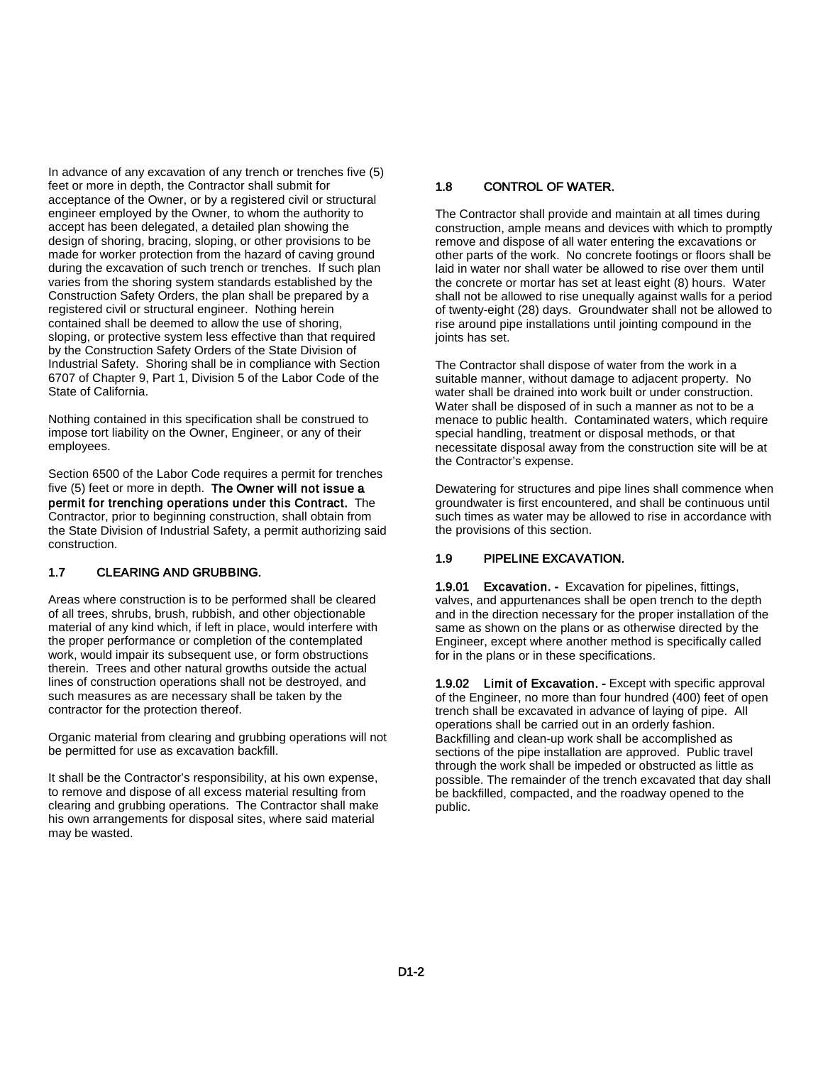In advance of any excavation of any trench or trenches five (5) feet or more in depth, the Contractor shall submit for acceptance of the Owner, or by a registered civil or structural engineer employed by the Owner, to whom the authority to accept has been delegated, a detailed plan showing the design of shoring, bracing, sloping, or other provisions to be made for worker protection from the hazard of caving ground during the excavation of such trench or trenches. If such plan varies from the shoring system standards established by the Construction Safety Orders, the plan shall be prepared by a registered civil or structural engineer. Nothing herein contained shall be deemed to allow the use of shoring, sloping, or protective system less effective than that required by the Construction Safety Orders of the State Division of Industrial Safety. Shoring shall be in compliance with Section 6707 of Chapter 9, Part 1, Division 5 of the Labor Code of the State of California.

Nothing contained in this specification shall be construed to impose tort liability on the Owner, Engineer, or any of their employees.

Section 6500 of the Labor Code requires a permit for trenches five (5) feet or more in depth. **The Owner will not issue a permit for trenching operations under this Contract.** The Contractor, prior to beginning construction, shall obtain from the State Division of Industrial Safety, a permit authorizing said construction.

## 1.7 CLEARING AND GRUBBING.

Areas where construction is to be performed shall be cleared of all trees, shrubs, brush, rubbish, and other objectionable material of any kind which, if left in place, would interfere with the proper performance or completion of the contemplated work, would impair its subsequent use, or form obstructions therein. Trees and other natural growths outside the actual lines of construction operations shall not be destroyed, and such measures as are necessary shall be taken by the contractor for the protection thereof.

Organic material from clearing and grubbing operations will not be permitted for use as excavation backfill.

It shall be the Contractor's responsibility, at his own expense, to remove and dispose of all excess material resulting from clearing and grubbing operations. The Contractor shall make his own arrangements for disposal sites, where said material may be wasted.

## 1.8 CONTROL OF WATER.

The Contractor shall provide and maintain at all times during construction, ample means and devices with which to promptly remove and dispose of all water entering the excavations or other parts of the work. No concrete footings or floors shall be laid in water nor shall water be allowed to rise over them until the concrete or mortar has set at least eight (8) hours. Water shall not be allowed to rise unequally against walls for a period of twenty-eight (28) days. Groundwater shall not be allowed to rise around pipe installations until jointing compound in the joints has set.

The Contractor shall dispose of water from the work in a suitable manner, without damage to adjacent property. No water shall be drained into work built or under construction. Water shall be disposed of in such a manner as not to be a menace to public health. Contaminated waters, which require special handling, treatment or disposal methods, or that necessitate disposal away from the construction site will be at the Contractor's expense.

Dewatering for structures and pipe lines shall commence when groundwater is first encountered, and shall be continuous until such times as water may be allowed to rise in accordance with the provisions of this section.

## 1.9 PIPELINE EXCAVATION.

**1.9.01 Excavation. -** Excavation for pipelines, fittings, valves, and appurtenances shall be open trench to the depth and in the direction necessary for the proper installation of the same as shown on the plans or as otherwise directed by the Engineer, except where another method is specifically called for in the plans or in these specifications.

**1.9.02 Limit of Excavation. -** Except with specific approval of the Engineer, no more than four hundred (400) feet of open trench shall be excavated in advance of laying of pipe. All operations shall be carried out in an orderly fashion. Backfilling and clean-up work shall be accomplished as sections of the pipe installation are approved. Public travel through the work shall be impeded or obstructed as little as possible. The remainder of the trench excavated that day shall be backfilled, compacted, and the roadway opened to the public.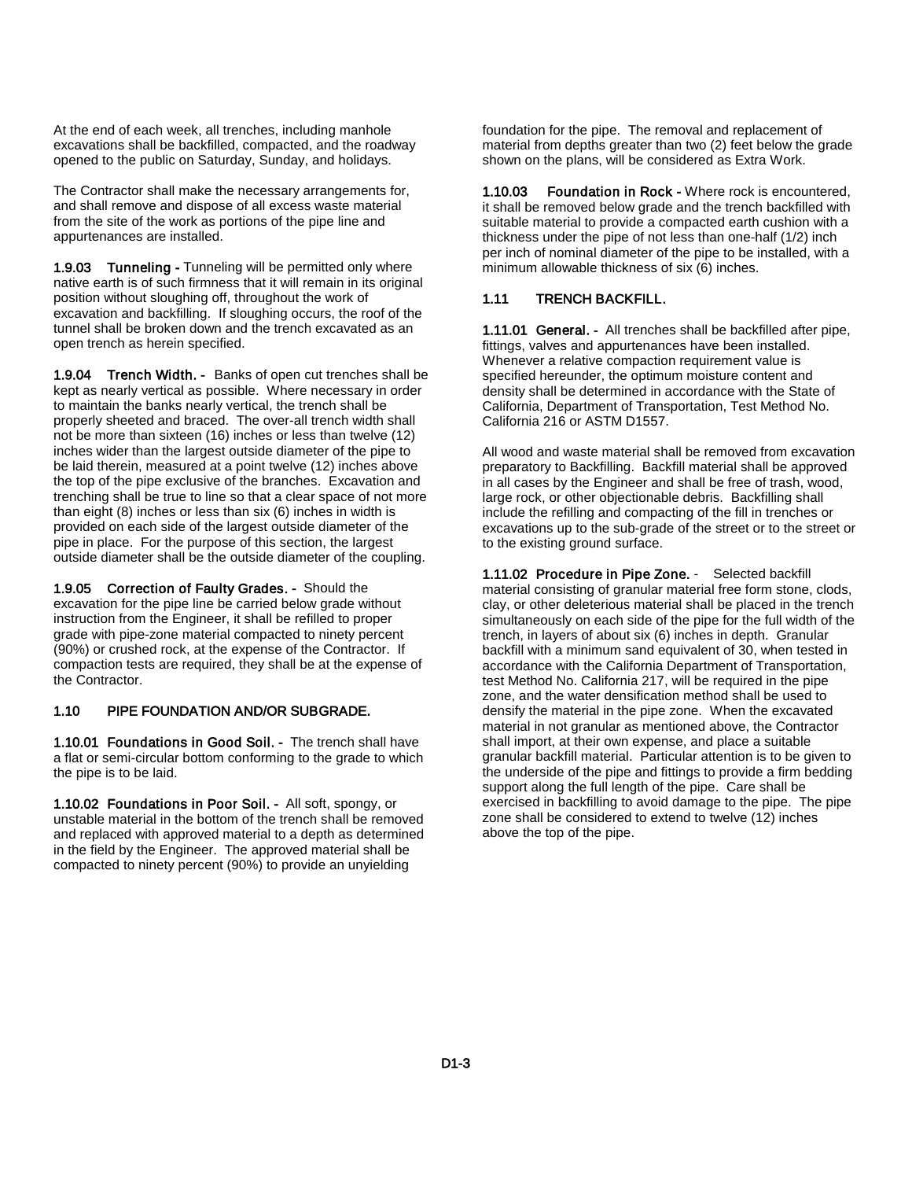At the end of each week, all trenches, including manhole excavations shall be backfilled, compacted, and the roadway opened to the public on Saturday, Sunday, and holidays.

The Contractor shall make the necessary arrangements for, and shall remove and dispose of all excess waste material from the site of the work as portions of the pipe line and appurtenances are installed.

**1.9.03 Tunneling -** Tunneling will be permitted only where native earth is of such firmness that it will remain in its original position without sloughing off, throughout the work of excavation and backfilling. If sloughing occurs, the roof of the tunnel shall be broken down and the trench excavated as an open trench as herein specified.

**1.9.04 Trench Width. -** Banks of open cut trenches shall be kept as nearly vertical as possible. Where necessary in order to maintain the banks nearly vertical, the trench shall be properly sheeted and braced. The over-all trench width shall not be more than sixteen (16) inches or less than twelve (12) inches wider than the largest outside diameter of the pipe to be laid therein, measured at a point twelve (12) inches above the top of the pipe exclusive of the branches. Excavation and trenching shall be true to line so that a clear space of not more than eight (8) inches or less than six (6) inches in width is provided on each side of the largest outside diameter of the pipe in place. For the purpose of this section, the largest outside diameter shall be the outside diameter of the coupling.

**1.9.05 Correction of Faulty Grades. -** Should the excavation for the pipe line be carried below grade without instruction from the Engineer, it shall be refilled to proper grade with pipe-zone material compacted to ninety percent (90%) or crushed rock, at the expense of the Contractor. If compaction tests are required, they shall be at the expense of the Contractor.

## 1.10 PIPE FOUNDATION AND/OR SUBGRADE.

**1.10.01 Foundations in Good Soil. -** The trench shall have a flat or semi-circular bottom conforming to the grade to which the pipe is to be laid.

**1.10.02 Foundations in Poor Soil. -** All soft, spongy, or unstable material in the bottom of the trench shall be removed and replaced with approved material to a depth as determined in the field by the Engineer. The approved material shall be compacted to ninety percent (90%) to provide an unyielding foundation for the pipe. The removal and replacement of material from depths greater than two (2) feet below the grade shown on the plans, will be considered as Extra Work.

**1.10.03 Foundation in Rock -** Where rock is encountered, it shall be removed below grade and the trench backfilled with suitable material to provide a compacted earth cushion with a thickness under the pipe of not less than one-half (1/2) inch per inch of nominal diameter of the pipe to be installed, with a minimum allowable thickness of six (6) inches.

## 1.11 TRENCH BACKFILL.

**1.11.01 General. -** All trenches shall be backfilled after pipe, fittings, valves and appurtenances have been installed. Whenever a relative compaction requirement value is specified hereunder, the optimum moisture content and density shall be determined in accordance with the State of California, Department of Transportation, Test Method No. California 216 or ASTM D1557.

All wood and waste material shall be removed from excavation preparatory to Backfilling. Backfill material shall be approved in all cases by the Engineer and shall be free of trash, wood, large rock, or other objectionable debris. Backfilling shall include the refilling and compacting of the fill in trenches or excavations up to the sub-grade of the street or to the street or to the existing ground surface.

**1.11.02 Procedure in Pipe Zone. -** Selected backfill material consisting of granular material free form stone, clods, clay, or other deleterious material shall be placed in the trench simultaneously on each side of the pipe for the full width of the trench, in layers of about six (6) inches in depth. Granular backfill with a minimum sand equivalent of 30, when tested in accordance with the California Department of Transportation, test Method No. California 217, will be required in the pipe zone, and the water densification method shall be used to densify the material in the pipe zone. When the excavated material in not granular as mentioned above, the Contractor shall import, at their own expense, and place a suitable granular backfill material. Particular attention is to be given to the underside of the pipe and fittings to provide a firm bedding support along the full length of the pipe. Care shall be exercised in backfilling to avoid damage to the pipe. The pipe zone shall be considered to extend to twelve (12) inches above the top of the pipe.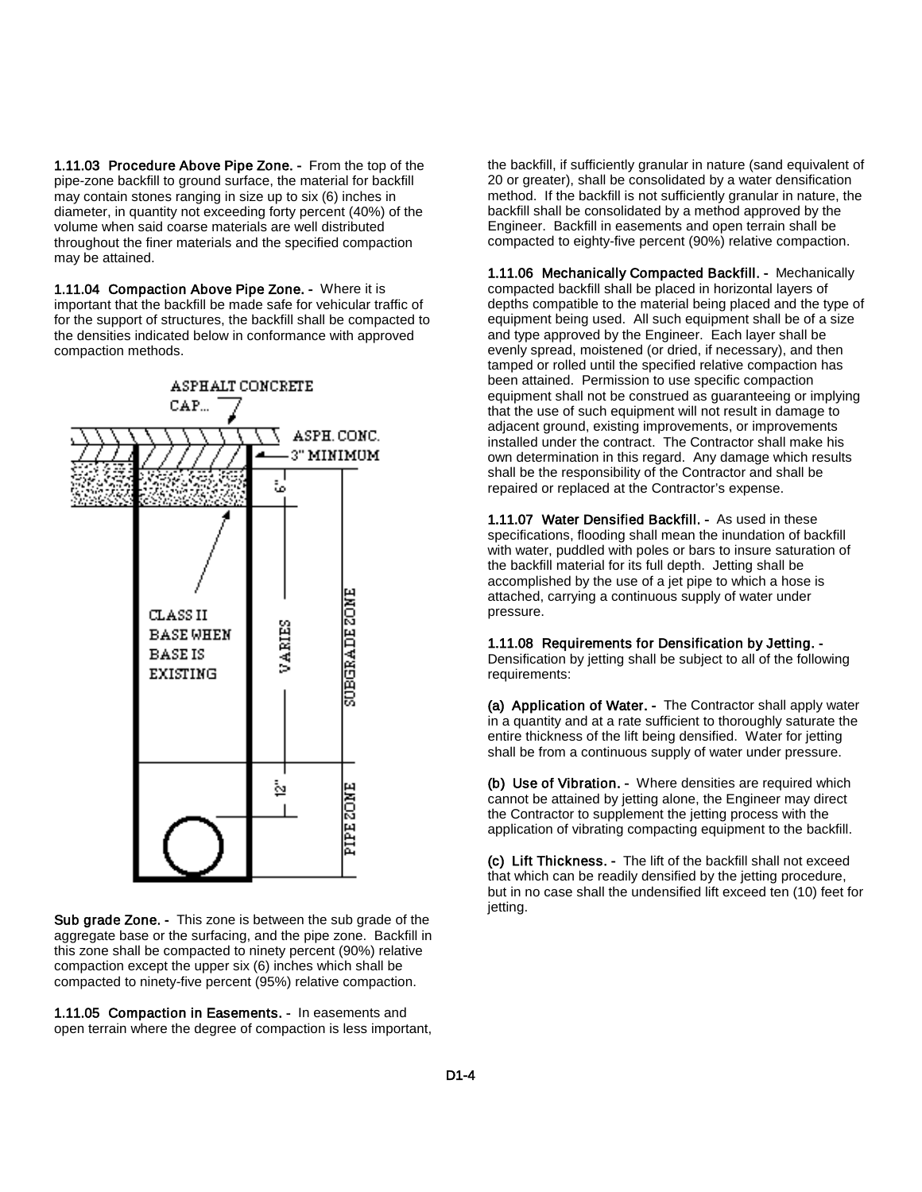**1.11.03 Procedure Above Pipe Zone. -** From the top of the pipe-zone backfill to ground surface, the material for backfill may contain stones ranging in size up to six (6) inches in diameter, in quantity not exceeding forty percent (40%) of the volume when said coarse materials are well distributed throughout the finer materials and the specified compaction may be attained.

**1.11.04 Compaction Above Pipe Zone. -** Where it is important that the backfill be made safe for vehicular traffic of for the support of structures, the backfill shall be compacted to the densities indicated below in conformance with approved compaction methods.

**Sub grade Zone. -** This zone is between the sub grade of the aggregate base or the surfacing, and the pipe zone. Backfill in this zone shall be compacted to ninety percent (90%) relative compaction except the upper six (6) inches which shall be compacted to ninety-five percent (95%) relative compaction.

**1.11.05 Compaction in Easements. -** In easements and open terrain where the degree of compaction is less important, the backfill, if sufficiently granular in nature (sand equivalent of 20 or greater), shall be consolidated by a water densification method. If the backfill is not sufficiently granular in nature, the backfill shall be consolidated by a method approved by the Engineer. Backfill in easements and open terrain shall be compacted to eighty-five percent (90%) relative compaction.

**1.11.06 Mechanically Compacted Backfill. -** Mechanically compacted backfill shall be placed in horizontal layers of depths compatible to the material being placed and the type of equipment being used. All such equipment shall be of a size and type approved by the Engineer. Each layer shall be evenly spread, moistened (or dried, if necessary), and then tamped or rolled until the specified relative compaction has been attained. Permission to use specific compaction equipment shall not be construed as guaranteeing or implying that the use of such equipment will not result in damage to adjacent ground, existing improvements, or improvements installed under the contract. The Contractor shall make his own determination in this regard. Any damage which results shall be the responsibility of the Contractor and shall be repaired or replaced at the Contractor's expense.

**1.11.07 Water Densified Backfill. -** As used in these specifications, flooding shall mean the inundation of backfill with water, puddled with poles or bars to insure saturation of the backfill material for its full depth. Jetting shall be accomplished by the use of a jet pipe to which a hose is attached, carrying a continuous supply of water under pressure.

**1.11.08 Requirements for Densification by Jetting. -** Densification by jetting shall be subject to all of the following requirements:

**(a) Application of Water. -** The Contractor shall apply water in a quantity and at a rate sufficient to thoroughly saturate the entire thickness of the lift being densified. Water for jetting shall be from a continuous supply of water under pressure.

**(b) Use of Vibration. -** Where densities are required which cannot be attained by jetting alone, the Engineer may direct the Contractor to supplement the jetting process with the application of vibrating compacting equipment to the backfill.

**(c) Lift Thickness. -** The lift of the backfill shall not exceed that which can be readily densified by the jetting procedure, but in no case shall the undensified lift exceed ten (10) feet for jetting.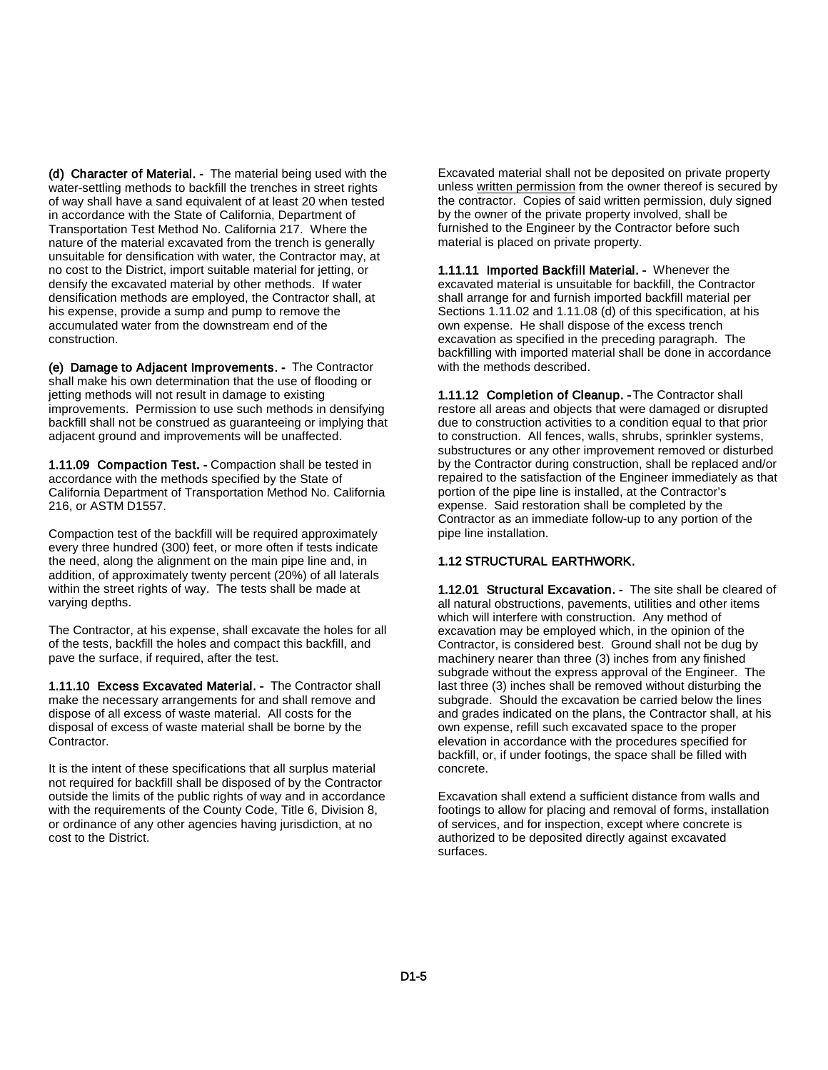**(d) Character of Material. -** The material being used with the water-settling methods to backfill the trenches in street rights of way shall have a sand equivalent of at least 20 when tested in accordance with the State of California, Department of Transportation Test Method No. California 217. Where the nature of the material excavated from the trench is generally unsuitable for densification with water, the Contractor may, at no cost to the District, import suitable material for jetting, or densify the excavated material by other methods. If water densification methods are employed, the Contractor shall, at his expense, provide a sump and pump to remove the accumulated water from the downstream end of the construction.

**(e) Damage to Adjacent Improvements. -** The Contractor shall make his own determination that the use of flooding or jetting methods will not result in damage to existing improvements. Permission to use such methods in densifying backfill shall not be construed as guaranteeing or implying that adjacent ground and improvements will be unaffected.

**1.11.09 Compaction Test. -** Compaction shall be tested in accordance with the methods specified by the State of California Department of Transportation Method No. California 216, or ASTM D1557.

Compaction test of the backfill will be required approximately every three hundred (300) feet, or more often if tests indicate the need, along the alignment on the main pipe line and, in addition, of approximately twenty percent (20%) of all laterals within the street rights of way. The tests shall be made at varying depths.

The Contractor, at his expense, shall excavate the holes for all of the tests, backfill the holes and compact this backfill, and pave the surface, if required, after the test.

**1.11.10 Excess Excavated Material. -** The Contractor shall make the necessary arrangements for and shall remove and dispose of all excess of waste material. All costs for the disposal of excess of waste material shall be borne by the Contractor.

It is the intent of these specifications that all surplus material not required for backfill shall be disposed of by the Contractor outside the limits of the public rights of way and in accordance with the requirements of the County Code, Title 6, Division 8, or ordinance of any other agencies having jurisdiction, at no cost to the District.

Excavated material shall not be deposited on private property unless written permission from the owner thereof is secured by the contractor. Copies of said written permission, duly signed by the owner of the private property involved, shall be furnished to the Engineer by the Contractor before such material is placed on private property.

**1.11.11 Imported Backfill Material. -** Whenever the excavated material is unsuitable for backfill, the Contractor shall arrange for and furnish imported backfill material per Sections 1.11.02 and 1.11.08 (d) of this specification, at his own expense. He shall dispose of the excess trench excavation as specified in the preceding paragraph. The backfilling with imported material shall be done in accordance with the methods described.

**1.11.12 Completion of Cleanup. -** The Contractor shall restore all areas and objects that were damaged or disrupted due to construction activities to a condition equal to that prior to construction. All fences, walls, shrubs, sprinkler systems, substructures or any other improvement removed or disturbed by the Contractor during construction, shall be replaced and/or repaired to the satisfaction of the Engineer immediately as that portion of the pipe line is installed, at the Contractor's expense. Said restoration shall be completed by the Contractor as an immediate follow-up to any portion of the pipe line installation.

## 1.12 STRUCTURAL EARTHWORK.

**1.12.01 Structural Excavation. -** The site shall be cleared of all natural obstructions, pavements, utilities and other items which will interfere with construction. Any method of excavation may be employed which, in the opinion of the Contractor, is considered best. Ground shall not be dug by machinery nearer than three (3) inches from any finished subgrade without the express approval of the Engineer. The last three (3) inches shall be removed without disturbing the subgrade. Should the excavation be carried below the lines and grades indicated on the plans, the Contractor shall, at his own expense, refill such excavated space to the proper elevation in accordance with the procedures specified for backfill, or, if under footings, the space shall be filled with concrete.

Excavation shall extend a sufficient distance from walls and footings to allow for placing and removal of forms, installation of services, and for inspection, except where concrete is authorized to be deposited directly against excavated surfaces.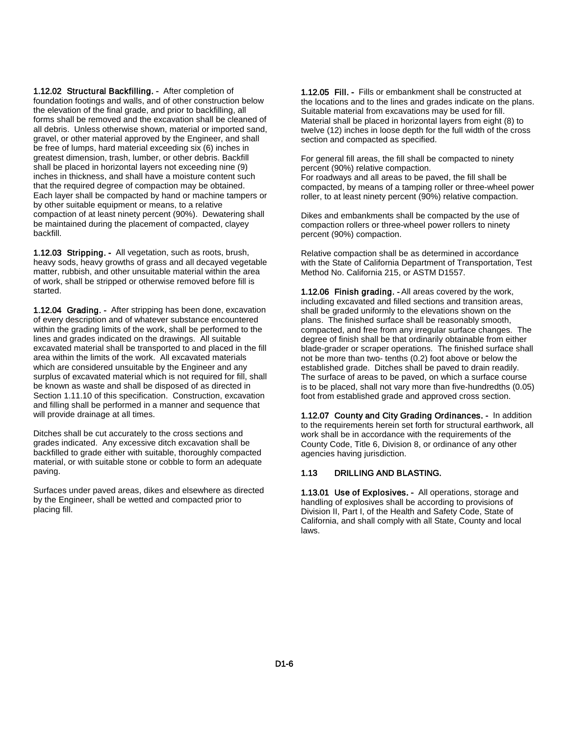**1.12.02 Structural Backfilling. -** After completion of foundation footings and walls, and of other construction below the elevation of the final grade, and prior to backfilling, all forms shall be removed and the excavation shall be cleaned of all debris. Unless otherwise shown, material or imported sand, gravel, or other material approved by the Engineer, and shall be free of lumps, hard material exceeding six (6) inches in greatest dimension, trash, lumber, or other debris. Backfill shall be placed in horizontal layers not exceeding nine (9) inches in thickness, and shall have a moisture content such that the required degree of compaction may be obtained. Each layer shall be compacted by hand or machine tampers or by other suitable equipment or means, to a relative compaction of at least ninety percent (90%). Dewatering shall be maintained during the placement of compacted, clayey backfill.

**1.12.03 Stripping. -** All vegetation, such as roots, brush, heavy sods, heavy growths of grass and all decayed vegetable matter, rubbish, and other unsuitable material within the area of work, shall be stripped or otherwise removed before fill is started.

**1.12.04 Grading. -** After stripping has been done, excavation of every description and of whatever substance encountered within the grading limits of the work, shall be performed to the lines and grades indicated on the drawings. All suitable excavated material shall be transported to and placed in the fill area within the limits of the work. All excavated materials which are considered unsuitable by the Engineer and any surplus of excavated material which is not required for fill, shall be known as waste and shall be disposed of as directed in Section 1.11.10 of this specification. Construction, excavation and filling shall be performed in a manner and sequence that will provide drainage at all times.

Ditches shall be cut accurately to the cross sections and grades indicated. Any excessive ditch excavation shall be backfilled to grade either with suitable, thoroughly compacted material, or with suitable stone or cobble to form an adequate paving.

Surfaces under paved areas, dikes and elsewhere as directed by the Engineer, shall be wetted and compacted prior to placing fill.

**1.12.05 Fill. -** Fills or embankment shall be constructed at the locations and to the lines and grades indicate on the plans. Suitable material from excavations may be used for fill. Material shall be placed in horizontal layers from eight (8) to twelve (12) inches in loose depth for the full width of the cross section and compacted as specified.

For general fill areas, the fill shall be compacted to ninety percent (90%) relative compaction.
For roadways and all areas to be paved, the fill shall be compacted, by means of a tamping roller or three-wheel power roller, to at least ninety percent (90%) relative compaction.

Dikes and embankments shall be compacted by the use of compaction rollers or three-wheel power rollers to ninety percent (90%) compaction.

Relative compaction shall be as determined in accordance with the State of California Department of Transportation, Test Method No. California 215, or ASTM D1557.

**1.12.06 Finish grading. -** All areas covered by the work, including excavated and filled sections and transition areas, shall be graded uniformly to the elevations shown on the plans. The finished surface shall be reasonably smooth, compacted, and free from any irregular surface changes. The degree of finish shall be that ordinarily obtainable from either blade-grader or scraper operations. The finished surface shall not be more than two- tenths (0.2) foot above or below the established grade. Ditches shall be paved to drain readily. The surface of areas to be paved, on which a surface course is to be placed, shall not vary more than five-hundredths (0.05) foot from established grade and approved cross section.

**1.12.07 County and City Grading Ordinances. -** In addition to the requirements herein set forth for structural earthwork, all work shall be in accordance with the requirements of the County Code, Title 6, Division 8, or ordinance of any other agencies having jurisdiction.

## 1.13 DRILLING AND BLASTING.

**1.13.01 Use of Explosives. -** All operations, storage and handling of explosives shall be according to provisions of Division II, Part I, of the Health and Safety Code, State of California, and shall comply with all State, County and local laws.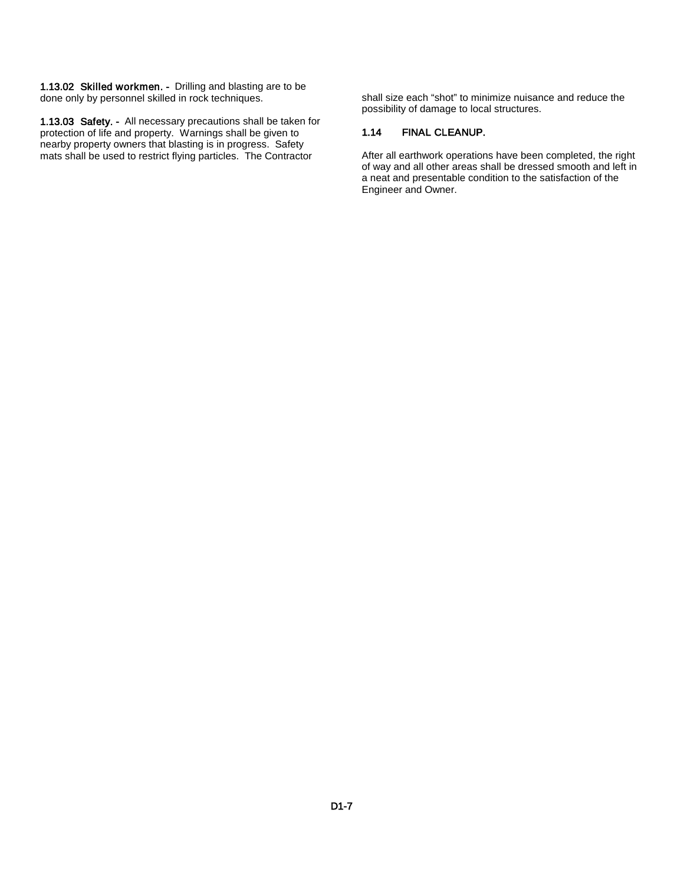**1.13.02 Skilled workmen. -** Drilling and blasting are to be done only by personnel skilled in rock techniques.

**1.13.03 Safety. -** All necessary precautions shall be taken for protection of life and property. Warnings shall be given to nearby property owners that blasting is in progress. Safety mats shall be used to restrict flying particles. The Contractor shall size each "shot" to minimize nuisance and reduce the possibility of damage to local structures.

### 1.14 FINAL CLEANUP.

After all earthwork operations have been completed, the right of way and all other areas shall be dressed smooth and left in a neat and presentable condition to the satisfaction of the Engineer and Owner.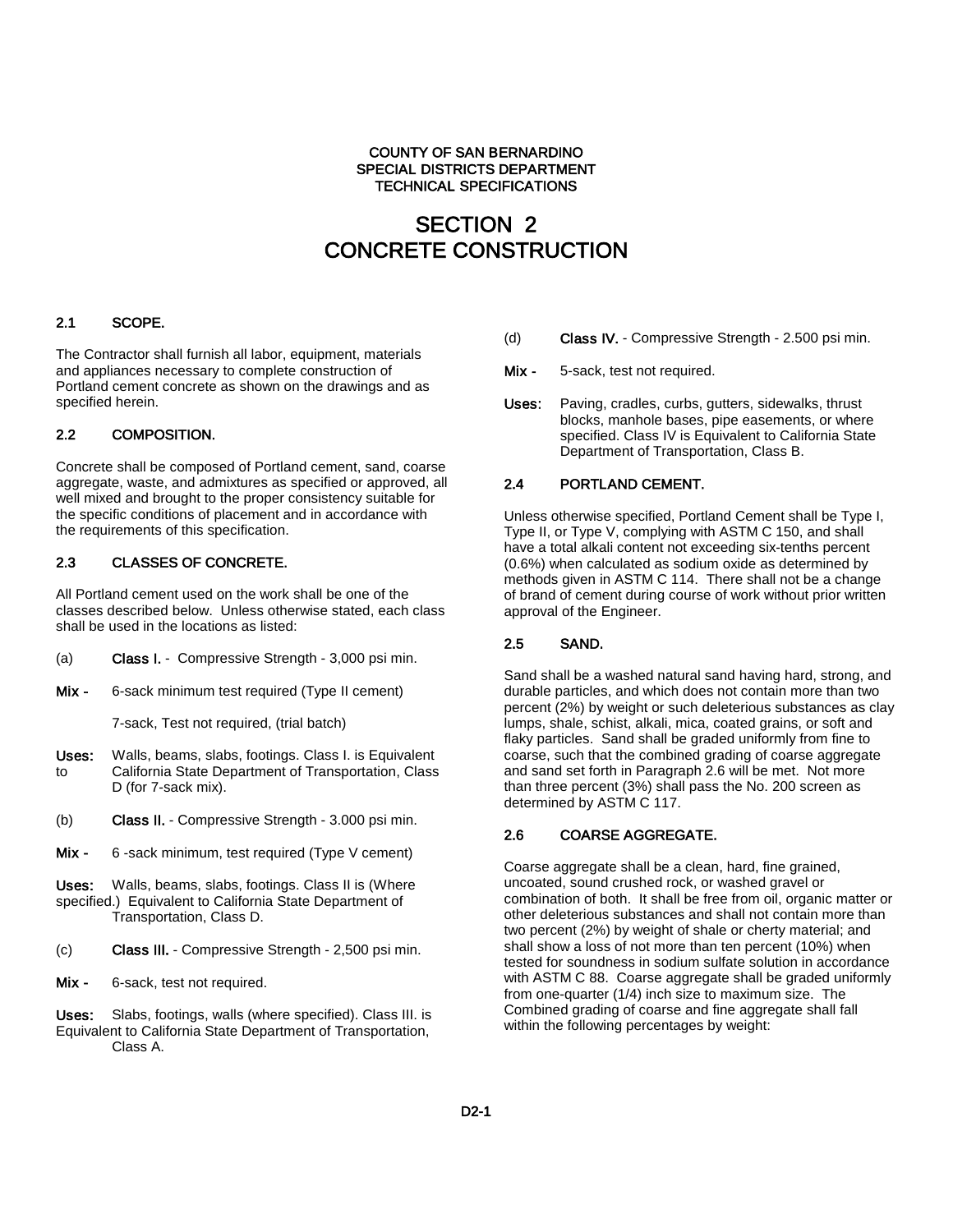COUNTY OF SAN BERNARDINO
SPECIAL DISTRICTS DEPARTMENT
TECHNICAL SPECIFICATIONS

# SECTION 2
# CONCRETE CONSTRUCTION

## 2.1 SCOPE.

The Contractor shall furnish all labor, equipment, materials and appliances necessary to complete construction of Portland cement concrete as shown on the drawings and as specified herein.

## 2.2 COMPOSITION.

Concrete shall be composed of Portland cement, sand, coarse aggregate, waste, and admixtures as specified or approved, all well mixed and brought to the proper consistency suitable for the specific conditions of placement and in accordance with the requirements of this specification.

## 2.3 CLASSES OF CONCRETE.

All Portland cement used on the work shall be one of the classes described below. Unless otherwise stated, each class shall be used in the locations as listed:

(a) **Class I.** - Compressive Strength - 3,000 psi min.

**Mix -** 6-sack minimum test required (Type II cement)

7-sack, Test not required, (trial batch)

**Uses:** Walls, beams, slabs, footings. Class I. is Equivalent to California State Department of Transportation, Class D (for 7-sack mix).

(b) **Class II.** - Compressive Strength - 3.000 psi min.

**Mix -** 6 -sack minimum, test required (Type V cement)

**Uses:** Walls, beams, slabs, footings. Class II is (Where specified.) Equivalent to California State Department of Transportation, Class D.

(c) **Class III.** - Compressive Strength - 2,500 psi min.

**Mix -** 6-sack, test not required.

**Uses:** Slabs, footings, walls (where specified). Class III. is Equivalent to California State Department of Transportation, Class A.

(d) **Class IV.** - Compressive Strength - 2.500 psi min.

**Mix -** 5-sack, test not required.

**Uses:** Paving, cradles, curbs, gutters, sidewalks, thrust blocks, manhole bases, pipe easements, or where specified. Class IV is Equivalent to California State Department of Transportation, Class B.

## 2.4 PORTLAND CEMENT.

Unless otherwise specified, Portland Cement shall be Type I, Type II, or Type V, complying with ASTM C 150, and shall have a total alkali content not exceeding six-tenths percent (0.6%) when calculated as sodium oxide as determined by methods given in ASTM C 114. There shall not be a change of brand of cement during course of work without prior written approval of the Engineer.

## 2.5 SAND.

Sand shall be a washed natural sand having hard, strong, and durable particles, and which does not contain more than two percent (2%) by weight or such deleterious substances as clay lumps, shale, schist, alkali, mica, coated grains, or soft and flaky particles. Sand shall be graded uniformly from fine to coarse, such that the combined grading of coarse aggregate and sand set forth in Paragraph 2.6 will be met. Not more than three percent (3%) shall pass the No. 200 screen as determined by ASTM C 117.

## 2.6 COARSE AGGREGATE.

Coarse aggregate shall be a clean, hard, fine grained, uncoated, sound crushed rock, or washed gravel or combination of both. It shall be free from oil, organic matter or other deleterious substances and shall not contain more than two percent (2%) by weight of shale or cherty material; and shall show a loss of not more than ten percent (10%) when tested for soundness in sodium sulfate solution in accordance with ASTM C 88. Coarse aggregate shall be graded uniformly from one-quarter (1/4) inch size to maximum size. The Combined grading of coarse and fine aggregate shall fall within the following percentages by weight: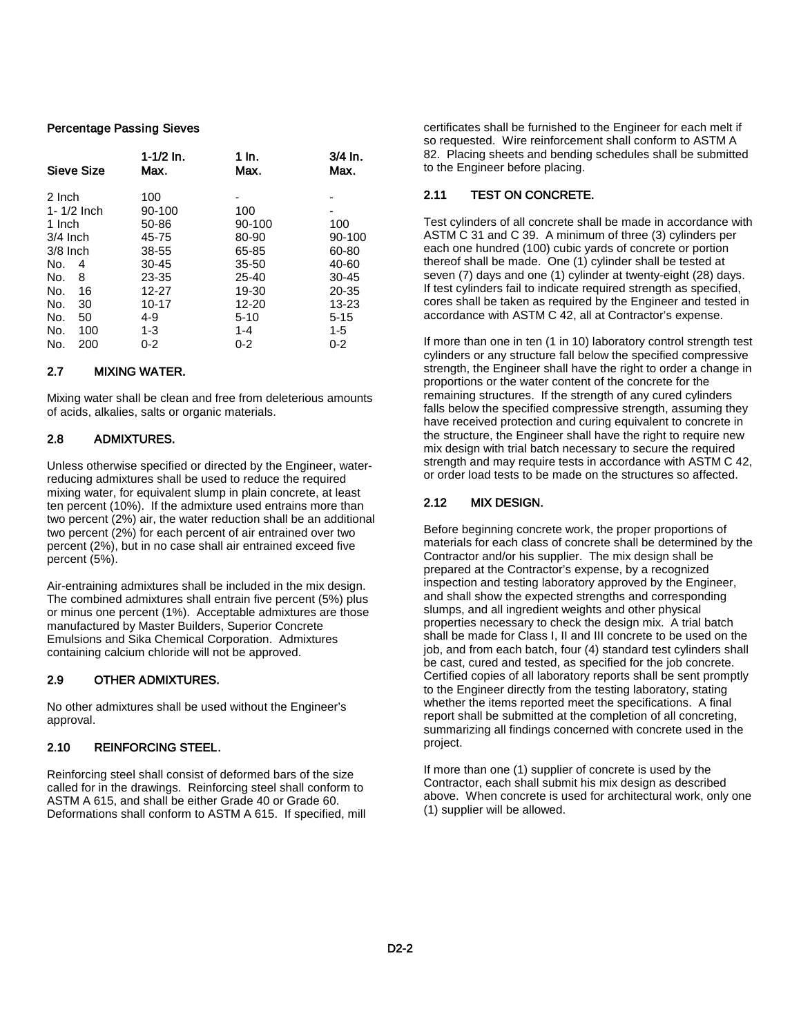**Percentage Passing Sieves**

| Sieve Size | 1-1/2 In. Max. | 1 In. Max. | 3/4 In. Max. |
|---|---|---|---|
| 2 Inch | 100 | - | - |
| 1- 1/2 Inch | 90-100 | 100 | - |
| 1 Inch | 50-86 | 90-100 | 100 |
| 3/4 Inch | 45-75 | 80-90 | 90-100 |
| 3/8 Inch | 38-55 | 65-85 | 60-80 |
| No. 4 | 30-45 | 35-50 | 40-60 |
| No. 8 | 23-35 | 25-40 | 30-45 |
| No. 16 | 12-27 | 19-30 | 20-35 |
| No. 30 | 10-17 | 12-20 | 13-23 |
| No. 50 | 4-9 | 5-10 | 5-15 |
| No. 100 | 1-3 | 1-4 | 1-5 |
| No. 200 | 0-2 | 0-2 | 0-2 |

## 2.7 MIXING WATER.

Mixing water shall be clean and free from deleterious amounts of acids, alkalies, salts or organic materials.

## 2.8 ADMIXTURES.

Unless otherwise specified or directed by the Engineer, water-reducing admixtures shall be used to reduce the required mixing water, for equivalent slump in plain concrete, at least ten percent (10%). If the admixture used entrains more than two percent (2%) air, the water reduction shall be an additional two percent (2%) for each percent of air entrained over two percent (2%), but in no case shall air entrained exceed five percent (5%).

Air-entraining admixtures shall be included in the mix design. The combined admixtures shall entrain five percent (5%) plus or minus one percent (1%). Acceptable admixtures are those manufactured by Master Builders, Superior Concrete Emulsions and Sika Chemical Corporation. Admixtures containing calcium chloride will not be approved.

## 2.9 OTHER ADMIXTURES.

No other admixtures shall be used without the Engineer's approval.

## 2.10 REINFORCING STEEL.

Reinforcing steel shall consist of deformed bars of the size called for in the drawings. Reinforcing steel shall conform to ASTM A 615, and shall be either Grade 40 or Grade 60. Deformations shall conform to ASTM A 615. If specified, mill certificates shall be furnished to the Engineer for each melt if so requested. Wire reinforcement shall conform to ASTM A 82. Placing sheets and bending schedules shall be submitted to the Engineer before placing.

## 2.11 TEST ON CONCRETE.

Test cylinders of all concrete shall be made in accordance with ASTM C 31 and C 39. A minimum of three (3) cylinders per each one hundred (100) cubic yards of concrete or portion thereof shall be made. One (1) cylinder shall be tested at seven (7) days and one (1) cylinder at twenty-eight (28) days. If test cylinders fail to indicate required strength as specified, cores shall be taken as required by the Engineer and tested in accordance with ASTM C 42, all at Contractor's expense.

If more than one in ten (1 in 10) laboratory control strength test cylinders or any structure fall below the specified compressive strength, the Engineer shall have the right to order a change in proportions or the water content of the concrete for the remaining structures. If the strength of any cured cylinders falls below the specified compressive strength, assuming they have received protection and curing equivalent to concrete in the structure, the Engineer shall have the right to require new mix design with trial batch necessary to secure the required strength and may require tests in accordance with ASTM C 42, or order load tests to be made on the structures so affected.

## 2.12 MIX DESIGN.

Before beginning concrete work, the proper proportions of materials for each class of concrete shall be determined by the Contractor and/or his supplier. The mix design shall be prepared at the Contractor's expense, by a recognized inspection and testing laboratory approved by the Engineer, and shall show the expected strengths and corresponding slumps, and all ingredient weights and other physical properties necessary to check the design mix. A trial batch shall be made for Class I, II and III concrete to be used on the job, and from each batch, four (4) standard test cylinders shall be cast, cured and tested, as specified for the job concrete. Certified copies of all laboratory reports shall be sent promptly to the Engineer directly from the testing laboratory, stating whether the items reported meet the specifications. A final report shall be submitted at the completion of all concreting, summarizing all findings concerned with concrete used in the project.

If more than one (1) supplier of concrete is used by the Contractor, each shall submit his mix design as described above. When concrete is used for architectural work, only one (1) supplier will be allowed.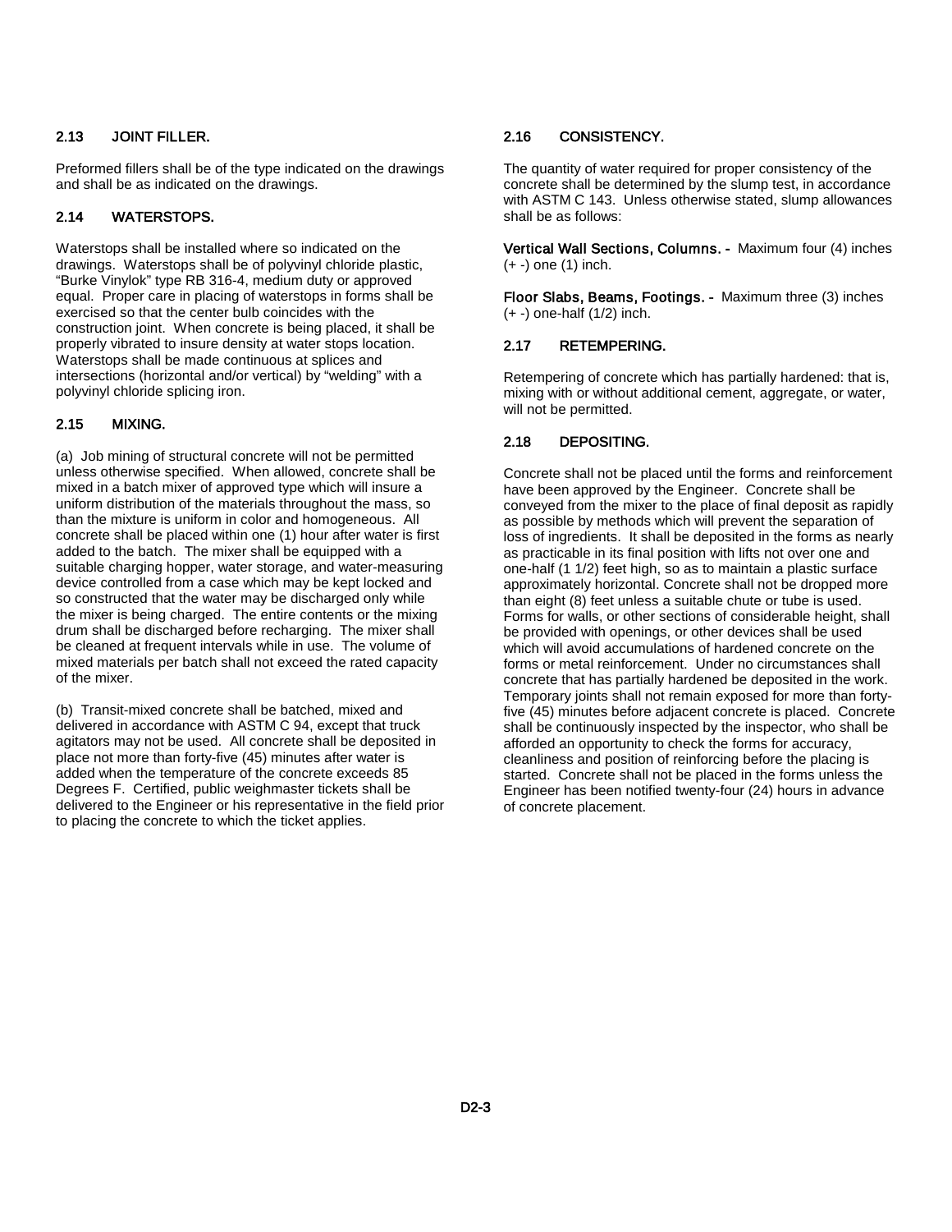## 2.13 JOINT FILLER.

Preformed fillers shall be of the type indicated on the drawings and shall be as indicated on the drawings.

## 2.14 WATERSTOPS.

Waterstops shall be installed where so indicated on the drawings. Waterstops shall be of polyvinyl chloride plastic, "Burke Vinylok" type RB 316-4, medium duty or approved equal. Proper care in placing of waterstops in forms shall be exercised so that the center bulb coincides with the construction joint. When concrete is being placed, it shall be properly vibrated to insure density at water stops location. Waterstops shall be made continuous at splices and intersections (horizontal and/or vertical) by "welding" with a polyvinyl chloride splicing iron.

## 2.15 MIXING.

(a) Job mining of structural concrete will not be permitted unless otherwise specified. When allowed, concrete shall be mixed in a batch mixer of approved type which will insure a uniform distribution of the materials throughout the mass, so than the mixture is uniform in color and homogeneous. All concrete shall be placed within one (1) hour after water is first added to the batch. The mixer shall be equipped with a suitable charging hopper, water storage, and water-measuring device controlled from a case which may be kept locked and so constructed that the water may be discharged only while the mixer is being charged. The entire contents or the mixing drum shall be discharged before recharging. The mixer shall be cleaned at frequent intervals while in use. The volume of mixed materials per batch shall not exceed the rated capacity of the mixer.

(b) Transit-mixed concrete shall be batched, mixed and delivered in accordance with ASTM C 94, except that truck agitators may not be used. All concrete shall be deposited in place not more than forty-five (45) minutes after water is added when the temperature of the concrete exceeds 85 Degrees F. Certified, public weighmaster tickets shall be delivered to the Engineer or his representative in the field prior to placing the concrete to which the ticket applies.

## 2.16 CONSISTENCY.

The quantity of water required for proper consistency of the concrete shall be determined by the slump test, in accordance with ASTM C 143. Unless otherwise stated, slump allowances shall be as follows:

**Vertical Wall Sections, Columns. -** Maximum four (4) inches (+ -) one (1) inch.

**Floor Slabs, Beams, Footings. -** Maximum three (3) inches (+ -) one-half (1/2) inch.

## 2.17 RETEMPERING.

Retempering of concrete which has partially hardened: that is, mixing with or without additional cement, aggregate, or water, will not be permitted.

## 2.18 DEPOSITING.

Concrete shall not be placed until the forms and reinforcement have been approved by the Engineer. Concrete shall be conveyed from the mixer to the place of final deposit as rapidly as possible by methods which will prevent the separation of loss of ingredients. It shall be deposited in the forms as nearly as practicable in its final position with lifts not over one and one-half (1 1/2) feet high, so as to maintain a plastic surface approximately horizontal. Concrete shall not be dropped more than eight (8) feet unless a suitable chute or tube is used. Forms for walls, or other sections of considerable height, shall be provided with openings, or other devices shall be used which will avoid accumulations of hardened concrete on the forms or metal reinforcement. Under no circumstances shall concrete that has partially hardened be deposited in the work. Temporary joints shall not remain exposed for more than forty-five (45) minutes before adjacent concrete is placed. Concrete shall be continuously inspected by the inspector, who shall be afforded an opportunity to check the forms for accuracy, cleanliness and position of reinforcing before the placing is started. Concrete shall not be placed in the forms unless the Engineer has been notified twenty-four (24) hours in advance of concrete placement.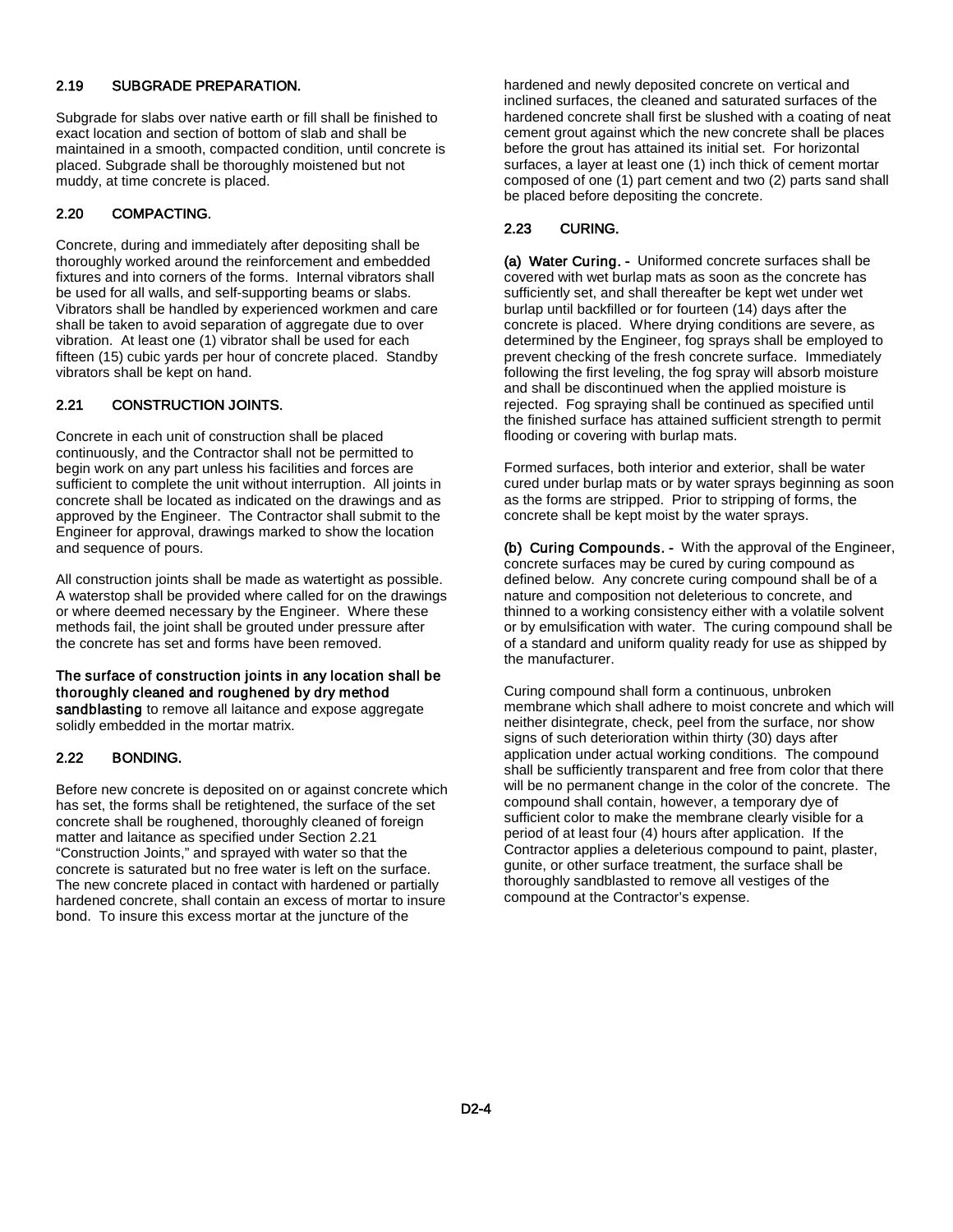## 2.19 SUBGRADE PREPARATION.

Subgrade for slabs over native earth or fill shall be finished to exact location and section of bottom of slab and shall be maintained in a smooth, compacted condition, until concrete is placed. Subgrade shall be thoroughly moistened but not muddy, at time concrete is placed.

## 2.20 COMPACTING.

Concrete, during and immediately after depositing shall be thoroughly worked around the reinforcement and embedded fixtures and into corners of the forms. Internal vibrators shall be used for all walls, and self-supporting beams or slabs. Vibrators shall be handled by experienced workmen and care shall be taken to avoid separation of aggregate due to over vibration. At least one (1) vibrator shall be used for each fifteen (15) cubic yards per hour of concrete placed. Standby vibrators shall be kept on hand.

## 2.21 CONSTRUCTION JOINTS.

Concrete in each unit of construction shall be placed continuously, and the Contractor shall not be permitted to begin work on any part unless his facilities and forces are sufficient to complete the unit without interruption. All joints in concrete shall be located as indicated on the drawings and as approved by the Engineer. The Contractor shall submit to the Engineer for approval, drawings marked to show the location and sequence of pours.

All construction joints shall be made as watertight as possible. A waterstop shall be provided where called for on the drawings or where deemed necessary by the Engineer. Where these methods fail, the joint shall be grouted under pressure after the concrete has set and forms have been removed.

**The surface of construction joints in any location shall be thoroughly cleaned and roughened by dry method sandblasting** to remove all laitance and expose aggregate solidly embedded in the mortar matrix.

## 2.22 BONDING.

Before new concrete is deposited on or against concrete which has set, the forms shall be retightened, the surface of the set concrete shall be roughened, thoroughly cleaned of foreign matter and laitance as specified under Section 2.21 "Construction Joints," and sprayed with water so that the concrete is saturated but no free water is left on the surface. The new concrete placed in contact with hardened or partially hardened concrete, shall contain an excess of mortar to insure bond. To insure this excess mortar at the juncture of the hardened and newly deposited concrete on vertical and inclined surfaces, the cleaned and saturated surfaces of the hardened concrete shall first be slushed with a coating of neat cement grout against which the new concrete shall be places before the grout has attained its initial set. For horizontal surfaces, a layer at least one (1) inch thick of cement mortar composed of one (1) part cement and two (2) parts sand shall be placed before depositing the concrete.

## 2.23 CURING.

**(a) Water Curing. -** Uniformed concrete surfaces shall be covered with wet burlap mats as soon as the concrete has sufficiently set, and shall thereafter be kept wet under wet burlap until backfilled or for fourteen (14) days after the concrete is placed. Where drying conditions are severe, as determined by the Engineer, fog sprays shall be employed to prevent checking of the fresh concrete surface. Immediately following the first leveling, the fog spray will absorb moisture and shall be discontinued when the applied moisture is rejected. Fog spraying shall be continued as specified until the finished surface has attained sufficient strength to permit flooding or covering with burlap mats.

Formed surfaces, both interior and exterior, shall be water cured under burlap mats or by water sprays beginning as soon as the forms are stripped. Prior to stripping of forms, the concrete shall be kept moist by the water sprays.

**(b) Curing Compounds. -** With the approval of the Engineer, concrete surfaces may be cured by curing compound as defined below. Any concrete curing compound shall be of a nature and composition not deleterious to concrete, and thinned to a working consistency either with a volatile solvent or by emulsification with water. The curing compound shall be of a standard and uniform quality ready for use as shipped by the manufacturer.

Curing compound shall form a continuous, unbroken membrane which shall adhere to moist concrete and which will neither disintegrate, check, peel from the surface, nor show signs of such deterioration within thirty (30) days after application under actual working conditions. The compound shall be sufficiently transparent and free from color that there will be no permanent change in the color of the concrete. The compound shall contain, however, a temporary dye of sufficient color to make the membrane clearly visible for a period of at least four (4) hours after application. If the Contractor applies a deleterious compound to paint, plaster, gunite, or other surface treatment, the surface shall be thoroughly sandblasted to remove all vestiges of the compound at the Contractor's expense.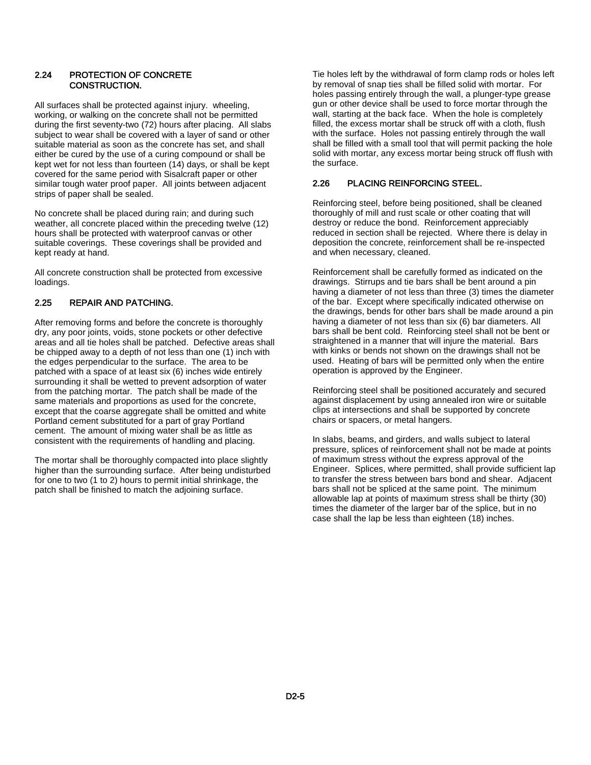## 2.24 PROTECTION OF CONCRETE CONSTRUCTION.

All surfaces shall be protected against injury. wheeling, working, or walking on the concrete shall not be permitted during the first seventy-two (72) hours after placing. All slabs subject to wear shall be covered with a layer of sand or other suitable material as soon as the concrete has set, and shall either be cured by the use of a curing compound or shall be kept wet for not less than fourteen (14) days, or shall be kept covered for the same period with Sisalcraft paper or other similar tough water proof paper. All joints between adjacent strips of paper shall be sealed.

No concrete shall be placed during rain; and during such weather, all concrete placed within the preceding twelve (12) hours shall be protected with waterproof canvas or other suitable coverings. These coverings shall be provided and kept ready at hand.

All concrete construction shall be protected from excessive loadings.

## 2.25 REPAIR AND PATCHING.

After removing forms and before the concrete is thoroughly dry, any poor joints, voids, stone pockets or other defective areas and all tie holes shall be patched. Defective areas shall be chipped away to a depth of not less than one (1) inch with the edges perpendicular to the surface. The area to be patched with a space of at least six (6) inches wide entirely surrounding it shall be wetted to prevent adsorption of water from the patching mortar. The patch shall be made of the same materials and proportions as used for the concrete, except that the coarse aggregate shall be omitted and white Portland cement substituted for a part of gray Portland cement. The amount of mixing water shall be as little as consistent with the requirements of handling and placing.

The mortar shall be thoroughly compacted into place slightly higher than the surrounding surface. After being undisturbed for one to two (1 to 2) hours to permit initial shrinkage, the patch shall be finished to match the adjoining surface.

Tie holes left by the withdrawal of form clamp rods or holes left by removal of snap ties shall be filled solid with mortar. For holes passing entirely through the wall, a plunger-type grease gun or other device shall be used to force mortar through the wall, starting at the back face. When the hole is completely filled, the excess mortar shall be struck off with a cloth, flush with the surface. Holes not passing entirely through the wall shall be filled with a small tool that will permit packing the hole solid with mortar, any excess mortar being struck off flush with the surface.

## 2.26 PLACING REINFORCING STEEL.

Reinforcing steel, before being positioned, shall be cleaned thoroughly of mill and rust scale or other coating that will destroy or reduce the bond. Reinforcement appreciably reduced in section shall be rejected. Where there is delay in deposition the concrete, reinforcement shall be re-inspected and when necessary, cleaned.

Reinforcement shall be carefully formed as indicated on the drawings. Stirrups and tie bars shall be bent around a pin having a diameter of not less than three (3) times the diameter of the bar. Except where specifically indicated otherwise on the drawings, bends for other bars shall be made around a pin having a diameter of not less than six (6) bar diameters. All bars shall be bent cold. Reinforcing steel shall not be bent or straightened in a manner that will injure the material. Bars with kinks or bends not shown on the drawings shall not be used. Heating of bars will be permitted only when the entire operation is approved by the Engineer.

Reinforcing steel shall be positioned accurately and secured against displacement by using annealed iron wire or suitable clips at intersections and shall be supported by concrete chairs or spacers, or metal hangers.

In slabs, beams, and girders, and walls subject to lateral pressure, splices of reinforcement shall not be made at points of maximum stress without the express approval of the Engineer. Splices, where permitted, shall provide sufficient lap to transfer the stress between bars bond and shear. Adjacent bars shall not be spliced at the same point. The minimum allowable lap at points of maximum stress shall be thirty (30) times the diameter of the larger bar of the splice, but in no case shall the lap be less than eighteen (18) inches.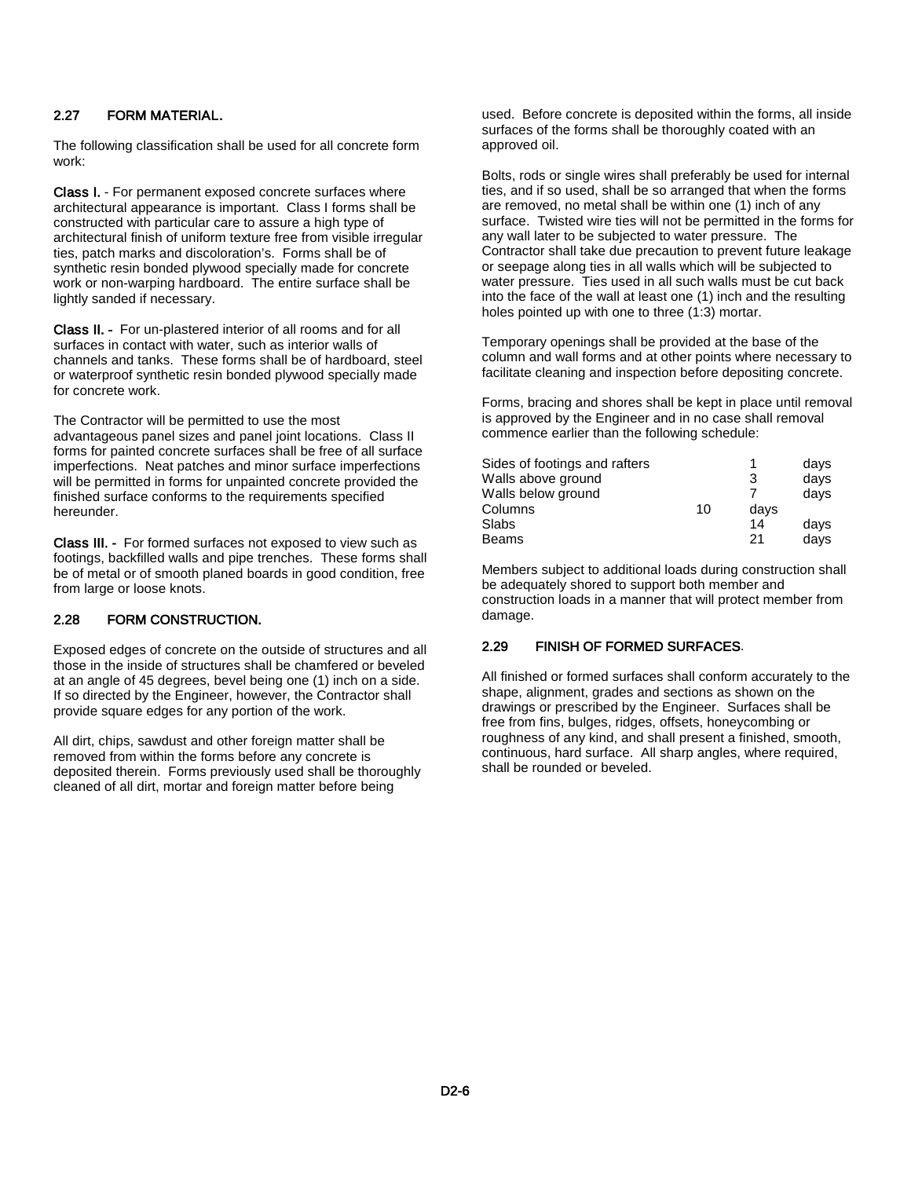## 2.27 FORM MATERIAL.

The following classification shall be used for all concrete form work:

**Class I.** - For permanent exposed concrete surfaces where architectural appearance is important. Class I forms shall be constructed with particular care to assure a high type of architectural finish of uniform texture free from visible irregular ties, patch marks and discoloration's. Forms shall be of synthetic resin bonded plywood specially made for concrete work or non-warping hardboard. The entire surface shall be lightly sanded if necessary.

**Class II.** - For un-plastered interior of all rooms and for all surfaces in contact with water, such as interior walls of channels and tanks. These forms shall be of hardboard, steel or waterproof synthetic resin bonded plywood specially made for concrete work.

The Contractor will be permitted to use the most advantageous panel sizes and panel joint locations. Class II forms for painted concrete surfaces shall be free of all surface imperfections. Neat patches and minor surface imperfections will be permitted in forms for unpainted concrete provided the finished surface conforms to the requirements specified hereunder.

**Class III.** - For formed surfaces not exposed to view such as footings, backfilled walls and pipe trenches. These forms shall be of metal or of smooth planed boards in good condition, free from large or loose knots.

## 2.28 FORM CONSTRUCTION.

Exposed edges of concrete on the outside of structures and all those in the inside of structures shall be chamfered or beveled at an angle of 45 degrees, bevel being one (1) inch on a side. If so directed by the Engineer, however, the Contractor shall provide square edges for any portion of the work.

All dirt, chips, sawdust and other foreign matter shall be removed from within the forms before any concrete is deposited therein. Forms previously used shall be thoroughly cleaned of all dirt, mortar and foreign matter before being used. Before concrete is deposited within the forms, all inside surfaces of the forms shall be thoroughly coated with an approved oil.

Bolts, rods or single wires shall preferably be used for internal ties, and if so used, shall be so arranged that when the forms are removed, no metal shall be within one (1) inch of any surface. Twisted wire ties will not be permitted in the forms for any wall later to be subjected to water pressure. The Contractor shall take due precaution to prevent future leakage or seepage along ties in all walls which will be subjected to water pressure. Ties used in all such walls must be cut back into the face of the wall at least one (1) inch and the resulting holes pointed up with one to three (1:3) mortar.

Temporary openings shall be provided at the base of the column and wall forms and at other points where necessary to facilitate cleaning and inspection before depositing concrete.

Forms, bracing and shores shall be kept in place until removal is approved by the Engineer and in no case shall removal commence earlier than the following schedule:

| | | |
|---|---|---|
| Sides of footings and rafters | 1 | days |
| Walls above ground | 3 | days |
| Walls below ground | 7 | days |
| Columns | 10 | days |
| Slabs | 14 | days |
| Beams | 21 | days |

Members subject to additional loads during construction shall be adequately shored to support both member and construction loads in a manner that will protect member from damage.

## 2.29 FINISH OF FORMED SURFACES.

All finished or formed surfaces shall conform accurately to the shape, alignment, grades and sections as shown on the drawings or prescribed by the Engineer. Surfaces shall be free from fins, bulges, ridges, offsets, honeycombing or roughness of any kind, and shall present a finished, smooth, continuous, hard surface. All sharp angles, where required, shall be rounded or beveled.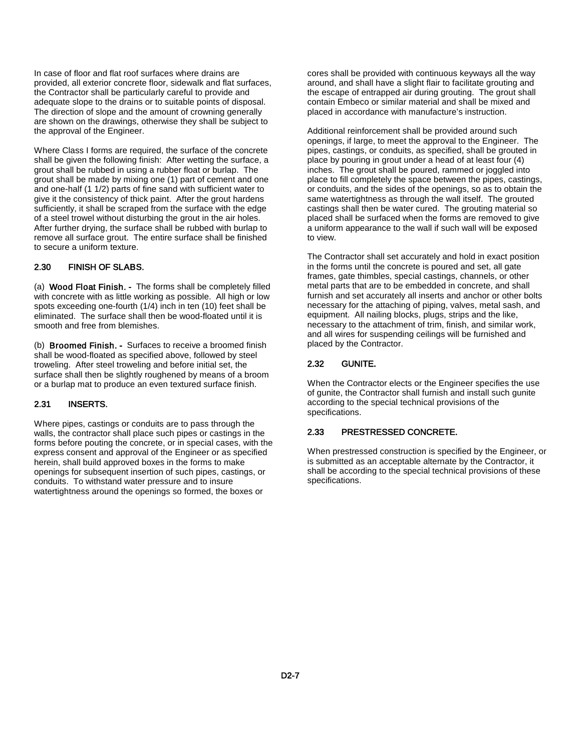In case of floor and flat roof surfaces where drains are provided, all exterior concrete floor, sidewalk and flat surfaces, the Contractor shall be particularly careful to provide and adequate slope to the drains or to suitable points of disposal. The direction of slope and the amount of crowning generally are shown on the drawings, otherwise they shall be subject to the approval of the Engineer.

Where Class I forms are required, the surface of the concrete shall be given the following finish: After wetting the surface, a grout shall be rubbed in using a rubber float or burlap. The grout shall be made by mixing one (1) part of cement and one and one-half (1 1/2) parts of fine sand with sufficient water to give it the consistency of thick paint. After the grout hardens sufficiently, it shall be scraped from the surface with the edge of a steel trowel without disturbing the grout in the air holes. After further drying, the surface shall be rubbed with burlap to remove all surface grout. The entire surface shall be finished to secure a uniform texture.

## 2.30 FINISH OF SLABS.

(a) **Wood Float Finish. -** The forms shall be completely filled with concrete with as little working as possible. All high or low spots exceeding one-fourth (1/4) inch in ten (10) feet shall be eliminated. The surface shall then be wood-floated until it is smooth and free from blemishes.

(b) **Broomed Finish. -** Surfaces to receive a broomed finish shall be wood-floated as specified above, followed by steel troweling. After steel troweling and before initial set, the surface shall then be slightly roughened by means of a broom or a burlap mat to produce an even textured surface finish.

## 2.31 INSERTS.

Where pipes, castings or conduits are to pass through the walls, the contractor shall place such pipes or castings in the forms before pouting the concrete, or in special cases, with the express consent and approval of the Engineer or as specified herein, shall build approved boxes in the forms to make openings for subsequent insertion of such pipes, castings, or conduits. To withstand water pressure and to insure watertightness around the openings so formed, the boxes or cores shall be provided with continuous keyways all the way around, and shall have a slight flair to facilitate grouting and the escape of entrapped air during grouting. The grout shall contain Embeco or similar material and shall be mixed and placed in accordance with manufacture's instruction.

Additional reinforcement shall be provided around such openings, if large, to meet the approval to the Engineer. The pipes, castings, or conduits, as specified, shall be grouted in place by pouring in grout under a head of at least four (4) inches. The grout shall be poured, rammed or joggled into place to fill completely the space between the pipes, castings, or conduits, and the sides of the openings, so as to obtain the same watertightness as through the wall itself. The grouted castings shall then be water cured. The grouting material so placed shall be surfaced when the forms are removed to give a uniform appearance to the wall if such wall will be exposed to view.

The Contractor shall set accurately and hold in exact position in the forms until the concrete is poured and set, all gate frames, gate thimbles, special castings, channels, or other metal parts that are to be embedded in concrete, and shall furnish and set accurately all inserts and anchor or other bolts necessary for the attaching of piping, valves, metal sash, and equipment. All nailing blocks, plugs, strips and the like, necessary to the attachment of trim, finish, and similar work, and all wires for suspending ceilings will be furnished and placed by the Contractor.

## 2.32 GUNITE.

When the Contractor elects or the Engineer specifies the use of gunite, the Contractor shall furnish and install such gunite according to the special technical provisions of the specifications.

## 2.33 PRESTRESSED CONCRETE.

When prestressed construction is specified by the Engineer, or is submitted as an acceptable alternate by the Contractor, it shall be according to the special technical provisions of these specifications.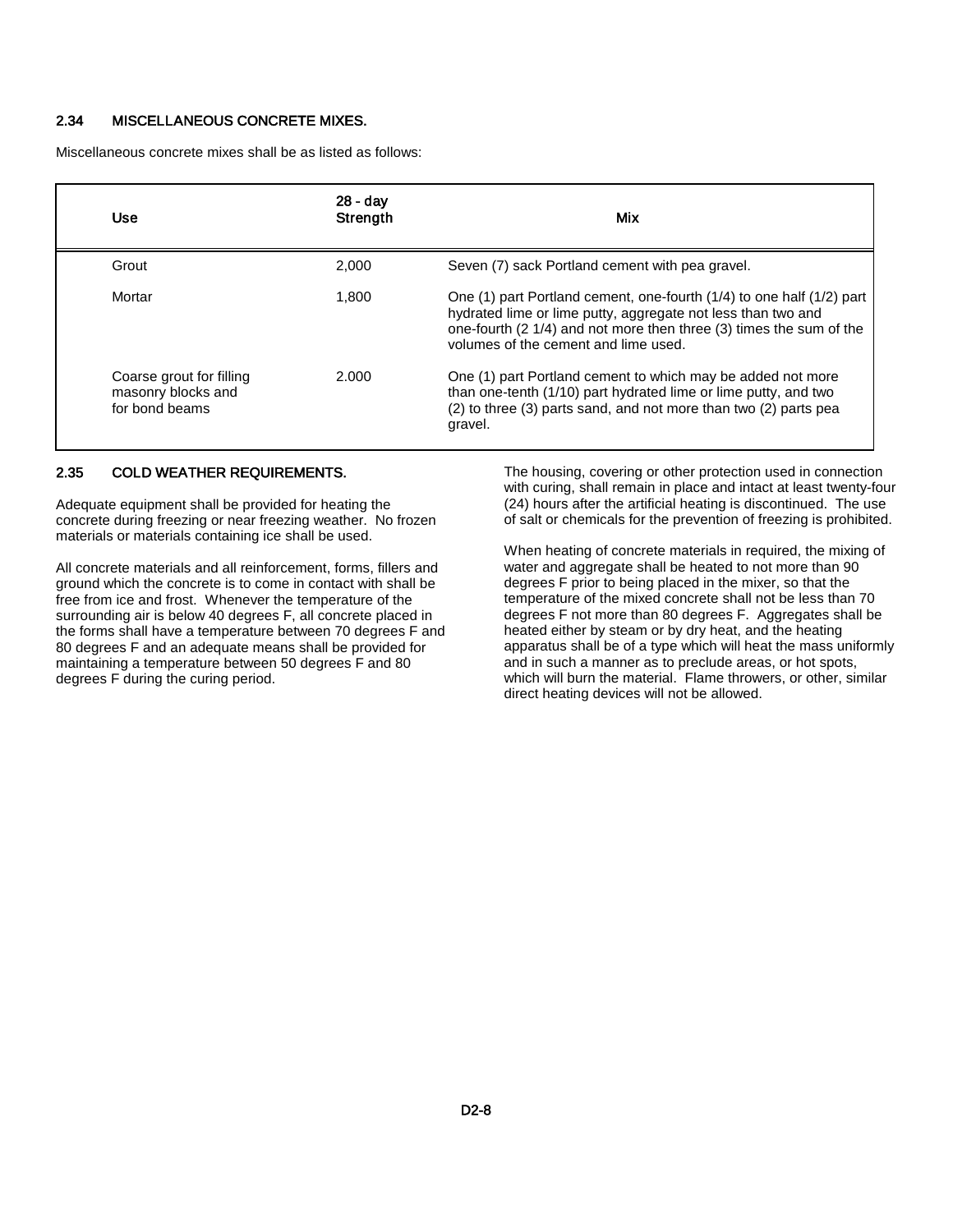## 2.34 MISCELLANEOUS CONCRETE MIXES.

Miscellaneous concrete mixes shall be as listed as follows:

| Use | 28 - day Strength | Mix |
|---|---|---|
| Grout | 2,000 | Seven (7) sack Portland cement with pea gravel. |
| Mortar | 1,800 | One (1) part Portland cement, one-fourth (1/4) to one half (1/2) part hydrated lime or lime putty, aggregate not less than two and one-fourth (2 1/4) and not more then three (3) times the sum of the volumes of the cement and lime used. |
| Coarse grout for filling masonry blocks and for bond beams | 2.000 | One (1) part Portland cement to which may be added not more than one-tenth (1/10) part hydrated lime or lime putty, and two (2) to three (3) parts sand, and not more than two (2) parts pea gravel. |

## 2.35 COLD WEATHER REQUIREMENTS.

Adequate equipment shall be provided for heating the concrete during freezing or near freezing weather. No frozen materials or materials containing ice shall be used.

All concrete materials and all reinforcement, forms, fillers and ground which the concrete is to come in contact with shall be free from ice and frost. Whenever the temperature of the surrounding air is below 40 degrees F, all concrete placed in the forms shall have a temperature between 70 degrees F and 80 degrees F and an adequate means shall be provided for maintaining a temperature between 50 degrees F and 80 degrees F during the curing period.

The housing, covering or other protection used in connection with curing, shall remain in place and intact at least twenty-four (24) hours after the artificial heating is discontinued. The use of salt or chemicals for the prevention of freezing is prohibited.

When heating of concrete materials in required, the mixing of water and aggregate shall be heated to not more than 90 degrees F prior to being placed in the mixer, so that the temperature of the mixed concrete shall not be less than 70 degrees F not more than 80 degrees F. Aggregates shall be heated either by steam or by dry heat, and the heating apparatus shall be of a type which will heat the mass uniformly and in such a manner as to preclude areas, or hot spots, which will burn the material. Flame throwers, or other, similar direct heating devices will not be allowed.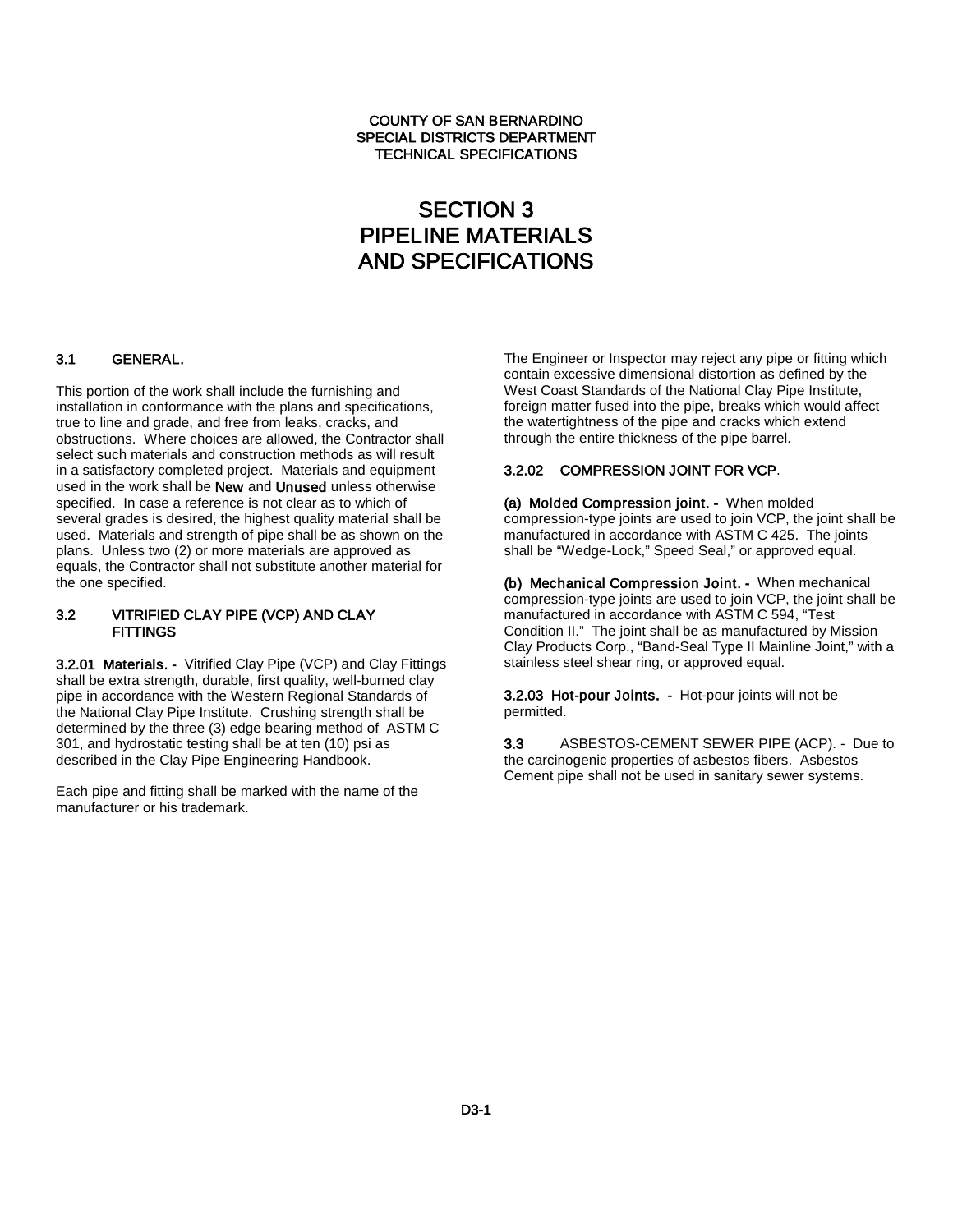COUNTY OF SAN BERNARDINO
SPECIAL DISTRICTS DEPARTMENT
TECHNICAL SPECIFICATIONS

# SECTION 3
# PIPELINE MATERIALS AND SPECIFICATIONS

## 3.1 GENERAL.

This portion of the work shall include the furnishing and installation in conformance with the plans and specifications, true to line and grade, and free from leaks, cracks, and obstructions. Where choices are allowed, the Contractor shall select such materials and construction methods as will result in a satisfactory completed project. Materials and equipment used in the work shall be **New** and **Unused** unless otherwise specified. In case a reference is not clear as to which of several grades is desired, the highest quality material shall be used. Materials and strength of pipe shall be as shown on the plans. Unless two (2) or more materials are approved as equals, the Contractor shall not substitute another material for the one specified.

## 3.2 VITRIFIED CLAY PIPE (VCP) AND CLAY FITTINGS

**3.2.01 Materials. -** Vitrified Clay Pipe (VCP) and Clay Fittings shall be extra strength, durable, first quality, well-burned clay pipe in accordance with the Western Regional Standards of the National Clay Pipe Institute. Crushing strength shall be determined by the three (3) edge bearing method of ASTM C 301, and hydrostatic testing shall be at ten (10) psi as described in the Clay Pipe Engineering Handbook.

Each pipe and fitting shall be marked with the name of the manufacturer or his trademark.

The Engineer or Inspector may reject any pipe or fitting which contain excessive dimensional distortion as defined by the West Coast Standards of the National Clay Pipe Institute, foreign matter fused into the pipe, breaks which would affect the watertightness of the pipe and cracks which extend through the entire thickness of the pipe barrel.

**3.2.02 COMPRESSION JOINT FOR VCP.**

**(a) Molded Compression joint. -** When molded compression-type joints are used to join VCP, the joint shall be manufactured in accordance with ASTM C 425. The joints shall be "Wedge-Lock," Speed Seal," or approved equal.

**(b) Mechanical Compression Joint. -** When mechanical compression-type joints are used to join VCP, the joint shall be manufactured in accordance with ASTM C 594, "Test Condition II." The joint shall be as manufactured by Mission Clay Products Corp., "Band-Seal Type II Mainline Joint," with a stainless steel shear ring, or approved equal.

**3.2.03 Hot-pour Joints. -** Hot-pour joints will not be permitted.

**3.3** ASBESTOS-CEMENT SEWER PIPE (ACP). - Due to the carcinogenic properties of asbestos fibers. Asbestos Cement pipe shall not be used in sanitary sewer systems.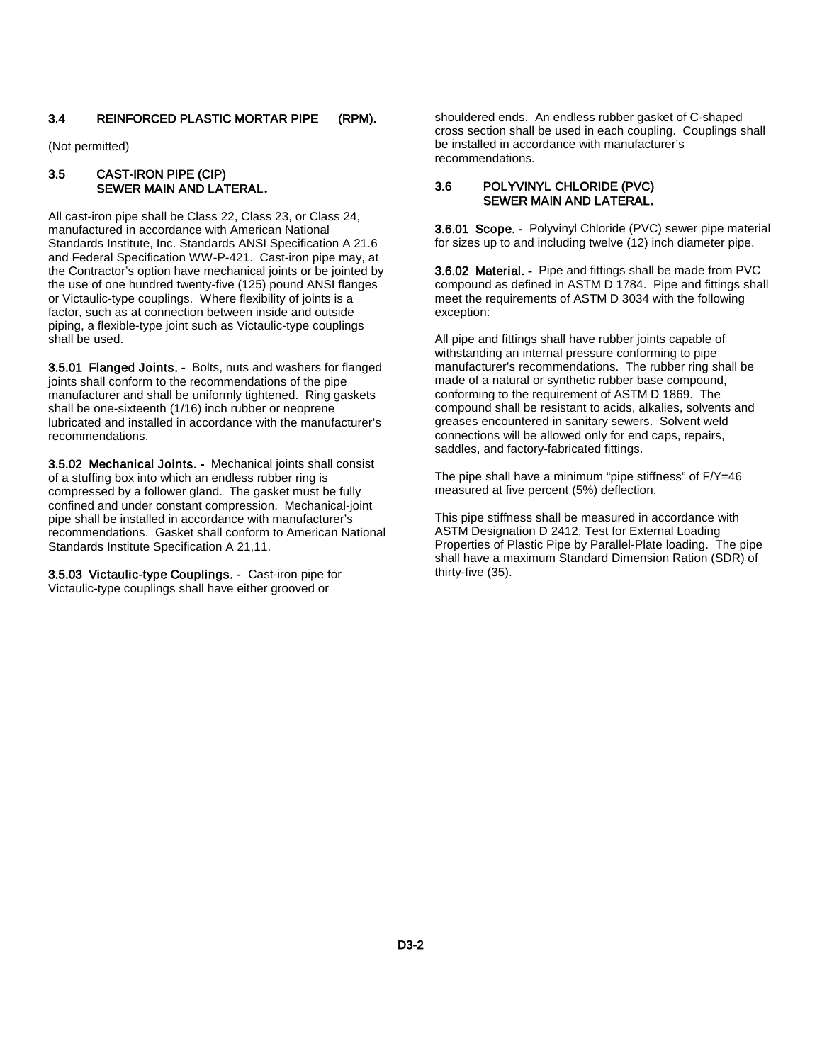## 3.4 REINFORCED PLASTIC MORTAR PIPE (RPM).

(Not permitted)

## 3.5 CAST-IRON PIPE (CIP) SEWER MAIN AND LATERAL.

All cast-iron pipe shall be Class 22, Class 23, or Class 24, manufactured in accordance with American National Standards Institute, Inc. Standards ANSI Specification A 21.6 and Federal Specification WW-P-421. Cast-iron pipe may, at the Contractor's option have mechanical joints or be jointed by the use of one hundred twenty-five (125) pound ANSI flanges or Victaulic-type couplings. Where flexibility of joints is a factor, such as at connection between inside and outside piping, a flexible-type joint such as Victaulic-type couplings shall be used.

**3.5.01 Flanged Joints. -** Bolts, nuts and washers for flanged joints shall conform to the recommendations of the pipe manufacturer and shall be uniformly tightened. Ring gaskets shall be one-sixteenth (1/16) inch rubber or neoprene lubricated and installed in accordance with the manufacturer's recommendations.

**3.5.02 Mechanical Joints. -** Mechanical joints shall consist of a stuffing box into which an endless rubber ring is compressed by a follower gland. The gasket must be fully confined and under constant compression. Mechanical-joint pipe shall be installed in accordance with manufacturer's recommendations. Gasket shall conform to American National Standards Institute Specification A 21,11.

**3.5.03 Victaulic-type Couplings. -** Cast-iron pipe for Victaulic-type couplings shall have either grooved or shouldered ends. An endless rubber gasket of C-shaped cross section shall be used in each coupling. Couplings shall be installed in accordance with manufacturer's recommendations.

## 3.6 POLYVINYL CHLORIDE (PVC) SEWER MAIN AND LATERAL.

**3.6.01 Scope. -** Polyvinyl Chloride (PVC) sewer pipe material for sizes up to and including twelve (12) inch diameter pipe.

**3.6.02 Material. -** Pipe and fittings shall be made from PVC compound as defined in ASTM D 1784. Pipe and fittings shall meet the requirements of ASTM D 3034 with the following exception:

All pipe and fittings shall have rubber joints capable of withstanding an internal pressure conforming to pipe manufacturer's recommendations. The rubber ring shall be made of a natural or synthetic rubber base compound, conforming to the requirement of ASTM D 1869. The compound shall be resistant to acids, alkalies, solvents and greases encountered in sanitary sewers. Solvent weld connections will be allowed only for end caps, repairs, saddles, and factory-fabricated fittings.

The pipe shall have a minimum "pipe stiffness" of F/Y=46 measured at five percent (5%) deflection.

This pipe stiffness shall be measured in accordance with ASTM Designation D 2412, Test for External Loading Properties of Plastic Pipe by Parallel-Plate loading. The pipe shall have a maximum Standard Dimension Ration (SDR) of thirty-five (35).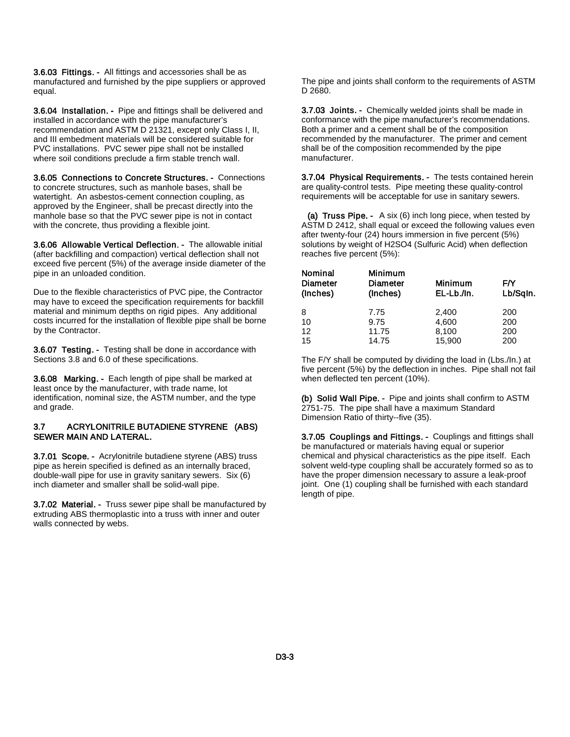**3.6.03 Fittings. -** All fittings and accessories shall be as manufactured and furnished by the pipe suppliers or approved equal.

**3.6.04 Installation. -** Pipe and fittings shall be delivered and installed in accordance with the pipe manufacturer's recommendation and ASTM D 21321, except only Class I, II, and III embedment materials will be considered suitable for PVC installations. PVC sewer pipe shall not be installed where soil conditions preclude a firm stable trench wall.

**3.6.05 Connections to Concrete Structures. -** Connections to concrete structures, such as manhole bases, shall be watertight. An asbestos-cement connection coupling, as approved by the Engineer, shall be precast directly into the manhole base so that the PVC sewer pipe is not in contact with the concrete, thus providing a flexible joint.

**3.6.06 Allowable Vertical Deflection. -** The allowable initial (after backfilling and compaction) vertical deflection shall not exceed five percent (5%) of the average inside diameter of the pipe in an unloaded condition.

Due to the flexible characteristics of PVC pipe, the Contractor may have to exceed the specification requirements for backfill material and minimum depths on rigid pipes. Any additional costs incurred for the installation of flexible pipe shall be borne by the Contractor.

**3.6.07 Testing. -** Testing shall be done in accordance with Sections 3.8 and 6.0 of these specifications.

**3.6.08 Marking. -** Each length of pipe shall be marked at least once by the manufacturer, with trade name, lot identification, nominal size, the ASTM number, and the type and grade.

## 3.7 ACRYLONITRILE BUTADIENE STYRENE (ABS) SEWER MAIN AND LATERAL.

**3.7.01 Scope. -** Acrylonitrile butadiene styrene (ABS) truss pipe as herein specified is defined as an internally braced, double-wall pipe for use in gravity sanitary sewers. Six (6) inch diameter and smaller shall be solid-wall pipe.

**3.7.02 Material. -** Truss sewer pipe shall be manufactured by extruding ABS thermoplastic into a truss with inner and outer walls connected by webs.

The pipe and joints shall conform to the requirements of ASTM D 2680.

**3.7.03 Joints. -** Chemically welded joints shall be made in conformance with the pipe manufacturer's recommendations. Both a primer and a cement shall be of the composition recommended by the manufacturer. The primer and cement shall be of the composition recommended by the pipe manufacturer.

**3.7.04 Physical Requirements. -** The tests contained herein are quality-control tests. Pipe meeting these quality-control requirements will be acceptable for use in sanitary sewers.

**(a) Truss Pipe. -** A six (6) inch long piece, when tested by ASTM D 2412, shall equal or exceed the following values even after twenty-four (24) hours immersion in five percent (5%) solutions by weight of $H_2SO_4$ (Sulfuric Acid) when deflection reaches five percent (5%):

| Nominal Diameter (Inches) | Minimum Diameter (Inches) | Minimum EL-Lb./In. | F/Y Lb/SqIn. |
|---|---|---|---|
| 8 | 7.75 | 2,400 | 200 |
| 10 | 9.75 | 4,600 | 200 |
| 12 | 11.75 | 8,100 | 200 |
| 15 | 14.75 | 15,900 | 200 |

The F/Y shall be computed by dividing the load in (Lbs./In.) at five percent (5%) by the deflection in inches. Pipe shall not fail when deflected ten percent (10%).

**(b) Solid Wall Pipe. -** Pipe and joints shall confirm to ASTM 2751-75. The pipe shall have a maximum Standard Dimension Ratio of thirty--five (35).

**3.7.05 Couplings and Fittings. -** Couplings and fittings shall be manufactured or materials having equal or superior chemical and physical characteristics as the pipe itself. Each solvent weld-type coupling shall be accurately formed so as to have the proper dimension necessary to assure a leak-proof joint. One (1) coupling shall be furnished with each standard length of pipe.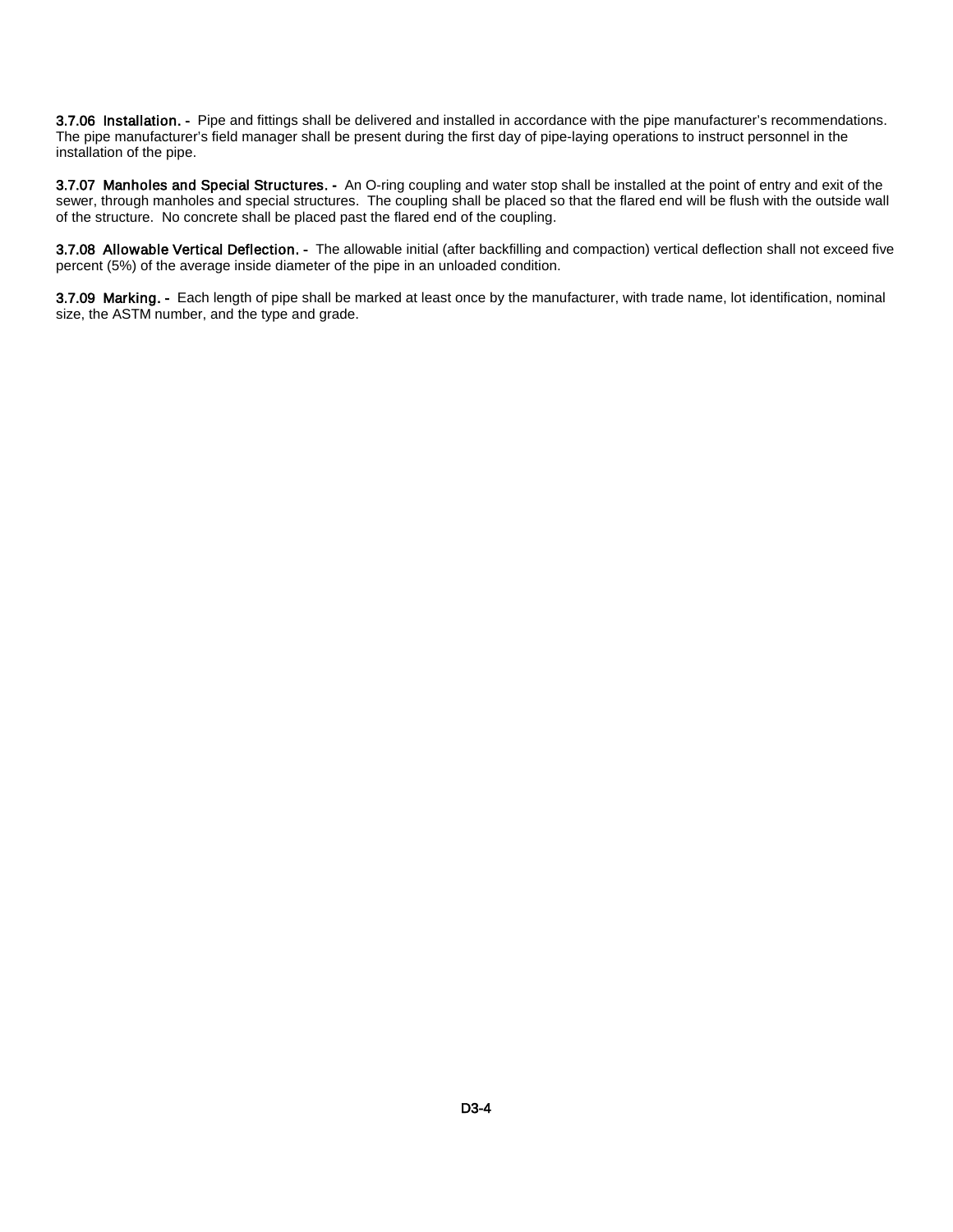**3.7.06 Installation. -** Pipe and fittings shall be delivered and installed in accordance with the pipe manufacturer's recommendations. The pipe manufacturer's field manager shall be present during the first day of pipe-laying operations to instruct personnel in the installation of the pipe.

**3.7.07 Manholes and Special Structures. -** An O-ring coupling and water stop shall be installed at the point of entry and exit of the sewer, through manholes and special structures. The coupling shall be placed so that the flared end will be flush with the outside wall of the structure. No concrete shall be placed past the flared end of the coupling.

**3.7.08 Allowable Vertical Deflection. -** The allowable initial (after backfilling and compaction) vertical deflection shall not exceed five percent (5%) of the average inside diameter of the pipe in an unloaded condition.

**3.7.09 Marking. -** Each length of pipe shall be marked at least once by the manufacturer, with trade name, lot identification, nominal size, the ASTM number, and the type and grade.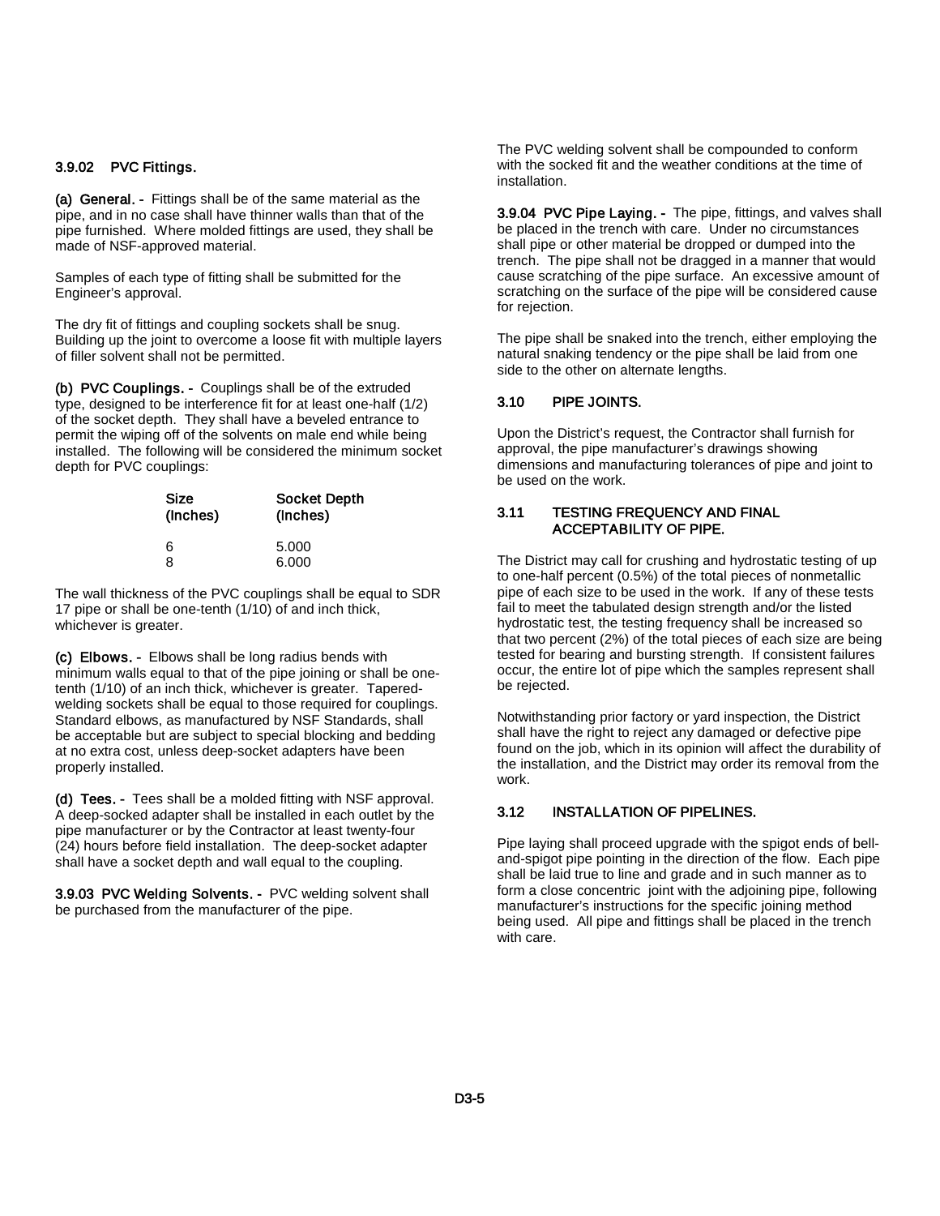### 3.9.02 PVC Fittings.

**(a) General. -** Fittings shall be of the same material as the pipe, and in no case shall have thinner walls than that of the pipe furnished. Where molded fittings are used, they shall be made of NSF-approved material.

Samples of each type of fitting shall be submitted for the Engineer's approval.

The dry fit of fittings and coupling sockets shall be snug. Building up the joint to overcome a loose fit with multiple layers of filler solvent shall not be permitted.

**(b) PVC Couplings. -** Couplings shall be of the extruded type, designed to be interference fit for at least one-half (1/2) of the socket depth. They shall have a beveled entrance to permit the wiping off of the solvents on male end while being installed. The following will be considered the minimum socket depth for PVC couplings:

| Size (Inches) | Socket Depth (Inches) |
|---|---|
| 6 | 5.000 |
| 8 | 6.000 |

The wall thickness of the PVC couplings shall be equal to SDR 17 pipe or shall be one-tenth (1/10) of and inch thick, whichever is greater.

**(c) Elbows. -** Elbows shall be long radius bends with minimum walls equal to that of the pipe joining or shall be one-tenth (1/10) of an inch thick, whichever is greater. Tapered-welding sockets shall be equal to those required for couplings. Standard elbows, as manufactured by NSF Standards, shall be acceptable but are subject to special blocking and bedding at no extra cost, unless deep-socket adapters have been properly installed.

**(d) Tees. -** Tees shall be a molded fitting with NSF approval. A deep-socked adapter shall be installed in each outlet by the pipe manufacturer or by the Contractor at least twenty-four (24) hours before field installation. The deep-socket adapter shall have a socket depth and wall equal to the coupling.

**3.9.03 PVC Welding Solvents. -** PVC welding solvent shall be purchased from the manufacturer of the pipe.

The PVC welding solvent shall be compounded to conform with the socked fit and the weather conditions at the time of installation.

**3.9.04 PVC Pipe Laying. -** The pipe, fittings, and valves shall be placed in the trench with care. Under no circumstances shall pipe or other material be dropped or dumped into the trench. The pipe shall not be dragged in a manner that would cause scratching of the pipe surface. An excessive amount of scratching on the surface of the pipe will be considered cause for rejection.

The pipe shall be snaked into the trench, either employing the natural snaking tendency or the pipe shall be laid from one side to the other on alternate lengths.

### 3.10 PIPE JOINTS.

Upon the District's request, the Contractor shall furnish for approval, the pipe manufacturer's drawings showing dimensions and manufacturing tolerances of pipe and joint to be used on the work.

### 3.11 TESTING FREQUENCY AND FINAL ACCEPTABILITY OF PIPE.

The District may call for crushing and hydrostatic testing of up to one-half percent (0.5%) of the total pieces of nonmetallic pipe of each size to be used in the work. If any of these tests fail to meet the tabulated design strength and/or the listed hydrostatic test, the testing frequency shall be increased so that two percent (2%) of the total pieces of each size are being tested for bearing and bursting strength. If consistent failures occur, the entire lot of pipe which the samples represent shall be rejected.

Notwithstanding prior factory or yard inspection, the District shall have the right to reject any damaged or defective pipe found on the job, which in its opinion will affect the durability of the installation, and the District may order its removal from the work.

### 3.12 INSTALLATION OF PIPELINES.

Pipe laying shall proceed upgrade with the spigot ends of bell-and-spigot pipe pointing in the direction of the flow. Each pipe shall be laid true to line and grade and in such manner as to form a close concentric joint with the adjoining pipe, following manufacturer's instructions for the specific joining method being used. All pipe and fittings shall be placed in the trench with care.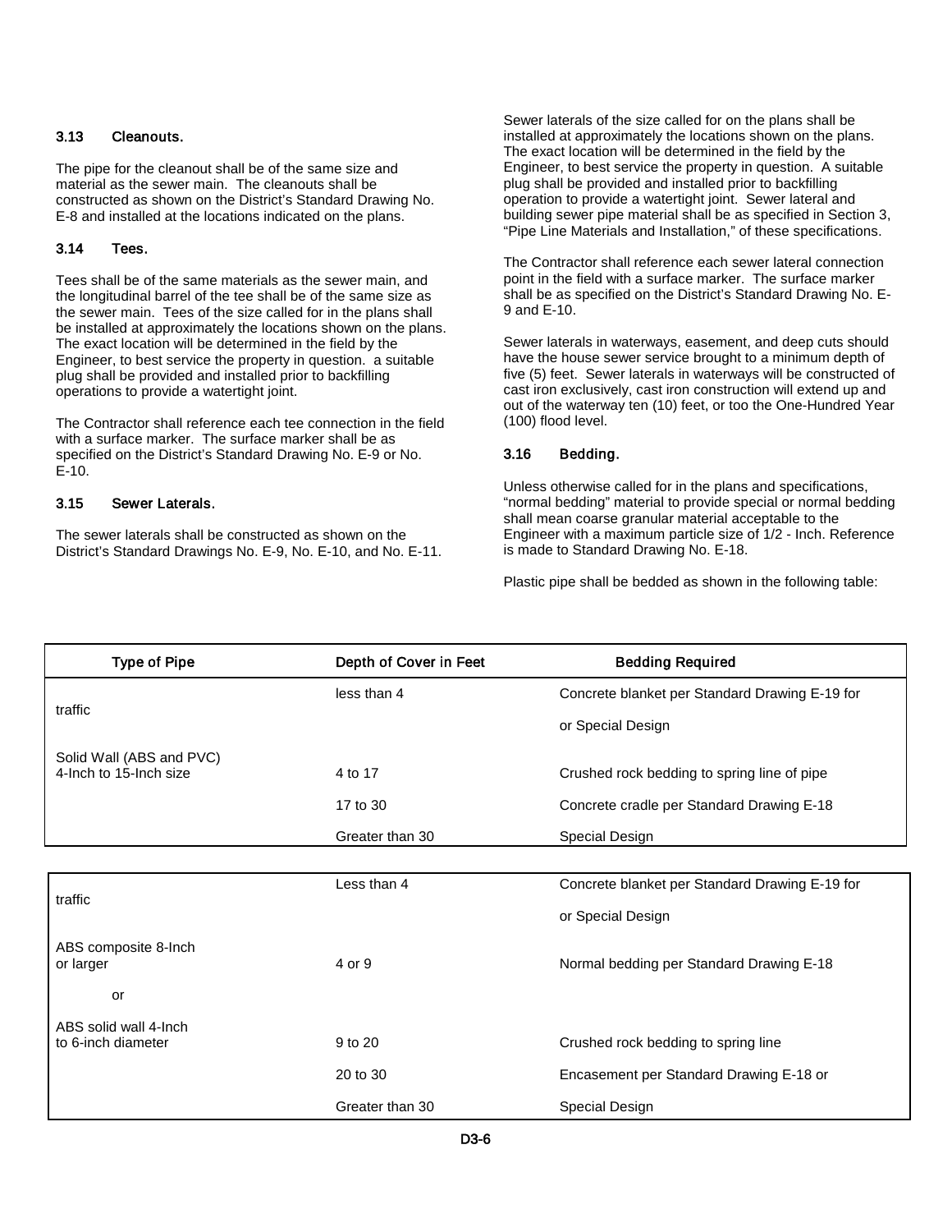### 3.13 Cleanouts.

The pipe for the cleanout shall be of the same size and material as the sewer main. The cleanouts shall be constructed as shown on the District's Standard Drawing No. E-8 and installed at the locations indicated on the plans.

### 3.14 Tees.

Tees shall be of the same materials as the sewer main, and the longitudinal barrel of the tee shall be of the same size as the sewer main. Tees of the size called for in the plans shall be installed at approximately the locations shown on the plans. The exact location will be determined in the field by the Engineer, to best service the property in question. a suitable plug shall be provided and installed prior to backfilling operations to provide a watertight joint.

The Contractor shall reference each tee connection in the field with a surface marker. The surface marker shall be as specified on the District's Standard Drawing No. E-9 or No. E-10.

### 3.15 Sewer Laterals.

The sewer laterals shall be constructed as shown on the District's Standard Drawings No. E-9, No. E-10, and No. E-11.

Sewer laterals of the size called for on the plans shall be installed at approximately the locations shown on the plans. The exact location will be determined in the field by the Engineer, to best service the property in question. A suitable plug shall be provided and installed prior to backfilling operation to provide a watertight joint. Sewer lateral and building sewer pipe material shall be as specified in Section 3, "Pipe Line Materials and Installation," of these specifications.

The Contractor shall reference each sewer lateral connection point in the field with a surface marker. The surface marker shall be as specified on the District's Standard Drawing No. E-9 and E-10.

Sewer laterals in waterways, easement, and deep cuts should have the house sewer service brought to a minimum depth of five (5) feet. Sewer laterals in waterways will be constructed of cast iron exclusively, cast iron construction will extend up and out of the waterway ten (10) feet, or too the One-Hundred Year (100) flood level.

### 3.16 Bedding.

Unless otherwise called for in the plans and specifications, "normal bedding" material to provide special or normal bedding shall mean coarse granular material acceptable to the Engineer with a maximum particle size of 1/2 - Inch. Reference is made to Standard Drawing No. E-18.

Plastic pipe shall be bedded as shown in the following table:

| Type of Pipe | Depth of Cover in Feet | Bedding Required |
|---|---|---|
| traffic | less than 4 | Concrete blanket per Standard Drawing E-19 for or Special Design |
| Solid Wall (ABS and PVC) 4-Inch to 15-Inch size | 4 to 17 | Crushed rock bedding to spring line of pipe |
| | 17 to 30 | Concrete cradle per Standard Drawing E-18 |
| | Greater than 30 | Special Design |

| | | |
|---|---|---|
| traffic | Less than 4 | Concrete blanket per Standard Drawing E-19 for or Special Design |
| ABS composite 8-Inch or larger | 4 or 9 | Normal bedding per Standard Drawing E-18 |
| or | | |
| ABS solid wall 4-Inch to 6-inch diameter | 9 to 20 | Crushed rock bedding to spring line |
| | 20 to 30 | Encasement per Standard Drawing E-18 or |
| | Greater than 30 | Special Design |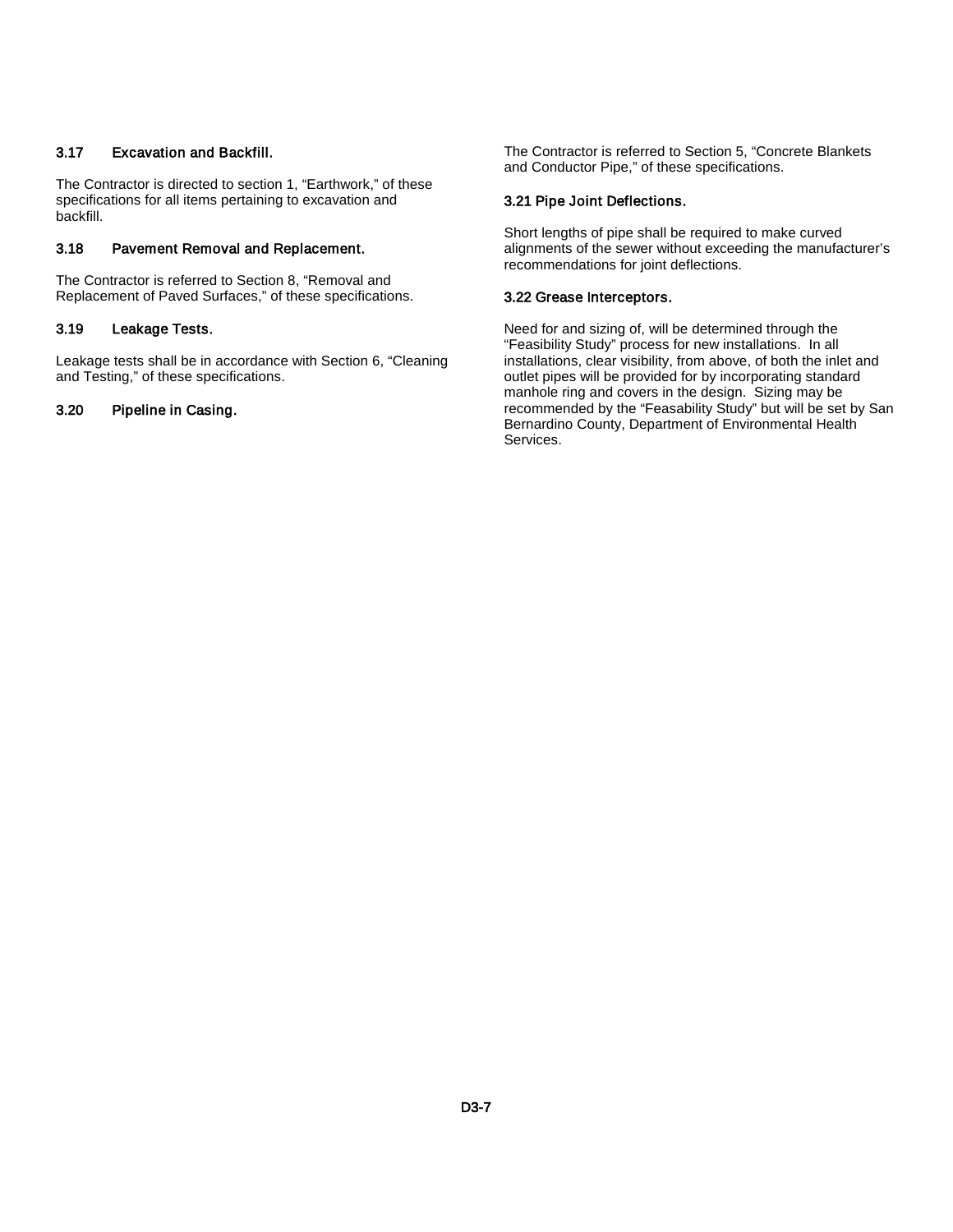### 3.17 Excavation and Backfill.

The Contractor is directed to section 1, “Earthwork,” of these specifications for all items pertaining to excavation and backfill.

### 3.18 Pavement Removal and Replacement.

The Contractor is referred to Section 8, “Removal and Replacement of Paved Surfaces,” of these specifications.

### 3.19 Leakage Tests.

Leakage tests shall be in accordance with Section 6, “Cleaning and Testing,” of these specifications.

### 3.20 Pipeline in Casing.

The Contractor is referred to Section 5, “Concrete Blankets and Conductor Pipe,” of these specifications.

### 3.21 Pipe Joint Deflections.

Short lengths of pipe shall be required to make curved alignments of the sewer without exceeding the manufacturer’s recommendations for joint deflections.

### 3.22 Grease Interceptors.

Need for and sizing of, will be determined through the “Feasibility Study” process for new installations. In all installations, clear visibility, from above, of both the inlet and outlet pipes will be provided for by incorporating standard manhole ring and covers in the design. Sizing may be recommended by the “Feasability Study” but will be set by San Bernardino County, Department of Environmental Health Services.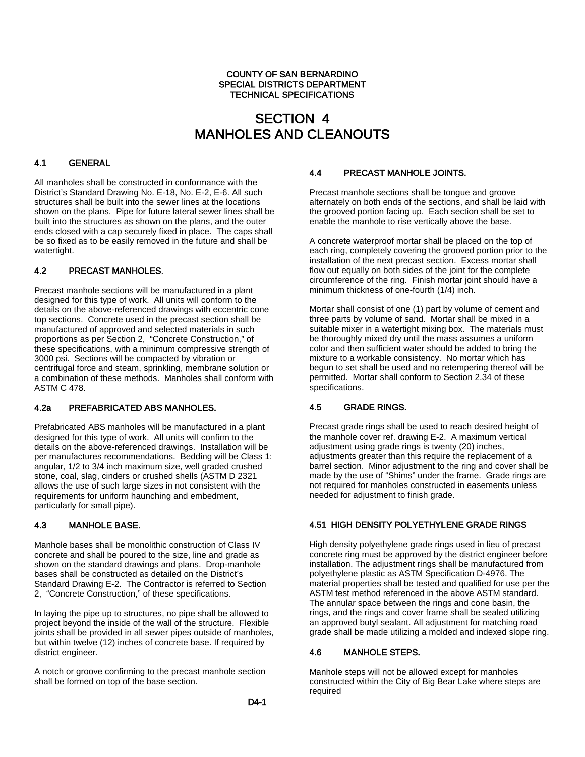COUNTY OF SAN BERNARDINO
SPECIAL DISTRICTS DEPARTMENT
TECHNICAL SPECIFICATIONS

# SECTION 4
# MANHOLES AND CLEANOUTS

### 4.1 GENERAL

All manholes shall be constructed in conformance with the District's Standard Drawing No. E-18, No. E-2, E-6. All such structures shall be built into the sewer lines at the locations shown on the plans. Pipe for future lateral sewer lines shall be built into the structures as shown on the plans, and the outer ends closed with a cap securely fixed in place. The caps shall be so fixed as to be easily removed in the future and shall be watertight.

### 4.2 PRECAST MANHOLES.

Precast manhole sections will be manufactured in a plant designed for this type of work. All units will conform to the details on the above-referenced drawings with eccentric cone top sections. Concrete used in the precast section shall be manufactured of approved and selected materials in such proportions as per Section 2, "Concrete Construction," of these specifications, with a minimum compressive strength of 3000 psi. Sections will be compacted by vibration or centrifugal force and steam, sprinkling, membrane solution or a combination of these methods. Manholes shall conform with ASTM C 478.

### 4.2a PREFABRICATED ABS MANHOLES.

Prefabricated ABS manholes will be manufactured in a plant designed for this type of work. All units will confirm to the details on the above-referenced drawings. Installation will be per manufactures recommendations. Bedding will be Class 1: angular, 1/2 to 3/4 inch maximum size, well graded crushed stone, coal, slag, cinders or crushed shells (ASTM D 2321 allows the use of such large sizes in not consistent with the requirements for uniform haunching and embedment, particularly for small pipe).

### 4.3 MANHOLE BASE.

Manhole bases shall be monolithic construction of Class IV concrete and shall be poured to the size, line and grade as shown on the standard drawings and plans. Drop-manhole bases shall be constructed as detailed on the District's Standard Drawing E-2. The Contractor is referred to Section 2, "Concrete Construction," of these specifications.

In laying the pipe up to structures, no pipe shall be allowed to project beyond the inside of the wall of the structure. Flexible joints shall be provided in all sewer pipes outside of manholes, but within twelve (12) inches of concrete base. If required by district engineer.

A notch or groove confirming to the precast manhole section shall be formed on top of the base section.

### 4.4 PRECAST MANHOLE JOINTS.

Precast manhole sections shall be tongue and groove alternately on both ends of the sections, and shall be laid with the grooved portion facing up. Each section shall be set to enable the manhole to rise vertically above the base.

A concrete waterproof mortar shall be placed on the top of each ring, completely covering the grooved portion prior to the installation of the next precast section. Excess mortar shall flow out equally on both sides of the joint for the complete circumference of the ring. Finish mortar joint should have a minimum thickness of one-fourth (1/4) inch.

Mortar shall consist of one (1) part by volume of cement and three parts by volume of sand. Mortar shall be mixed in a suitable mixer in a watertight mixing box. The materials must be thoroughly mixed dry until the mass assumes a uniform color and then sufficient water should be added to bring the mixture to a workable consistency. No mortar which has begun to set shall be used and no retempering thereof will be permitted. Mortar shall conform to Section 2.34 of these specifications.

### 4.5 GRADE RINGS.

Precast grade rings shall be used to reach desired height of the manhole cover ref. drawing E-2. A maximum vertical adjustment using grade rings is twenty (20) inches, adjustments greater than this require the replacement of a barrel section. Minor adjustment to the ring and cover shall be made by the use of "Shims" under the frame. Grade rings are not required for manholes constructed in easements unless needed for adjustment to finish grade.

### 4.51 HIGH DENSITY POLYETHYLENE GRADE RINGS

High density polyethylene grade rings used in lieu of precast concrete ring must be approved by the district engineer before installation. The adjustment rings shall be manufactured from polyethylene plastic as ASTM Specification D-4976. The material properties shall be tested and qualified for use per the ASTM test method referenced in the above ASTM standard. The annular space between the rings and cone basin, the rings, and the rings and cover frame shall be sealed utilizing an approved butyl sealant. All adjustment for matching road grade shall be made utilizing a molded and indexed slope ring.

### 4.6 MANHOLE STEPS.

Manhole steps will not be allowed except for manholes constructed within the City of Big Bear Lake where steps are required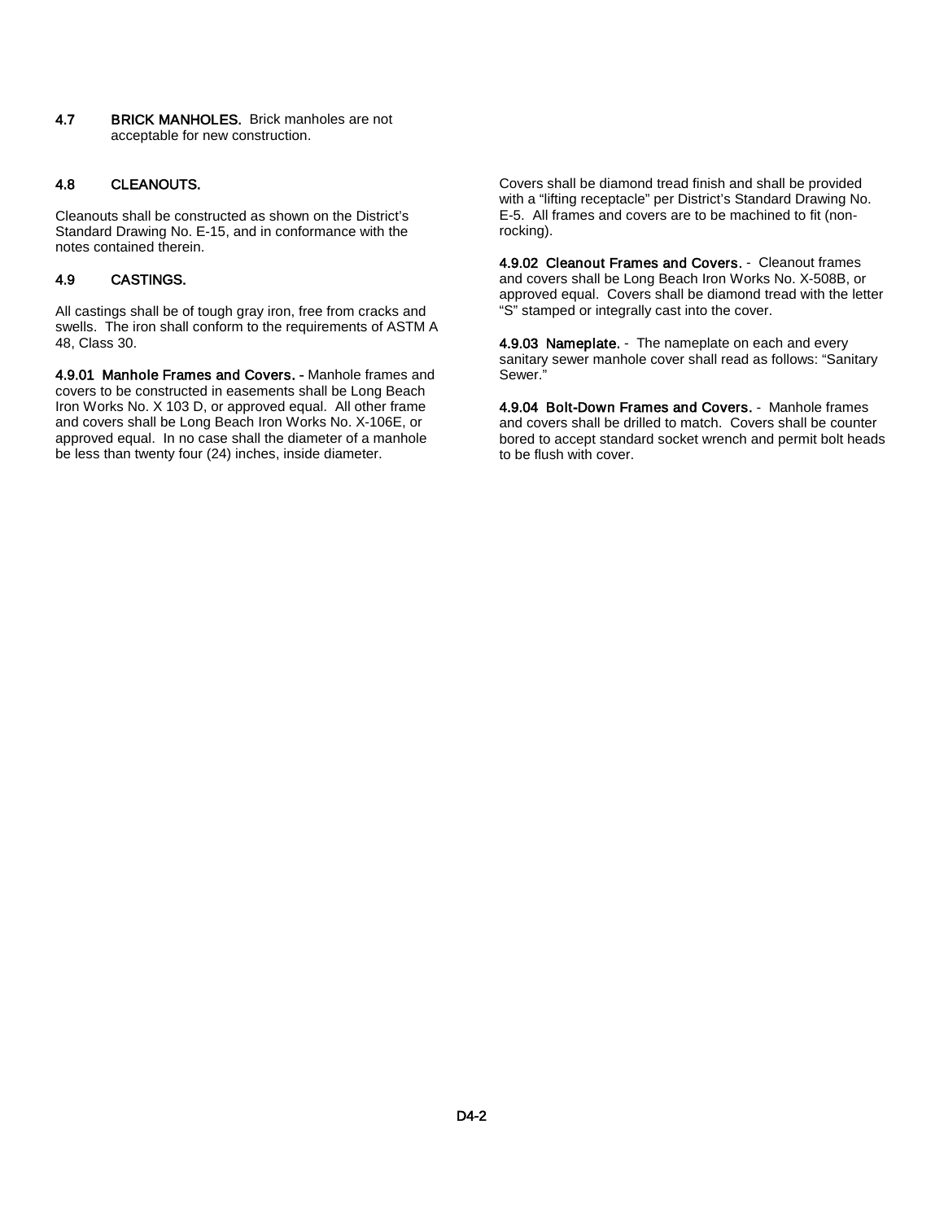**4.7 BRICK MANHOLES.** Brick manholes are not acceptable for new construction.

## 4.8 CLEANOUTS.

Cleanouts shall be constructed as shown on the District's Standard Drawing No. E-15, and in conformance with the notes contained therein.

## 4.9 CASTINGS.

All castings shall be of tough gray iron, free from cracks and swells. The iron shall conform to the requirements of ASTM A 48, Class 30.

**4.9.01 Manhole Frames and Covers. -** Manhole frames and covers to be constructed in easements shall be Long Beach Iron Works No. X 103 D, or approved equal. All other frame and covers shall be Long Beach Iron Works No. X-106E, or approved equal. In no case shall the diameter of a manhole be less than twenty four (24) inches, inside diameter.

Covers shall be diamond tread finish and shall be provided with a "lifting receptacle" per District's Standard Drawing No. E-5. All frames and covers are to be machined to fit (non-rocking).

**4.9.02 Cleanout Frames and Covers.** - Cleanout frames and covers shall be Long Beach Iron Works No. X-508B, or approved equal. Covers shall be diamond tread with the letter "S" stamped or integrally cast into the cover.

**4.9.03 Nameplate.** - The nameplate on each and every sanitary sewer manhole cover shall read as follows: "Sanitary Sewer."

**4.9.04 Bolt-Down Frames and Covers.** - Manhole frames and covers shall be drilled to match. Covers shall be counter bored to accept standard socket wrench and permit bolt heads to be flush with cover.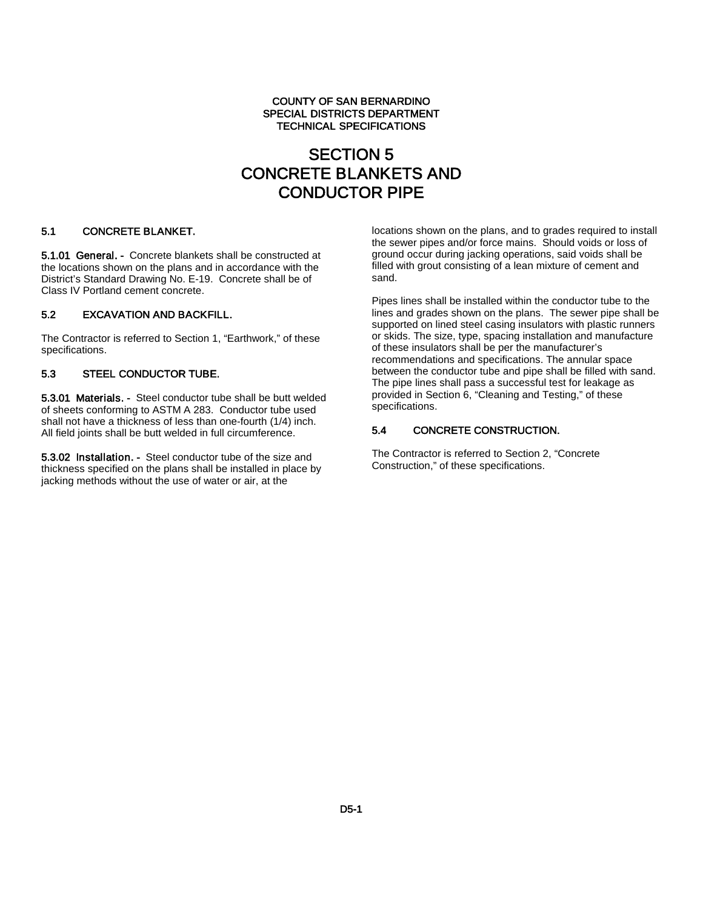COUNTY OF SAN BERNARDINO
SPECIAL DISTRICTS DEPARTMENT
TECHNICAL SPECIFICATIONS

# SECTION 5
# CONCRETE BLANKETS AND CONDUCTOR PIPE

## 5.1 CONCRETE BLANKET.

**5.1.01 General. -** Concrete blankets shall be constructed at the locations shown on the plans and in accordance with the District's Standard Drawing No. E-19. Concrete shall be of Class IV Portland cement concrete.

## 5.2 EXCAVATION AND BACKFILL.

The Contractor is referred to Section 1, "Earthwork," of these specifications.

## 5.3 STEEL CONDUCTOR TUBE.

**5.3.01 Materials. -** Steel conductor tube shall be butt welded of sheets conforming to ASTM A 283. Conductor tube used shall not have a thickness of less than one-fourth (1/4) inch. All field joints shall be butt welded in full circumference.

**5.3.02 Installation. -** Steel conductor tube of the size and thickness specified on the plans shall be installed in place by jacking methods without the use of water or air, at the locations shown on the plans, and to grades required to install the sewer pipes and/or force mains. Should voids or loss of ground occur during jacking operations, said voids shall be filled with grout consisting of a lean mixture of cement and sand.

Pipes lines shall be installed within the conductor tube to the lines and grades shown on the plans. The sewer pipe shall be supported on lined steel casing insulators with plastic runners or skids. The size, type, spacing installation and manufacture of these insulators shall be per the manufacturer's recommendations and specifications. The annular space between the conductor tube and pipe shall be filled with sand. The pipe lines shall pass a successful test for leakage as provided in Section 6, "Cleaning and Testing," of these specifications.

## 5.4 CONCRETE CONSTRUCTION.

The Contractor is referred to Section 2, "Concrete Construction," of these specifications.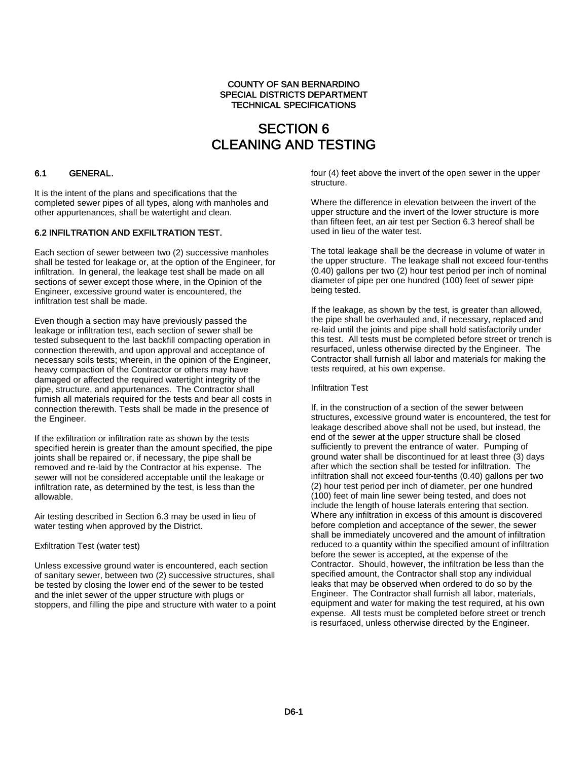COUNTY OF SAN BERNARDINO
SPECIAL DISTRICTS DEPARTMENT
TECHNICAL SPECIFICATIONS

# SECTION 6
# CLEANING AND TESTING

## 6.1 GENERAL.

It is the intent of the plans and specifications that the completed sewer pipes of all types, along with manholes and other appurtenances, shall be watertight and clean.

## 6.2 INFILTRATION AND EXFILTRATION TEST.

Each section of sewer between two (2) successive manholes shall be tested for leakage or, at the option of the Engineer, for infiltration. In general, the leakage test shall be made on all sections of sewer except those where, in the Opinion of the Engineer, excessive ground water is encountered, the infiltration test shall be made.

Even though a section may have previously passed the leakage or infiltration test, each section of sewer shall be tested subsequent to the last backfill compacting operation in connection therewith, and upon approval and acceptance of necessary soils tests; wherein, in the opinion of the Engineer, heavy compaction of the Contractor or others may have damaged or affected the required watertight integrity of the pipe, structure, and appurtenances. The Contractor shall furnish all materials required for the tests and bear all costs in connection therewith. Tests shall be made in the presence of the Engineer.

If the exfiltration or infiltration rate as shown by the tests specified herein is greater than the amount specified, the pipe joints shall be repaired or, if necessary, the pipe shall be removed and re-laid by the Contractor at his expense. The sewer will not be considered acceptable until the leakage or infiltration rate, as determined by the test, is less than the allowable.

Air testing described in Section 6.3 may be used in lieu of water testing when approved by the District.

Exfiltration Test (water test)

Unless excessive ground water is encountered, each section of sanitary sewer, between two (2) successive structures, shall be tested by closing the lower end of the sewer to be tested and the inlet sewer of the upper structure with plugs or stoppers, and filling the pipe and structure with water to a point four (4) feet above the invert of the open sewer in the upper structure.

Where the difference in elevation between the invert of the upper structure and the invert of the lower structure is more than fifteen feet, an air test per Section 6.3 hereof shall be used in lieu of the water test.

The total leakage shall be the decrease in volume of water in the upper structure. The leakage shall not exceed four-tenths (0.40) gallons per two (2) hour test period per inch of nominal diameter of pipe per one hundred (100) feet of sewer pipe being tested.

If the leakage, as shown by the test, is greater than allowed, the pipe shall be overhauled and, if necessary, replaced and re-laid until the joints and pipe shall hold satisfactorily under this test. All tests must be completed before street or trench is resurfaced, unless otherwise directed by the Engineer. The Contractor shall furnish all labor and materials for making the tests required, at his own expense.

Infiltration Test

If, in the construction of a section of the sewer between structures, excessive ground water is encountered, the test for leakage described above shall not be used, but instead, the end of the sewer at the upper structure shall be closed sufficiently to prevent the entrance of water. Pumping of ground water shall be discontinued for at least three (3) days after which the section shall be tested for infiltration. The infiltration shall not exceed four-tenths (0.40) gallons per two (2) hour test period per inch of diameter, per one hundred (100) feet of main line sewer being tested, and does not include the length of house laterals entering that section. Where any infiltration in excess of this amount is discovered before completion and acceptance of the sewer, the sewer shall be immediately uncovered and the amount of infiltration reduced to a quantity within the specified amount of infiltration before the sewer is accepted, at the expense of the Contractor. Should, however, the infiltration be less than the specified amount, the Contractor shall stop any individual leaks that may be observed when ordered to do so by the Engineer. The Contractor shall furnish all labor, materials, equipment and water for making the test required, at his own expense. All tests must be completed before street or trench is resurfaced, unless otherwise directed by the Engineer.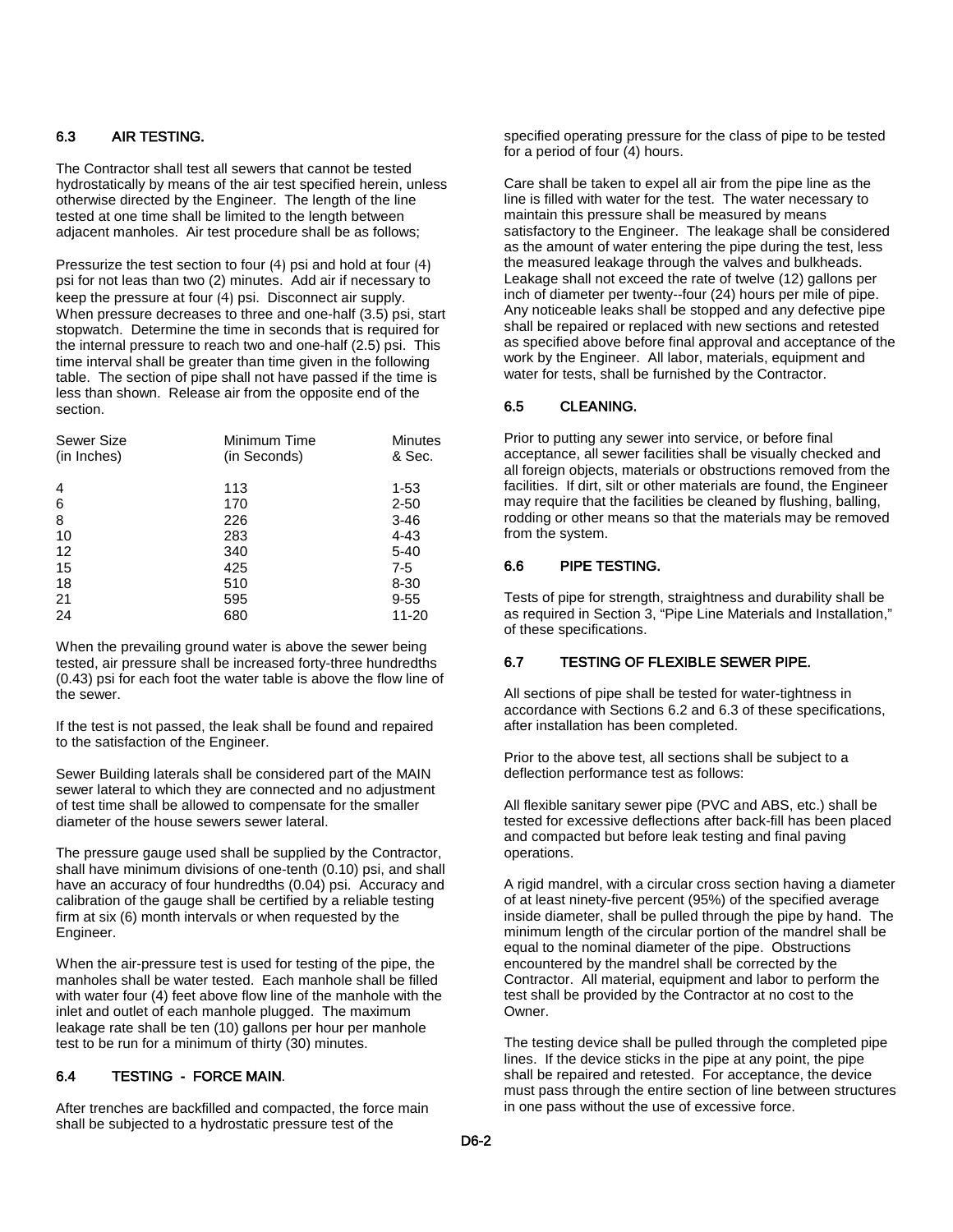## 6.3 AIR TESTING.

The Contractor shall test all sewers that cannot be tested hydrostatically by means of the air test specified herein, unless otherwise directed by the Engineer. The length of the line tested at one time shall be limited to the length between adjacent manholes. Air test procedure shall be as follows;

Pressurize the test section to four (4) psi and hold at four (4) psi for not leas than two (2) minutes. Add air if necessary to keep the pressure at four (4) psi. Disconnect air supply. When pressure decreases to three and one-half (3.5) psi, start stopwatch. Determine the time in seconds that is required for the internal pressure to reach two and one-half (2.5) psi. This time interval shall be greater than time given in the following table. The section of pipe shall not have passed if the time is less than shown. Release air from the opposite end of the section.

| Sewer Size (in Inches) | Minimum Time (in Seconds) | Minutes & Sec. |
|---|---|---|
| 4 | 113 | 1-53 |
| 6 | 170 | 2-50 |
| 8 | 226 | 3-46 |
| 10 | 283 | 4-43 |
| 12 | 340 | 5-40 |
| 15 | 425 | 7-5 |
| 18 | 510 | 8-30 |
| 21 | 595 | 9-55 |
| 24 | 680 | 11-20 |

When the prevailing ground water is above the sewer being tested, air pressure shall be increased forty-three hundredths (0.43) psi for each foot the water table is above the flow line of the sewer.

If the test is not passed, the leak shall be found and repaired to the satisfaction of the Engineer.

Sewer Building laterals shall be considered part of the MAIN sewer lateral to which they are connected and no adjustment of test time shall be allowed to compensate for the smaller diameter of the house sewers sewer lateral.

The pressure gauge used shall be supplied by the Contractor, shall have minimum divisions of one-tenth (0.10) psi, and shall have an accuracy of four hundredths (0.04) psi. Accuracy and calibration of the gauge shall be certified by a reliable testing firm at six (6) month intervals or when requested by the Engineer.

When the air-pressure test is used for testing of the pipe, the manholes shall be water tested. Each manhole shall be filled with water four (4) feet above flow line of the manhole with the inlet and outlet of each manhole plugged. The maximum leakage rate shall be ten (10) gallons per hour per manhole test to be run for a minimum of thirty (30) minutes.

## 6.4 TESTING - FORCE MAIN.

After trenches are backfilled and compacted, the force main shall be subjected to a hydrostatic pressure test of the specified operating pressure for the class of pipe to be tested for a period of four (4) hours.

Care shall be taken to expel all air from the pipe line as the line is filled with water for the test. The water necessary to maintain this pressure shall be measured by means satisfactory to the Engineer. The leakage shall be considered as the amount of water entering the pipe during the test, less the measured leakage through the valves and bulkheads. Leakage shall not exceed the rate of twelve (12) gallons per inch of diameter per twenty--four (24) hours per mile of pipe. Any noticeable leaks shall be stopped and any defective pipe shall be repaired or replaced with new sections and retested as specified above before final approval and acceptance of the work by the Engineer. All labor, materials, equipment and water for tests, shall be furnished by the Contractor.

## 6.5 CLEANING.

Prior to putting any sewer into service, or before final acceptance, all sewer facilities shall be visually checked and all foreign objects, materials or obstructions removed from the facilities. If dirt, silt or other materials are found, the Engineer may require that the facilities be cleaned by flushing, balling, rodding or other means so that the materials may be removed from the system.

## 6.6 PIPE TESTING.

Tests of pipe for strength, straightness and durability shall be as required in Section 3, “Pipe Line Materials and Installation,” of these specifications.

## 6.7 TESTING OF FLEXIBLE SEWER PIPE.

All sections of pipe shall be tested for water-tightness in accordance with Sections 6.2 and 6.3 of these specifications, after installation has been completed.

Prior to the above test, all sections shall be subject to a deflection performance test as follows:

All flexible sanitary sewer pipe (PVC and ABS, etc.) shall be tested for excessive deflections after back-fill has been placed and compacted but before leak testing and final paving operations.

A rigid mandrel, with a circular cross section having a diameter of at least ninety-five percent (95%) of the specified average inside diameter, shall be pulled through the pipe by hand. The minimum length of the circular portion of the mandrel shall be equal to the nominal diameter of the pipe. Obstructions encountered by the mandrel shall be corrected by the Contractor. All material, equipment and labor to perform the test shall be provided by the Contractor at no cost to the Owner.

The testing device shall be pulled through the completed pipe lines. If the device sticks in the pipe at any point, the pipe shall be repaired and retested. For acceptance, the device must pass through the entire section of line between structures in one pass without the use of excessive force.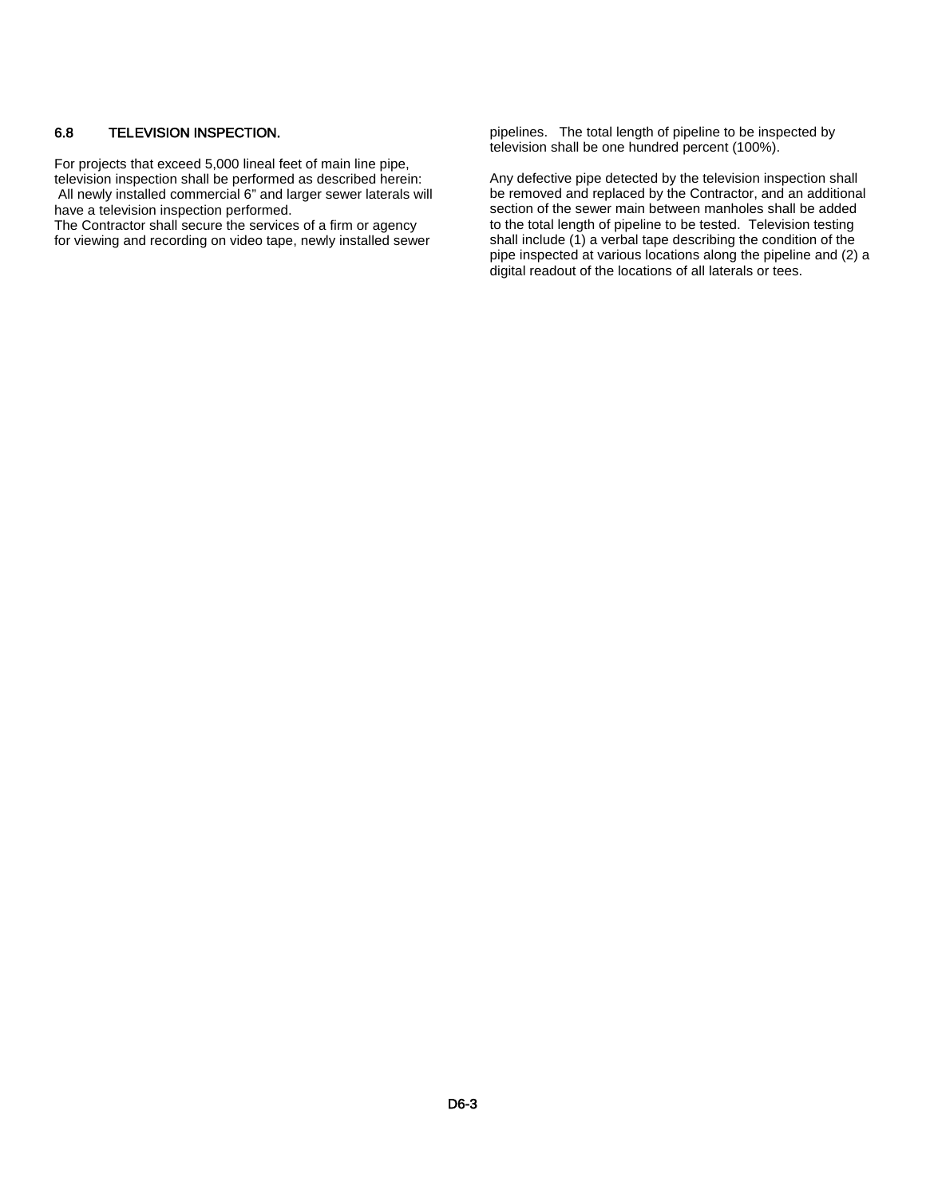## 6.8 TELEVISION INSPECTION.

For projects that exceed 5,000 lineal feet of main line pipe, television inspection shall be performed as described herein: All newly installed commercial 6" and larger sewer laterals will have a television inspection performed.
The Contractor shall secure the services of a firm or agency for viewing and recording on video tape, newly installed sewer pipelines. The total length of pipeline to be inspected by television shall be one hundred percent (100%).

Any defective pipe detected by the television inspection shall be removed and replaced by the Contractor, and an additional section of the sewer main between manholes shall be added to the total length of pipeline to be tested. Television testing shall include (1) a verbal tape describing the condition of the pipe inspected at various locations along the pipeline and (2) a digital readout of the locations of all laterals or tees.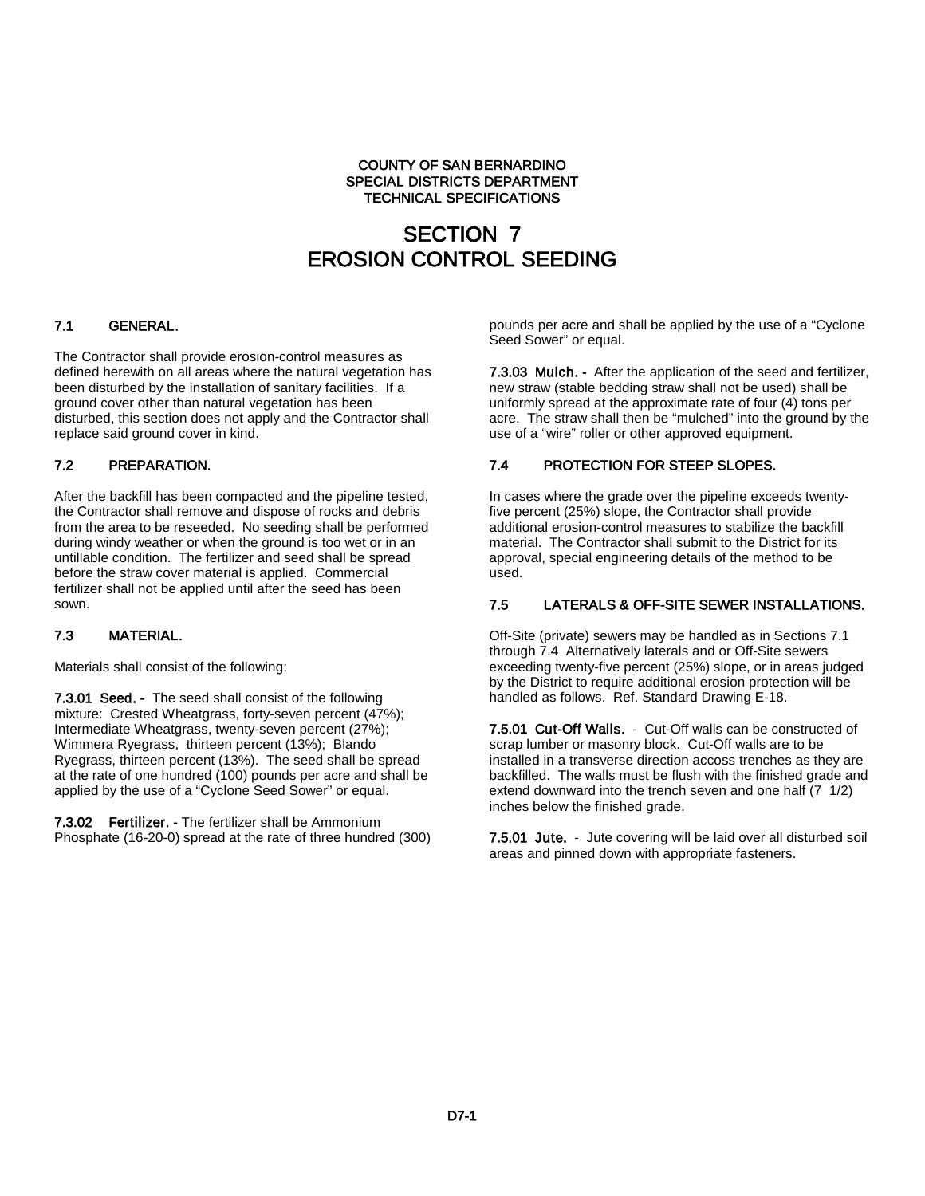COUNTY OF SAN BERNARDINO
SPECIAL DISTRICTS DEPARTMENT
TECHNICAL SPECIFICATIONS

# SECTION 7
# EROSION CONTROL SEEDING

## 7.1 GENERAL.

The Contractor shall provide erosion-control measures as defined herewith on all areas where the natural vegetation has been disturbed by the installation of sanitary facilities. If a ground cover other than natural vegetation has been disturbed, this section does not apply and the Contractor shall replace said ground cover in kind.

## 7.2 PREPARATION.

After the backfill has been compacted and the pipeline tested, the Contractor shall remove and dispose of rocks and debris from the area to be reseeded. No seeding shall be performed during windy weather or when the ground is too wet or in an untillable condition. The fertilizer and seed shall be spread before the straw cover material is applied. Commercial fertilizer shall not be applied until after the seed has been sown.

## 7.3 MATERIAL.

Materials shall consist of the following:

**7.3.01 Seed. -** The seed shall consist of the following mixture: Crested Wheatgrass, forty-seven percent (47%); Intermediate Wheatgrass, twenty-seven percent (27%); Wimmera Ryegrass, thirteen percent (13%); Blando Ryegrass, thirteen percent (13%). The seed shall be spread at the rate of one hundred (100) pounds per acre and shall be applied by the use of a "Cyclone Seed Sower" or equal.

**7.3.02 Fertilizer. -** The fertilizer shall be Ammonium Phosphate (16-20-0) spread at the rate of three hundred (300) pounds per acre and shall be applied by the use of a "Cyclone Seed Sower" or equal.

**7.3.03 Mulch. -** After the application of the seed and fertilizer, new straw (stable bedding straw shall not be used) shall be uniformly spread at the approximate rate of four (4) tons per acre. The straw shall then be "mulched" into the ground by the use of a "wire" roller or other approved equipment.

## 7.4 PROTECTION FOR STEEP SLOPES.

In cases where the grade over the pipeline exceeds twenty-five percent (25%) slope, the Contractor shall provide additional erosion-control measures to stabilize the backfill material. The Contractor shall submit to the District for its approval, special engineering details of the method to be used.

## 7.5 LATERALS & OFF-SITE SEWER INSTALLATIONS.

Off-Site (private) sewers may be handled as in Sections 7.1 through 7.4 Alternatively laterals and or Off-Site sewers exceeding twenty-five percent (25%) slope, or in areas judged by the District to require additional erosion protection will be handled as follows. Ref. Standard Drawing E-18.

**7.5.01 Cut-Off Walls.** - Cut-Off walls can be constructed of scrap lumber or masonry block. Cut-Off walls are to be installed in a transverse direction accoss trenches as they are backfilled. The walls must be flush with the finished grade and extend downward into the trench seven and one half (7 1/2) inches below the finished grade.

**7.5.01 Jute.** - Jute covering will be laid over all disturbed soil areas and pinned down with appropriate fasteners.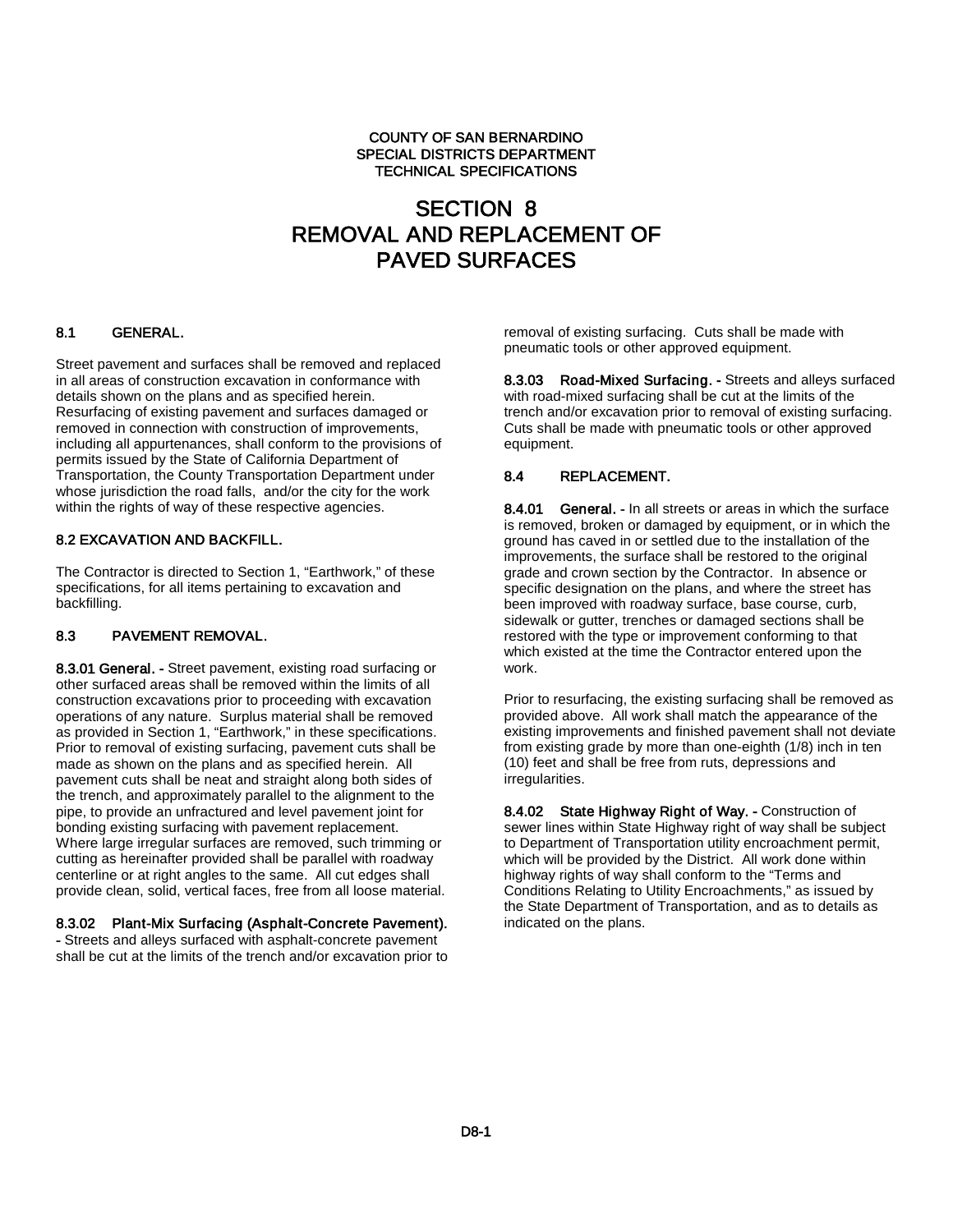COUNTY OF SAN BERNARDINO
SPECIAL DISTRICTS DEPARTMENT
TECHNICAL SPECIFICATIONS

# SECTION 8
# REMOVAL AND REPLACEMENT OF PAVED SURFACES

## 8.1 GENERAL.

Street pavement and surfaces shall be removed and replaced in all areas of construction excavation in conformance with details shown on the plans and as specified herein. Resurfacing of existing pavement and surfaces damaged or removed in connection with construction of improvements, including all appurtenances, shall conform to the provisions of permits issued by the State of California Department of Transportation, the County Transportation Department under whose jurisdiction the road falls, and/or the city for the work within the rights of way of these respective agencies.

## 8.2 EXCAVATION AND BACKFILL.

The Contractor is directed to Section 1, "Earthwork," of these specifications, for all items pertaining to excavation and backfilling.

## 8.3 PAVEMENT REMOVAL.

**8.3.01 General. -** Street pavement, existing road surfacing or other surfaced areas shall be removed within the limits of all construction excavations prior to proceeding with excavation operations of any nature. Surplus material shall be removed as provided in Section 1, "Earthwork," in these specifications. Prior to removal of existing surfacing, pavement cuts shall be made as shown on the plans and as specified herein. All pavement cuts shall be neat and straight along both sides of the trench, and approximately parallel to the alignment to the pipe, to provide an unfractured and level pavement joint for bonding existing surfacing with pavement replacement. Where large irregular surfaces are removed, such trimming or cutting as hereinafter provided shall be parallel with roadway centerline or at right angles to the same. All cut edges shall provide clean, solid, vertical faces, free from all loose material.

**8.3.02 Plant-Mix Surfacing (Asphalt-Concrete Pavement). -** Streets and alleys surfaced with asphalt-concrete pavement shall be cut at the limits of the trench and/or excavation prior to removal of existing surfacing. Cuts shall be made with pneumatic tools or other approved equipment.

**8.3.03 Road-Mixed Surfacing. -** Streets and alleys surfaced with road-mixed surfacing shall be cut at the limits of the trench and/or excavation prior to removal of existing surfacing. Cuts shall be made with pneumatic tools or other approved equipment.

## 8.4 REPLACEMENT.

**8.4.01 General. -** In all streets or areas in which the surface is removed, broken or damaged by equipment, or in which the ground has caved in or settled due to the installation of the improvements, the surface shall be restored to the original grade and crown section by the Contractor. In absence or specific designation on the plans, and where the street has been improved with roadway surface, base course, curb, sidewalk or gutter, trenches or damaged sections shall be restored with the type or improvement conforming to that which existed at the time the Contractor entered upon the work.

Prior to resurfacing, the existing surfacing shall be removed as provided above. All work shall match the appearance of the existing improvements and finished pavement shall not deviate from existing grade by more than one-eighth (1/8) inch in ten (10) feet and shall be free from ruts, depressions and irregularities.

**8.4.02 State Highway Right of Way. -** Construction of sewer lines within State Highway right of way shall be subject to Department of Transportation utility encroachment permit, which will be provided by the District. All work done within highway rights of way shall conform to the "Terms and Conditions Relating to Utility Encroachments," as issued by the State Department of Transportation, and as to details as indicated on the plans.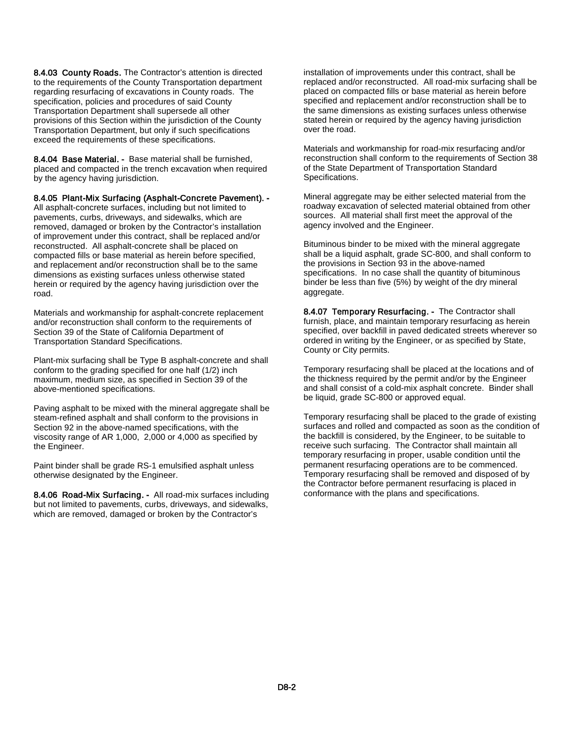**8.4.03 County Roads.** The Contractor's attention is directed to the requirements of the County Transportation department regarding resurfacing of excavations in County roads. The specification, policies and procedures of said County Transportation Department shall supersede all other provisions of this Section within the jurisdiction of the County Transportation Department, but only if such specifications exceed the requirements of these specifications.

**8.4.04 Base Material. -** Base material shall be furnished, placed and compacted in the trench excavation when required by the agency having jurisdiction.

**8.4.05 Plant-Mix Surfacing (Asphalt-Concrete Pavement). -** All asphalt-concrete surfaces, including but not limited to pavements, curbs, driveways, and sidewalks, which are removed, damaged or broken by the Contractor's installation of improvement under this contract, shall be replaced and/or reconstructed. All asphalt-concrete shall be placed on compacted fills or base material as herein before specified, and replacement and/or reconstruction shall be to the same dimensions as existing surfaces unless otherwise stated herein or required by the agency having jurisdiction over the road.

Materials and workmanship for asphalt-concrete replacement and/or reconstruction shall conform to the requirements of Section 39 of the State of California Department of Transportation Standard Specifications.

Plant-mix surfacing shall be Type B asphalt-concrete and shall conform to the grading specified for one half (1/2) inch maximum, medium size, as specified in Section 39 of the above-mentioned specifications.

Paving asphalt to be mixed with the mineral aggregate shall be steam-refined asphalt and shall conform to the provisions in Section 92 in the above-named specifications, with the viscosity range of AR 1,000, 2,000 or 4,000 as specified by the Engineer.

Paint binder shall be grade RS-1 emulsified asphalt unless otherwise designated by the Engineer.

**8.4.06 Road-Mix Surfacing. -** All road-mix surfaces including but not limited to pavements, curbs, driveways, and sidewalks, which are removed, damaged or broken by the Contractor's installation of improvements under this contract, shall be replaced and/or reconstructed. All road-mix surfacing shall be placed on compacted fills or base material as herein before specified and replacement and/or reconstruction shall be to the same dimensions as existing surfaces unless otherwise stated herein or required by the agency having jurisdiction over the road.

Materials and workmanship for road-mix resurfacing and/or reconstruction shall conform to the requirements of Section 38 of the State Department of Transportation Standard Specifications.

Mineral aggregate may be either selected material from the roadway excavation of selected material obtained from other sources. All material shall first meet the approval of the agency involved and the Engineer.

Bituminous binder to be mixed with the mineral aggregate shall be a liquid asphalt, grade SC-800, and shall conform to the provisions in Section 93 in the above-named specifications. In no case shall the quantity of bituminous binder be less than five (5%) by weight of the dry mineral aggregate.

**8.4.07 Temporary Resurfacing. -** The Contractor shall furnish, place, and maintain temporary resurfacing as herein specified, over backfill in paved dedicated streets wherever so ordered in writing by the Engineer, or as specified by State, County or City permits.

Temporary resurfacing shall be placed at the locations and of the thickness required by the permit and/or by the Engineer and shall consist of a cold-mix asphalt concrete. Binder shall be liquid, grade SC-800 or approved equal.

Temporary resurfacing shall be placed to the grade of existing surfaces and rolled and compacted as soon as the condition of the backfill is considered, by the Engineer, to be suitable to receive such surfacing. The Contractor shall maintain all temporary resurfacing in proper, usable condition until the permanent resurfacing operations are to be commenced. Temporary resurfacing shall be removed and disposed of by the Contractor before permanent resurfacing is placed in conformance with the plans and specifications.